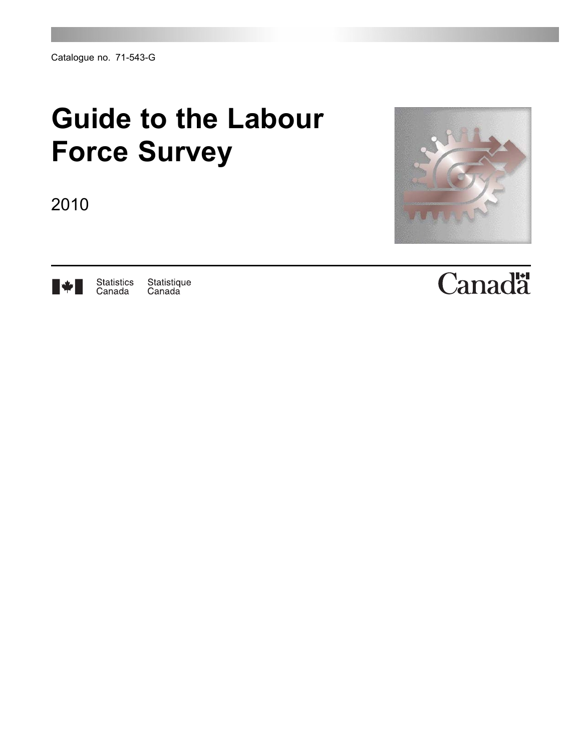Catalogue no. 71-543-G

# Guide to the Labour Force Survey

2010

Statistics Canada Statistique Canada

Canada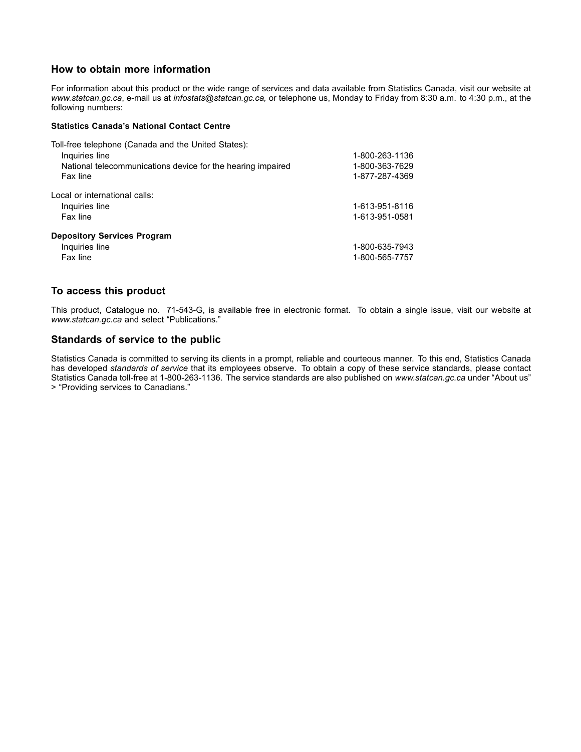## How to obtain more information

For information about this product or the wide range of services and data available from Statistics Canada, visit our website at *www.statcan.gc.ca*, e-mail us at *infostats@statcan.gc.ca,* or telephone us, Monday to Friday from 8:30 a.m. to 4:30 p.m., at the following numbers:

**Statistics Canada's National Contact Centre**

Toll-free telephone (Canada and the United States):

| | |
|---|---|
| Inquiries line | 1-800-263-1136 |
| National telecommunications device for the hearing impaired | 1-800-363-7629 |
| Fax line | 1-877-287-4369 |

Local or international calls:

| | |
|---|---|
| Inquiries line | 1-613-951-8116 |
| Fax line | 1-613-951-0581 |

**Depository Services Program**

| | |
|---|---|
| Inquiries line | 1-800-635-7943 |
| Fax line | 1-800-565-7757 |

## To access this product

This product, Catalogue no. 71-543-G, is available free in electronic format. To obtain a single issue, visit our website at *www.statcan.gc.ca* and select "Publications."

## Standards of service to the public

Statistics Canada is committed to serving its clients in a prompt, reliable and courteous manner. To this end, Statistics Canada has developed *standards of service* that its employees observe. To obtain a copy of these service standards, please contact Statistics Canada toll-free at 1-800-263-1136. The service standards are also published on *www.statcan.gc.ca* under "About us" > "Providing services to Canadians."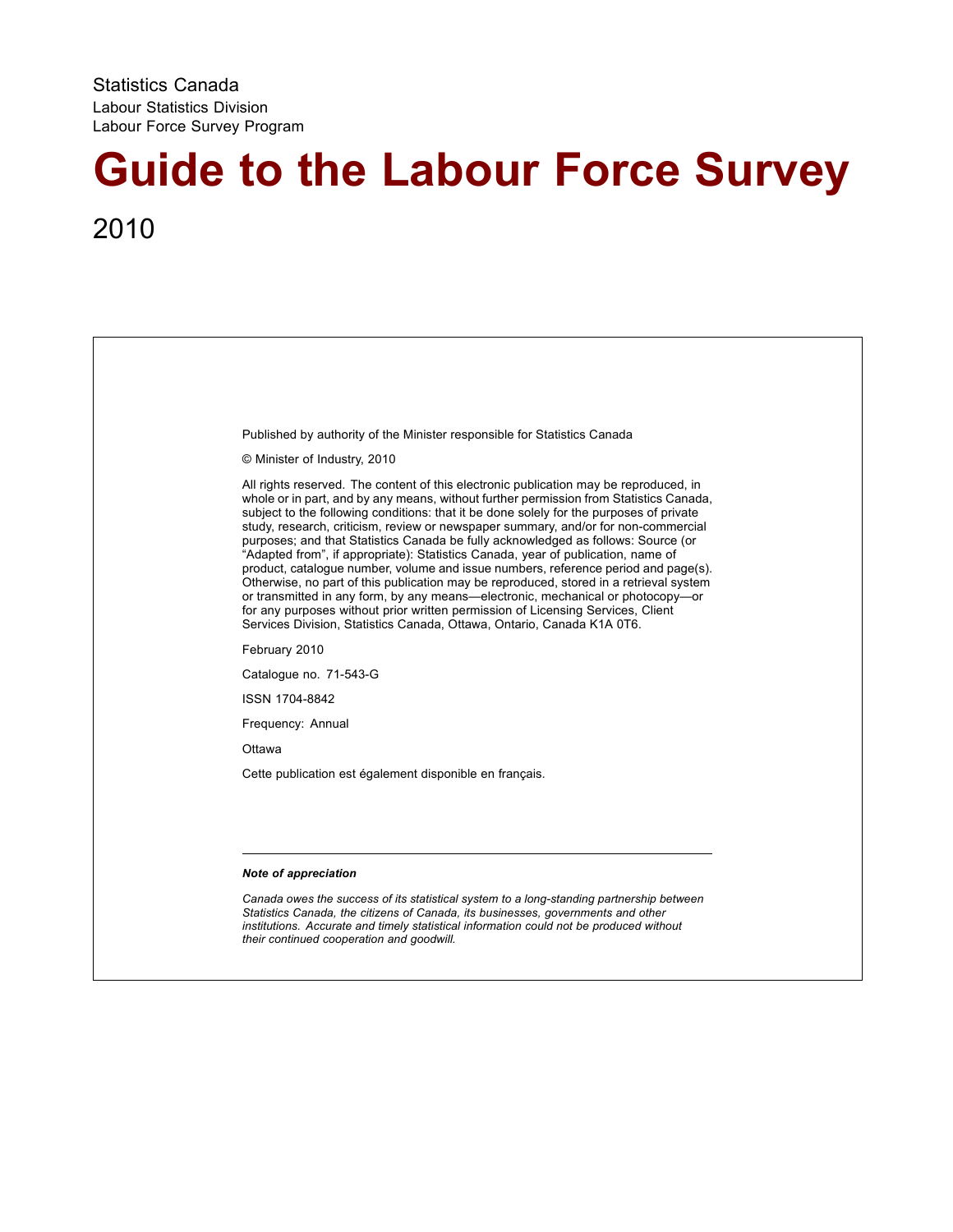Statistics Canada

Labour Statistics Division

Labour Force Survey Program

# Guide to the Labour Force Survey

2010

Published by authority of the Minister responsible for Statistics Canada

© Minister of Industry, 2010

All rights reserved. The content of this electronic publication may be reproduced, in whole or in part, and by any means, without further permission from Statistics Canada, subject to the following conditions: that it be done solely for the purposes of private study, research, criticism, review or newspaper summary, and/or for non-commercial purposes; and that Statistics Canada be fully acknowledged as follows: Source (or "Adapted from", if appropriate): Statistics Canada, year of publication, name of product, catalogue number, volume and issue numbers, reference period and page(s). Otherwise, no part of this publication may be reproduced, stored in a retrieval system or transmitted in any form, by any means—electronic, mechanical or photocopy—or for any purposes without prior written permission of Licensing Services, Client Services Division, Statistics Canada, Ottawa, Ontario, Canada K1A 0T6.

February 2010

Catalogue no. 71-543-G

ISSN 1704-8842

Frequency: Annual

Ottawa

Cette publication est également disponible en français.

---

***Note of appreciation***

*Canada owes the success of its statistical system to a long-standing partnership between Statistics Canada, the citizens of Canada, its businesses, governments and other institutions. Accurate and timely statistical information could not be produced without their continued cooperation and goodwill.*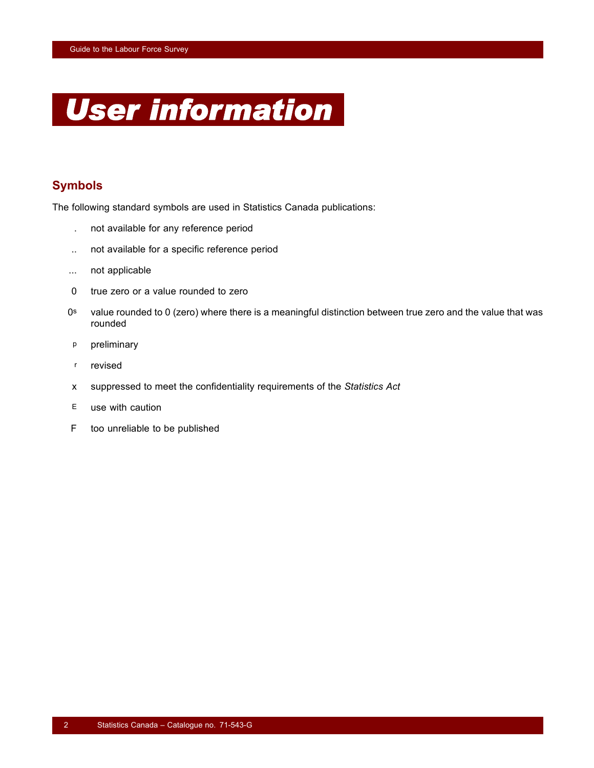# User information

## Symbols

The following standard symbols are used in Statistics Canada publications:

- . not available for any reference period
- .. not available for a specific reference period
- ... not applicable
- 0 true zero or a value rounded to zero
- 0s value rounded to 0 (zero) where there is a meaningful distinction between true zero and the value that was rounded
- p preliminary
- r revised
- x suppressed to meet the confidentiality requirements of the *Statistics Act*
- E use with caution
- F too unreliable to be published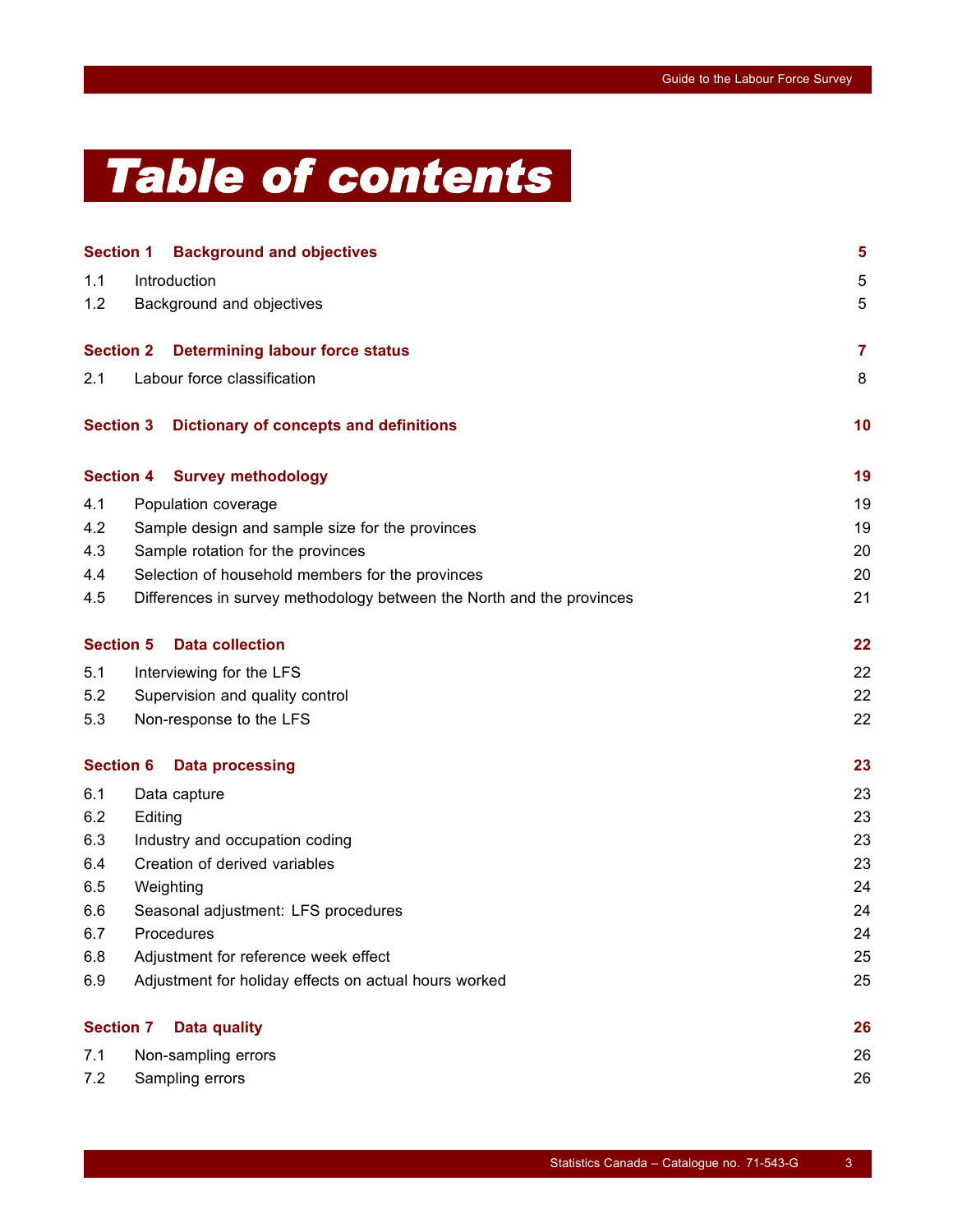# Table of contents

| | | |
|---|---|---|
| **Section 1** | **Background and objectives** | **5** |
| 1.1 | Introduction | 5 |
| 1.2 | Background and objectives | 5 |
| **Section 2** | **Determining labour force status** | **7** |
| 2.1 | Labour force classification | 8 |
| **Section 3** | **Dictionary of concepts and definitions** | **10** |
| **Section 4** | **Survey methodology** | **19** |
| 4.1 | Population coverage | 19 |
| 4.2 | Sample design and sample size for the provinces | 19 |
| 4.3 | Sample rotation for the provinces | 20 |
| 4.4 | Selection of household members for the provinces | 20 |
| 4.5 | Differences in survey methodology between the North and the provinces | 21 |
| **Section 5** | **Data collection** | **22** |
| 5.1 | Interviewing for the LFS | 22 |
| 5.2 | Supervision and quality control | 22 |
| 5.3 | Non-response to the LFS | 22 |
| **Section 6** | **Data processing** | **23** |
| 6.1 | Data capture | 23 |
| 6.2 | Editing | 23 |
| 6.3 | Industry and occupation coding | 23 |
| 6.4 | Creation of derived variables | 23 |
| 6.5 | Weighting | 24 |
| 6.6 | Seasonal adjustment: LFS procedures | 24 |
| 6.7 | Procedures | 24 |
| 6.8 | Adjustment for reference week effect | 25 |
| 6.9 | Adjustment for holiday effects on actual hours worked | 25 |
| **Section 7** | **Data quality** | **26** |
| 7.1 | Non-sampling errors | 26 |
| 7.2 | Sampling errors | 26 |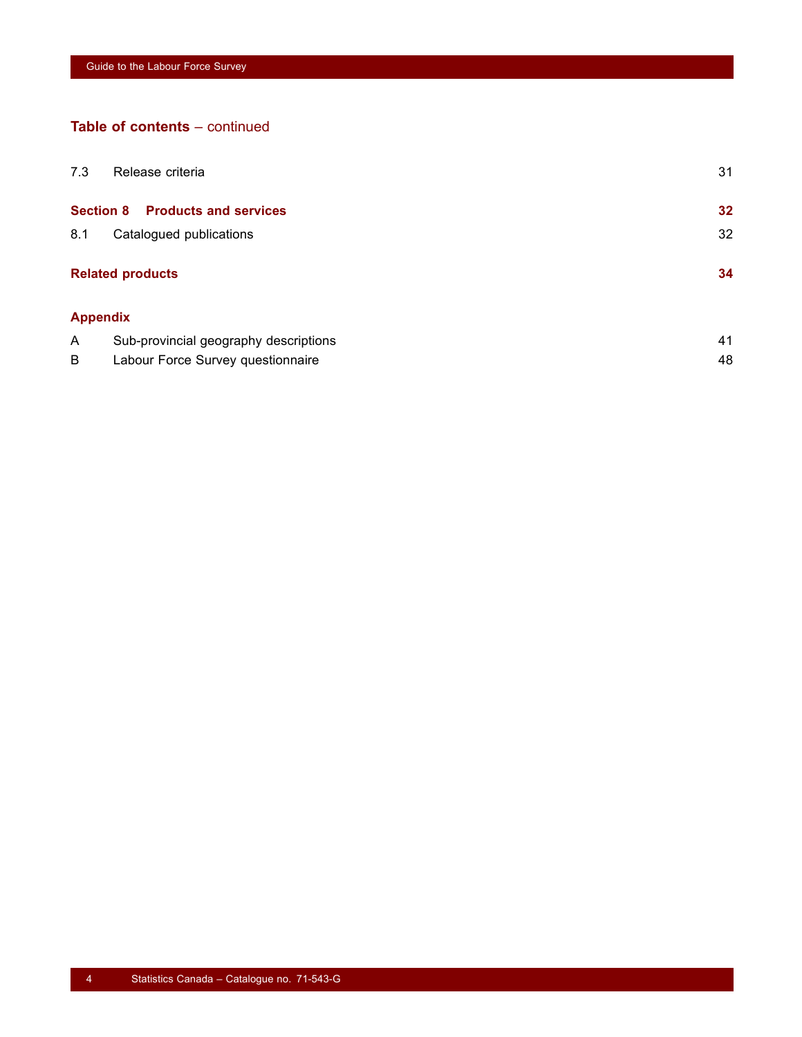## Table of contents – continued

| | | |
|---|---|---|
| 7.3 | Release criteria | 31 |
| **Section 8** | **Products and services** | **32** |
| 8.1 | Catalogued publications | 32 |
| **Related products** | | **34** |
| **Appendix** | | |
| A | Sub-provincial geography descriptions | 41 |
| B | Labour Force Survey questionnaire | 48 |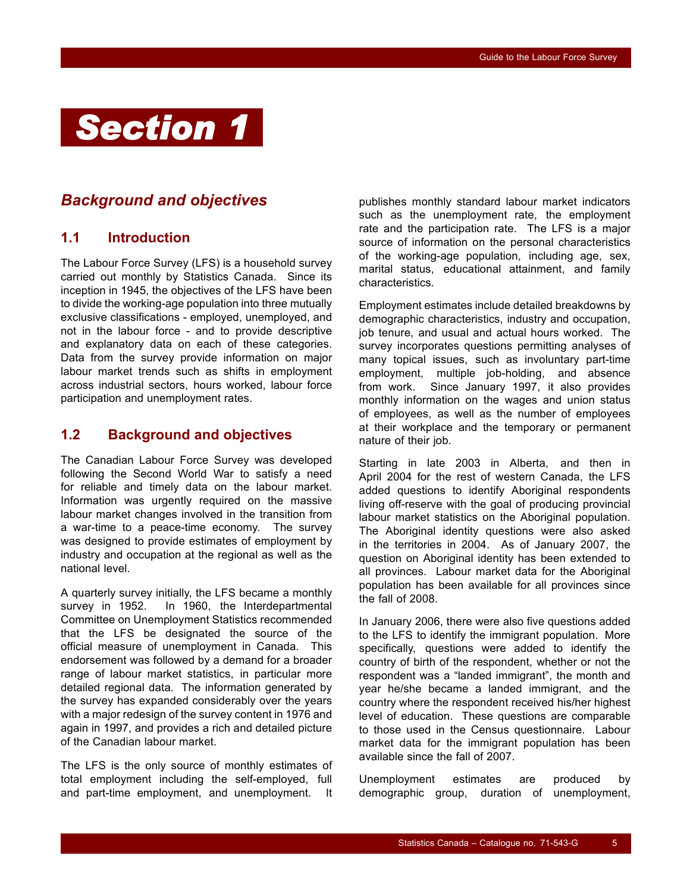# Section 1

## Background and objectives

### 1.1 Introduction

The Labour Force Survey (LFS) is a household survey carried out monthly by Statistics Canada. Since its inception in 1945, the objectives of the LFS have been to divide the working-age population into three mutually exclusive classifications - employed, unemployed, and not in the labour force - and to provide descriptive and explanatory data on each of these categories. Data from the survey provide information on major labour market trends such as shifts in employment across industrial sectors, hours worked, labour force participation and unemployment rates.

### 1.2 Background and objectives

The Canadian Labour Force Survey was developed following the Second World War to satisfy a need for reliable and timely data on the labour market. Information was urgently required on the massive labour market changes involved in the transition from a war-time to a peace-time economy. The survey was designed to provide estimates of employment by industry and occupation at the regional as well as the national level.

A quarterly survey initially, the LFS became a monthly survey in 1952. In 1960, the Interdepartmental Committee on Unemployment Statistics recommended that the LFS be designated the source of the official measure of unemployment in Canada. This endorsement was followed by a demand for a broader range of labour market statistics, in particular more detailed regional data. The information generated by the survey has expanded considerably over the years with a major redesign of the survey content in 1976 and again in 1997, and provides a rich and detailed picture of the Canadian labour market.

The LFS is the only source of monthly estimates of total employment including the self-employed, full and part-time employment, and unemployment. It publishes monthly standard labour market indicators such as the unemployment rate, the employment rate and the participation rate. The LFS is a major source of information on the personal characteristics of the working-age population, including age, sex, marital status, educational attainment, and family characteristics.

Employment estimates include detailed breakdowns by demographic characteristics, industry and occupation, job tenure, and usual and actual hours worked. The survey incorporates questions permitting analyses of many topical issues, such as involuntary part-time employment, multiple job-holding, and absence from work. Since January 1997, it also provides monthly information on the wages and union status of employees, as well as the number of employees at their workplace and the temporary or permanent nature of their job.

Starting in late 2003 in Alberta, and then in April 2004 for the rest of western Canada, the LFS added questions to identify Aboriginal respondents living off-reserve with the goal of producing provincial labour market statistics on the Aboriginal population. The Aboriginal identity questions were also asked in the territories in 2004. As of January 2007, the question on Aboriginal identity has been extended to all provinces. Labour market data for the Aboriginal population has been available for all provinces since the fall of 2008.

In January 2006, there were also five questions added to the LFS to identify the immigrant population. More specifically, questions were added to identify the country of birth of the respondent, whether or not the respondent was a "landed immigrant", the month and year he/she became a landed immigrant, and the country where the respondent received his/her highest level of education. These questions are comparable to those used in the Census questionnaire. Labour market data for the immigrant population has been available since the fall of 2007.

Unemployment estimates are produced by demographic group, duration of unemployment,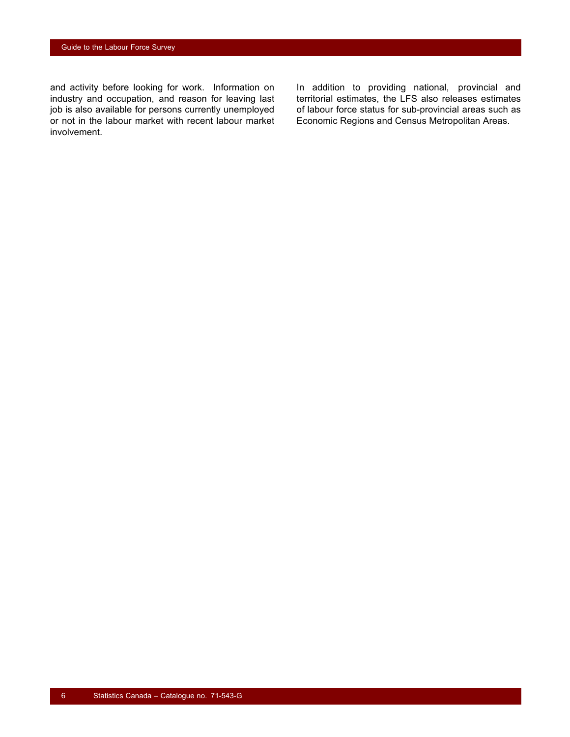and activity before looking for work. Information on industry and occupation, and reason for leaving last job is also available for persons currently unemployed or not in the labour market with recent labour market involvement.

In addition to providing national, provincial and territorial estimates, the LFS also releases estimates of labour force status for sub-provincial areas such as Economic Regions and Census Metropolitan Areas.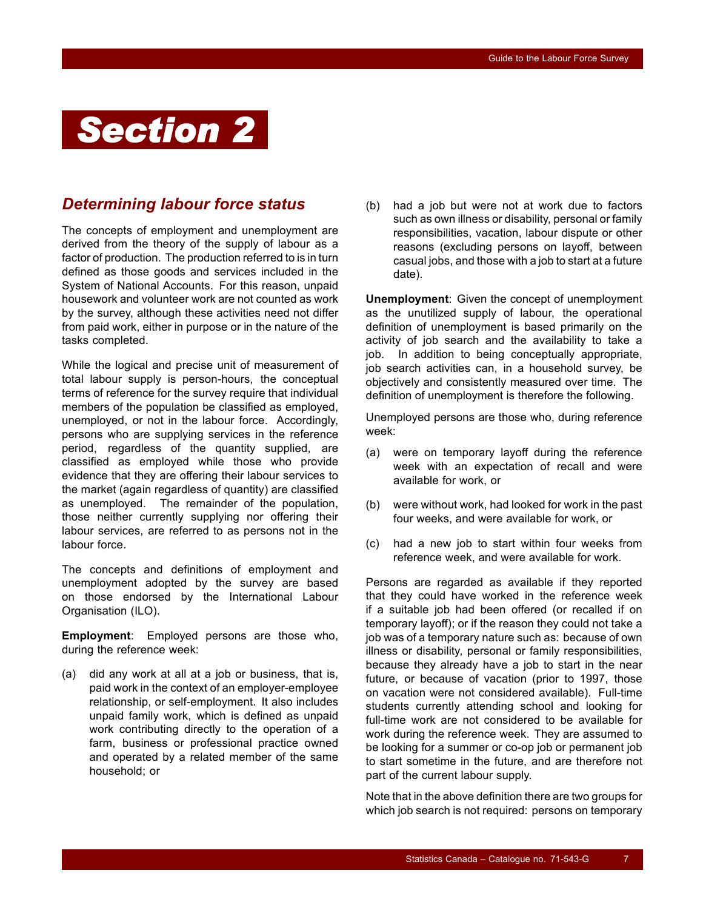# Section 2

## *Determining labour force status*

The concepts of employment and unemployment are derived from the theory of the supply of labour as a factor of production. The production referred to is in turn defined as those goods and services included in the System of National Accounts. For this reason, unpaid housework and volunteer work are not counted as work by the survey, although these activities need not differ from paid work, either in purpose or in the nature of the tasks completed.

While the logical and precise unit of measurement of total labour supply is person-hours, the conceptual terms of reference for the survey require that individual members of the population be classified as employed, unemployed, or not in the labour force. Accordingly, persons who are supplying services in the reference period, regardless of the quantity supplied, are classified as employed while those who provide evidence that they are offering their labour services to the market (again regardless of quantity) are classified as unemployed. The remainder of the population, those neither currently supplying nor offering their labour services, are referred to as persons not in the labour force.

The concepts and definitions of employment and unemployment adopted by the survey are based on those endorsed by the International Labour Organisation (ILO).

**Employment**: Employed persons are those who, during the reference week:

(a) did any work at all at a job or business, that is, paid work in the context of an employer-employee relationship, or self-employment. It also includes unpaid family work, which is defined as unpaid work contributing directly to the operation of a farm, business or professional practice owned and operated by a related member of the same household; or

(b) had a job but were not at work due to factors such as own illness or disability, personal or family responsibilities, vacation, labour dispute or other reasons (excluding persons on layoff, between casual jobs, and those with a job to start at a future date).

**Unemployment**: Given the concept of unemployment as the unutilized supply of labour, the operational definition of unemployment is based primarily on the activity of job search and the availability to take a job. In addition to being conceptually appropriate, job search activities can, in a household survey, be objectively and consistently measured over time. The definition of unemployment is therefore the following.

Unemployed persons are those who, during reference week:

(a) were on temporary layoff during the reference week with an expectation of recall and were available for work, or

(b) were without work, had looked for work in the past four weeks, and were available for work, or

(c) had a new job to start within four weeks from reference week, and were available for work.

Persons are regarded as available if they reported that they could have worked in the reference week if a suitable job had been offered (or recalled if on temporary layoff); or if the reason they could not take a job was of a temporary nature such as: because of own illness or disability, personal or family responsibilities, because they already have a job to start in the near future, or because of vacation (prior to 1997, those on vacation were not considered available). Full-time students currently attending school and looking for full-time work are not considered to be available for work during the reference week. They are assumed to be looking for a summer or co-op job or permanent job to start sometime in the future, and are therefore not part of the current labour supply.

Note that in the above definition there are two groups for which job search is not required: persons on temporary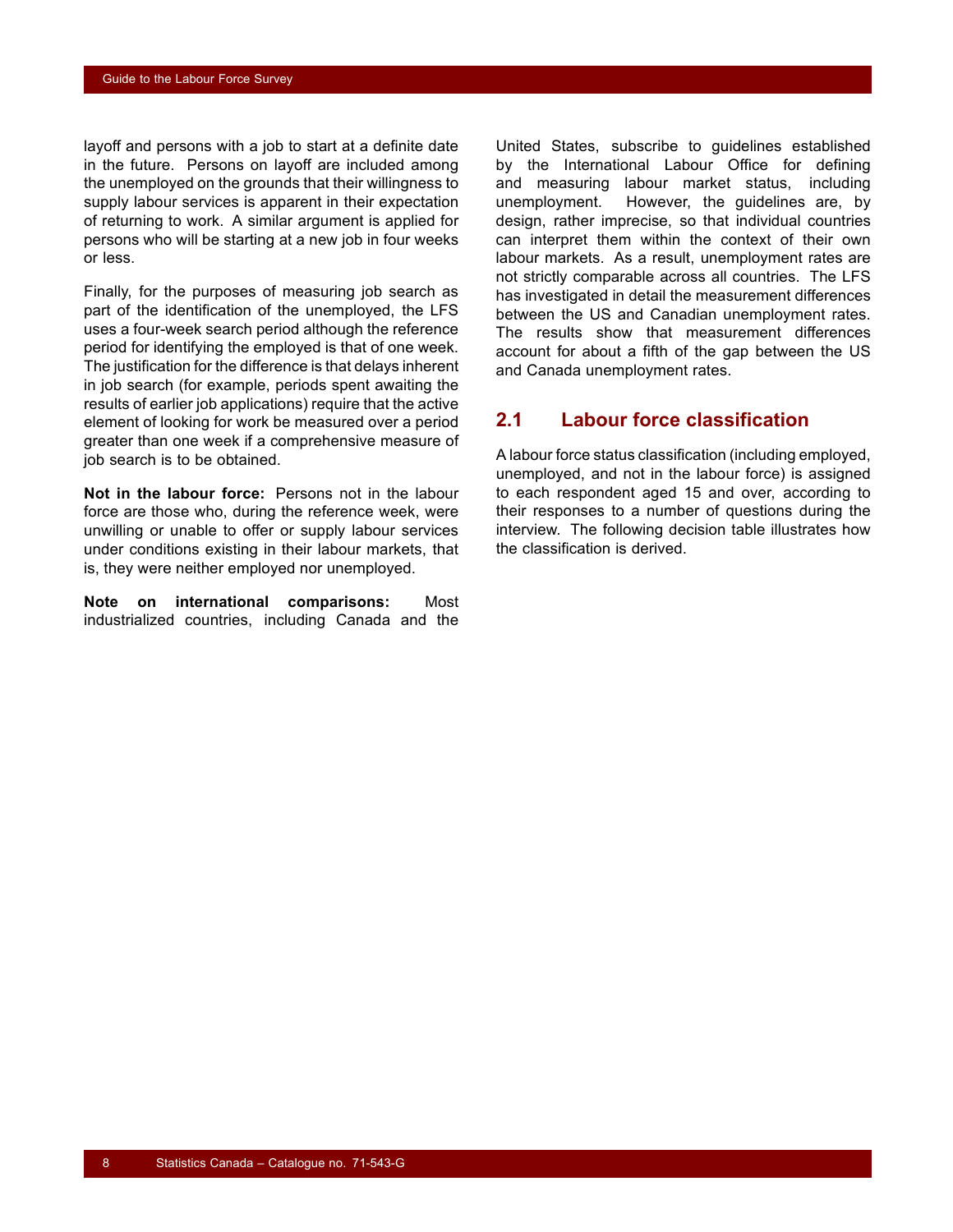layoff and persons with a job to start at a definite date in the future. Persons on layoff are included among the unemployed on the grounds that their willingness to supply labour services is apparent in their expectation of returning to work. A similar argument is applied for persons who will be starting at a new job in four weeks or less.

Finally, for the purposes of measuring job search as part of the identification of the unemployed, the LFS uses a four-week search period although the reference period for identifying the employed is that of one week. The justification for the difference is that delays inherent in job search (for example, periods spent awaiting the results of earlier job applications) require that the active element of looking for work be measured over a period greater than one week if a comprehensive measure of job search is to be obtained.

**Not in the labour force:** Persons not in the labour force are those who, during the reference week, were unwilling or unable to offer or supply labour services under conditions existing in their labour markets, that is, they were neither employed nor unemployed.

**Note on international comparisons:** Most industrialized countries, including Canada and the United States, subscribe to guidelines established by the International Labour Office for defining and measuring labour market status, including unemployment. However, the guidelines are, by design, rather imprecise, so that individual countries can interpret them within the context of their own labour markets. As a result, unemployment rates are not strictly comparable across all countries. The LFS has investigated in detail the measurement differences between the US and Canadian unemployment rates. The results show that measurement differences account for about a fifth of the gap between the US and Canada unemployment rates.

## 2.1 Labour force classification

A labour force status classification (including employed, unemployed, and not in the labour force) is assigned to each respondent aged 15 and over, according to their responses to a number of questions during the interview. The following decision table illustrates how the classification is derived.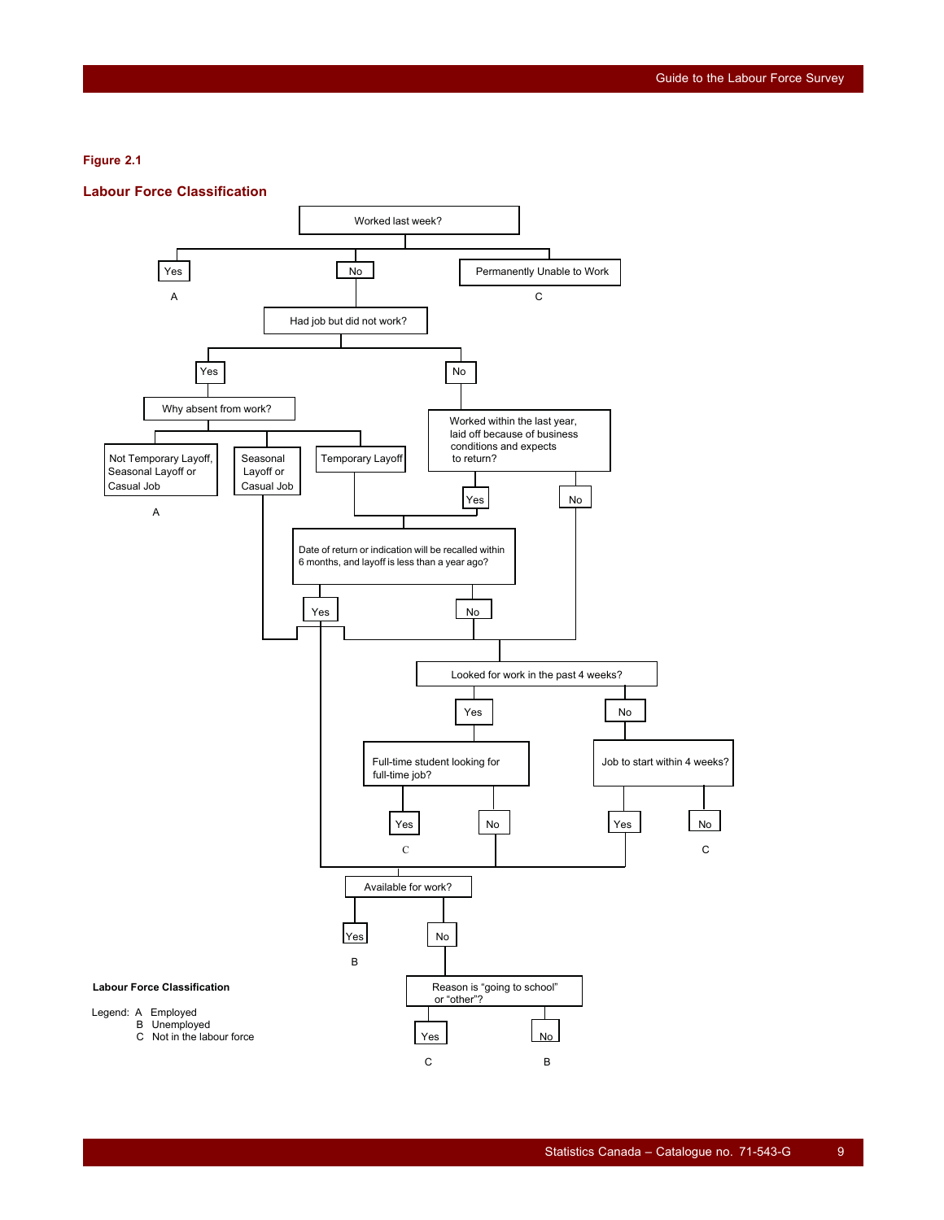**Figure 2.1**

## Labour Force Classification

Worked last week?

- Yes → A
- No → Had job but did not work?
  - Yes → Why absent from work?
    - Not Temporary Layoff, Seasonal Layoff or Casual Job → A
    - Seasonal Layoff or Casual Job → Looked for work in the past 4 weeks?
    - Temporary Layoff → Date of return or indication will be recalled within 6 months, and layoff is less than a year ago?
  - No → Worked within the last year, laid off because of business conditions and expects to return?
    - Yes → Date of return or indication will be recalled within 6 months, and layoff is less than a year ago?
      - Yes → Available for work?
      - No → Looked for work in the past 4 weeks?
    - No → Looked for work in the past 4 weeks?
      - Yes → Full-time student looking for full-time job?
        - Yes → C
        - No → Available for work?
      - No → Job to start within 4 weeks?
        - Yes → Available for work?
        - No → C
- Permanently Unable to Work → C

Available for work?

- Yes → B
- No → Reason is "going to school" or "other"?
  - Yes → C
  - No → B

**Labour Force Classification**

Legend:
- A Employed
- B Unemployed
- C Not in the labour force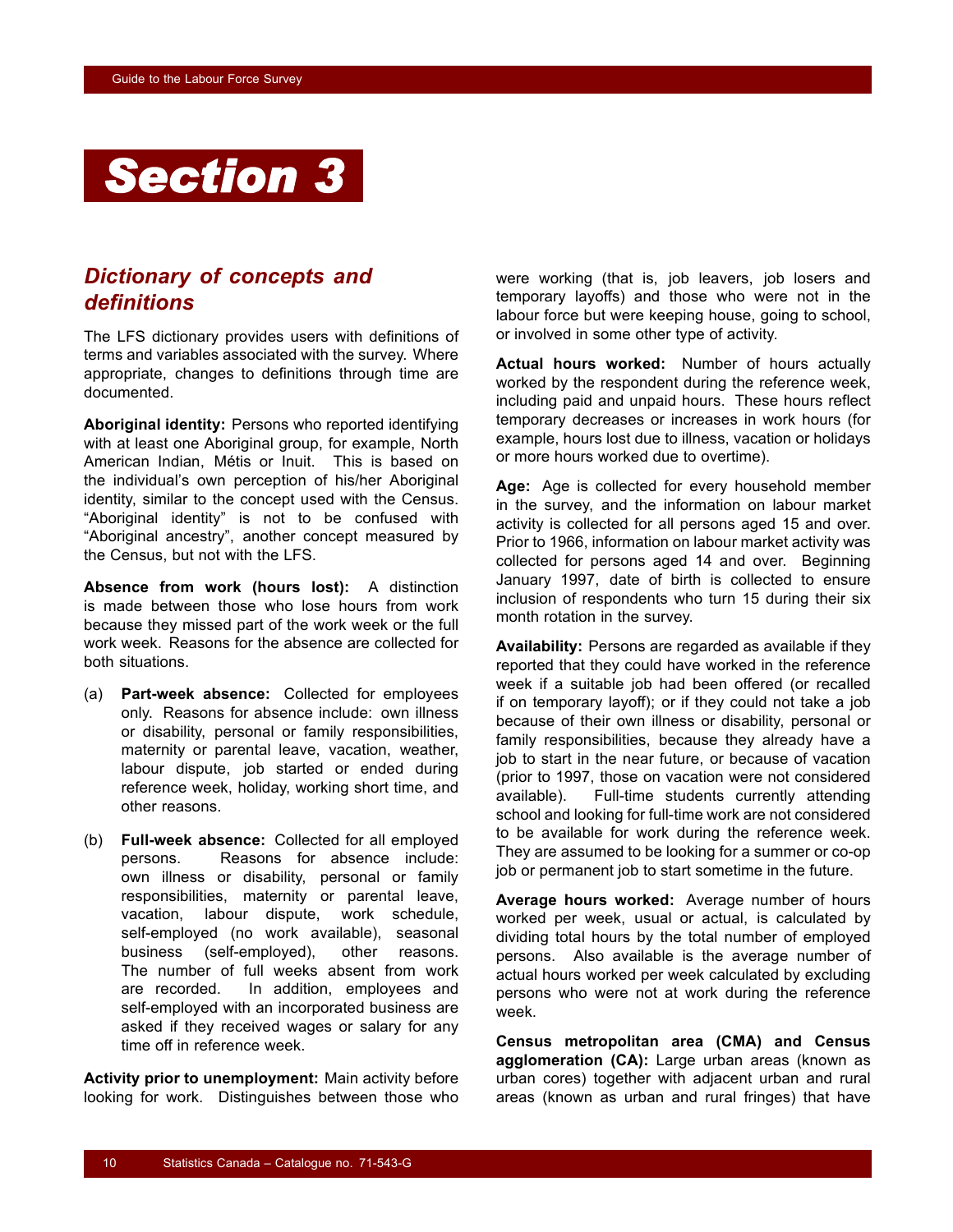# Section 3

## *Dictionary of concepts and definitions*

The LFS dictionary provides users with definitions of terms and variables associated with the survey. Where appropriate, changes to definitions through time are documented.

**Aboriginal identity:** Persons who reported identifying with at least one Aboriginal group, for example, North American Indian, Métis or Inuit. This is based on the individual's own perception of his/her Aboriginal identity, similar to the concept used with the Census. "Aboriginal identity" is not to be confused with "Aboriginal ancestry", another concept measured by the Census, but not with the LFS.

**Absence from work (hours lost):** A distinction is made between those who lose hours from work because they missed part of the work week or the full work week. Reasons for the absence are collected for both situations.

(a) **Part-week absence:** Collected for employees only. Reasons for absence include: own illness or disability, personal or family responsibilities, maternity or parental leave, vacation, weather, labour dispute, job started or ended during reference week, holiday, working short time, and other reasons.

(b) **Full-week absence:** Collected for all employed persons. Reasons for absence include: own illness or disability, personal or family responsibilities, maternity or parental leave, vacation, labour dispute, work schedule, self-employed (no work available), seasonal business (self-employed), other reasons. The number of full weeks absent from work are recorded. In addition, employees and self-employed with an incorporated business are asked if they received wages or salary for any time off in reference week.

**Activity prior to unemployment:** Main activity before looking for work. Distinguishes between those who were working (that is, job leavers, job losers and temporary layoffs) and those who were not in the labour force but were keeping house, going to school, or involved in some other type of activity.

**Actual hours worked:** Number of hours actually worked by the respondent during the reference week, including paid and unpaid hours. These hours reflect temporary decreases or increases in work hours (for example, hours lost due to illness, vacation or holidays or more hours worked due to overtime).

**Age:** Age is collected for every household member in the survey, and the information on labour market activity is collected for all persons aged 15 and over. Prior to 1966, information on labour market activity was collected for persons aged 14 and over. Beginning January 1997, date of birth is collected to ensure inclusion of respondents who turn 15 during their six month rotation in the survey.

**Availability:** Persons are regarded as available if they reported that they could have worked in the reference week if a suitable job had been offered (or recalled if on temporary layoff); or if they could not take a job because of their own illness or disability, personal or family responsibilities, because they already have a job to start in the near future, or because of vacation (prior to 1997, those on vacation were not considered available). Full-time students currently attending school and looking for full-time work are not considered to be available for work during the reference week. They are assumed to be looking for a summer or co-op job or permanent job to start sometime in the future.

**Average hours worked:** Average number of hours worked per week, usual or actual, is calculated by dividing total hours by the total number of employed persons. Also available is the average number of actual hours worked per week calculated by excluding persons who were not at work during the reference week.

**Census metropolitan area (CMA) and Census agglomeration (CA):** Large urban areas (known as urban cores) together with adjacent urban and rural areas (known as urban and rural fringes) that have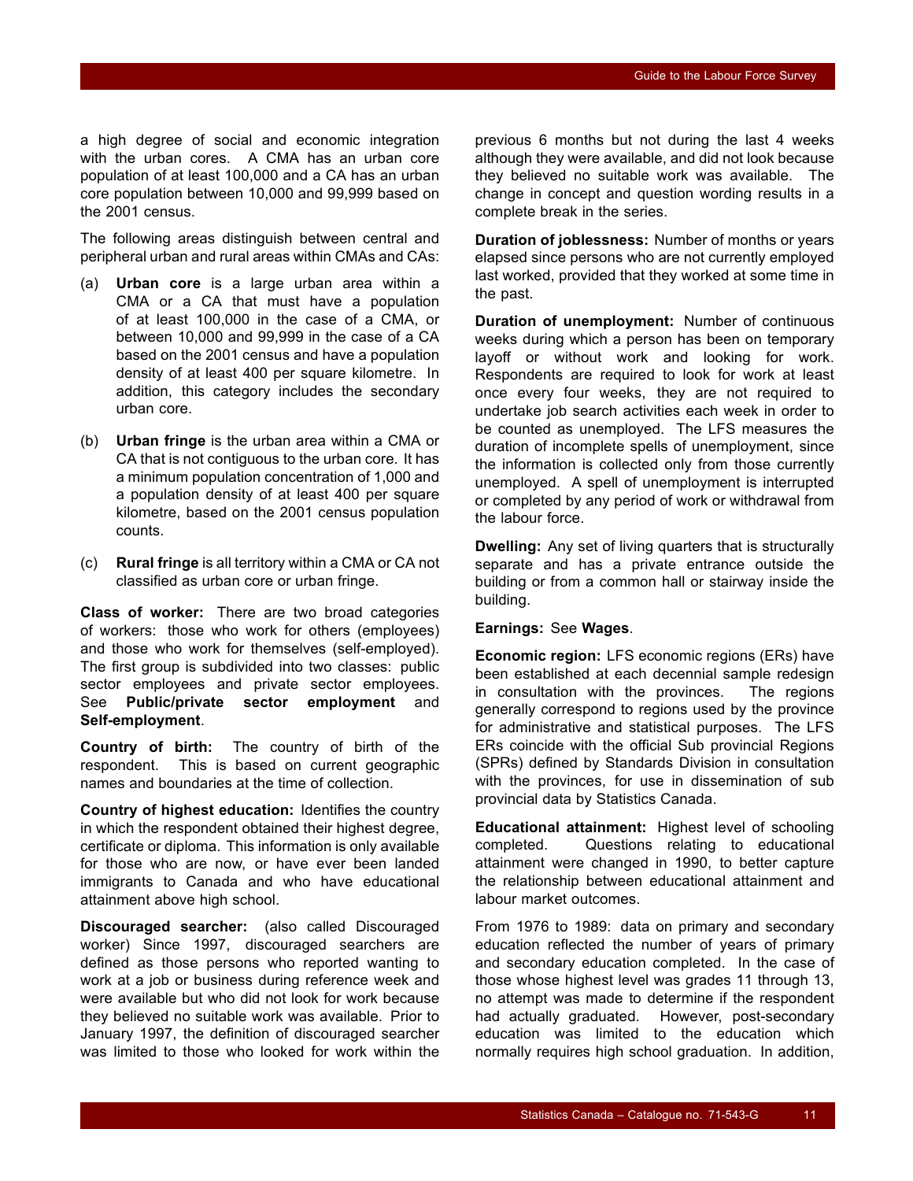a high degree of social and economic integration with the urban cores. A CMA has an urban core population of at least 100,000 and a CA has an urban core population between 10,000 and 99,999 based on the 2001 census.

The following areas distinguish between central and peripheral urban and rural areas within CMAs and CAs:

(a) **Urban core** is a large urban area within a CMA or a CA that must have a population of at least 100,000 in the case of a CMA, or between 10,000 and 99,999 in the case of a CA based on the 2001 census and have a population density of at least 400 per square kilometre. In addition, this category includes the secondary urban core.

(b) **Urban fringe** is the urban area within a CMA or CA that is not contiguous to the urban core. It has a minimum population concentration of 1,000 and a population density of at least 400 per square kilometre, based on the 2001 census population counts.

(c) **Rural fringe** is all territory within a CMA or CA not classified as urban core or urban fringe.

**Class of worker:** There are two broad categories of workers: those who work for others (employees) and those who work for themselves (self-employed). The first group is subdivided into two classes: public sector employees and private sector employees. See **Public/private sector employment** and **Self-employment**.

**Country of birth:** The country of birth of the respondent. This is based on current geographic names and boundaries at the time of collection.

**Country of highest education:** Identifies the country in which the respondent obtained their highest degree, certificate or diploma. This information is only available for those who are now, or have ever been landed immigrants to Canada and who have educational attainment above high school.

**Discouraged searcher:** (also called Discouraged worker) Since 1997, discouraged searchers are defined as those persons who reported wanting to work at a job or business during reference week and were available but who did not look for work because they believed no suitable work was available. Prior to January 1997, the definition of discouraged searcher was limited to those who looked for work within the previous 6 months but not during the last 4 weeks although they were available, and did not look because they believed no suitable work was available. The change in concept and question wording results in a complete break in the series.

**Duration of joblessness:** Number of months or years elapsed since persons who are not currently employed last worked, provided that they worked at some time in the past.

**Duration of unemployment:** Number of continuous weeks during which a person has been on temporary layoff or without work and looking for work. Respondents are required to look for work at least once every four weeks, they are not required to undertake job search activities each week in order to be counted as unemployed. The LFS measures the duration of incomplete spells of unemployment, since the information is collected only from those currently unemployed. A spell of unemployment is interrupted or completed by any period of work or withdrawal from the labour force.

**Dwelling:** Any set of living quarters that is structurally separate and has a private entrance outside the building or from a common hall or stairway inside the building.

**Earnings:** See **Wages**.

**Economic region:** LFS economic regions (ERs) have been established at each decennial sample redesign in consultation with the provinces. The regions generally correspond to regions used by the province for administrative and statistical purposes. The LFS ERs coincide with the official Sub provincial Regions (SPRs) defined by Standards Division in consultation with the provinces, for use in dissemination of sub provincial data by Statistics Canada.

**Educational attainment:** Highest level of schooling completed. Questions relating to educational attainment were changed in 1990, to better capture the relationship between educational attainment and labour market outcomes.

From 1976 to 1989: data on primary and secondary education reflected the number of years of primary and secondary education completed. In the case of those whose highest level was grades 11 through 13, no attempt was made to determine if the respondent had actually graduated. However, post-secondary education was limited to the education which normally requires high school graduation. In addition,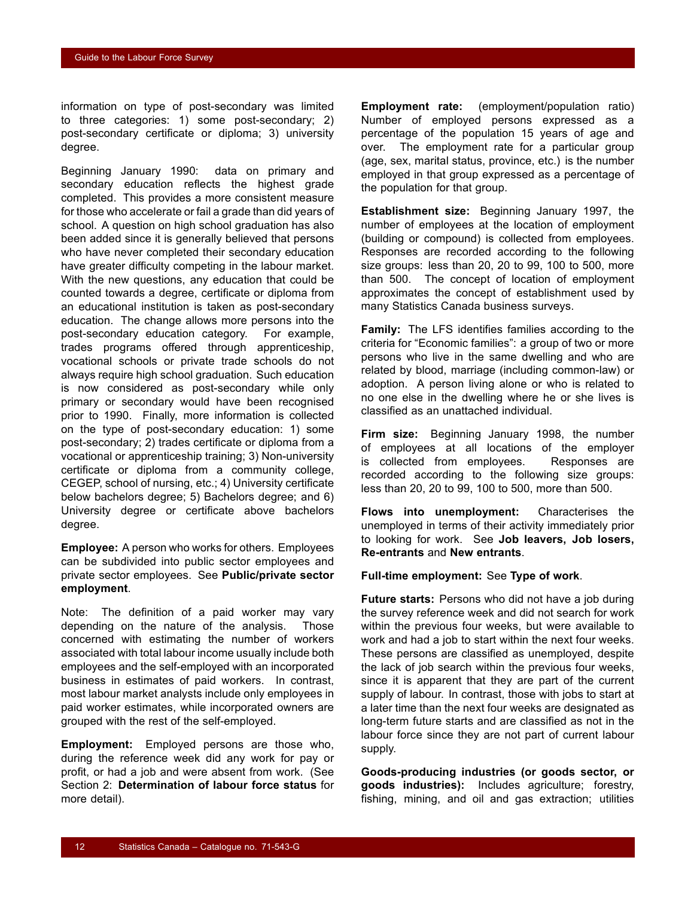information on type of post-secondary was limited to three categories: 1) some post-secondary; 2) post-secondary certificate or diploma; 3) university degree.

Beginning January 1990: data on primary and secondary education reflects the highest grade completed. This provides a more consistent measure for those who accelerate or fail a grade than did years of school. A question on high school graduation has also been added since it is generally believed that persons who have never completed their secondary education have greater difficulty competing in the labour market. With the new questions, any education that could be counted towards a degree, certificate or diploma from an educational institution is taken as post-secondary education. The change allows more persons into the post-secondary education category. For example, trades programs offered through apprenticeship, vocational schools or private trade schools do not always require high school graduation. Such education is now considered as post-secondary while only primary or secondary would have been recognised prior to 1990. Finally, more information is collected on the type of post-secondary education: 1) some post-secondary; 2) trades certificate or diploma from a vocational or apprenticeship training; 3) Non-university certificate or diploma from a community college, CEGEP, school of nursing, etc.; 4) University certificate below bachelors degree; 5) Bachelors degree; and 6) University degree or certificate above bachelors degree.

**Employee:** A person who works for others. Employees can be subdivided into public sector employees and private sector employees. See **Public/private sector employment**.

Note: The definition of a paid worker may vary depending on the nature of the analysis. Those concerned with estimating the number of workers associated with total labour income usually include both employees and the self-employed with an incorporated business in estimates of paid workers. In contrast, most labour market analysts include only employees in paid worker estimates, while incorporated owners are grouped with the rest of the self-employed.

**Employment:** Employed persons are those who, during the reference week did any work for pay or profit, or had a job and were absent from work. (See Section 2: **Determination of labour force status** for more detail).

**Employment rate:** (employment/population ratio) Number of employed persons expressed as a percentage of the population 15 years of age and over. The employment rate for a particular group (age, sex, marital status, province, etc.) is the number employed in that group expressed as a percentage of the population for that group.

**Establishment size:** Beginning January 1997, the number of employees at the location of employment (building or compound) is collected from employees. Responses are recorded according to the following size groups: less than 20, 20 to 99, 100 to 500, more than 500. The concept of location of employment approximates the concept of establishment used by many Statistics Canada business surveys.

**Family:** The LFS identifies families according to the criteria for "Economic families": a group of two or more persons who live in the same dwelling and who are related by blood, marriage (including common-law) or adoption. A person living alone or who is related to no one else in the dwelling where he or she lives is classified as an unattached individual.

**Firm size:** Beginning January 1998, the number of employees at all locations of the employer is collected from employees. Responses are recorded according to the following size groups: less than 20, 20 to 99, 100 to 500, more than 500.

**Flows into unemployment:** Characterises the unemployed in terms of their activity immediately prior to looking for work. See **Job leavers, Job losers, Re-entrants** and **New entrants**.

**Full-time employment:** See **Type of work**.

**Future starts:** Persons who did not have a job during the survey reference week and did not search for work within the previous four weeks, but were available to work and had a job to start within the next four weeks. These persons are classified as unemployed, despite the lack of job search within the previous four weeks, since it is apparent that they are part of the current supply of labour. In contrast, those with jobs to start at a later time than the next four weeks are designated as long-term future starts and are classified as not in the labour force since they are not part of current labour supply.

**Goods-producing industries (or goods sector, or goods industries):** Includes agriculture; forestry, fishing, mining, and oil and gas extraction; utilities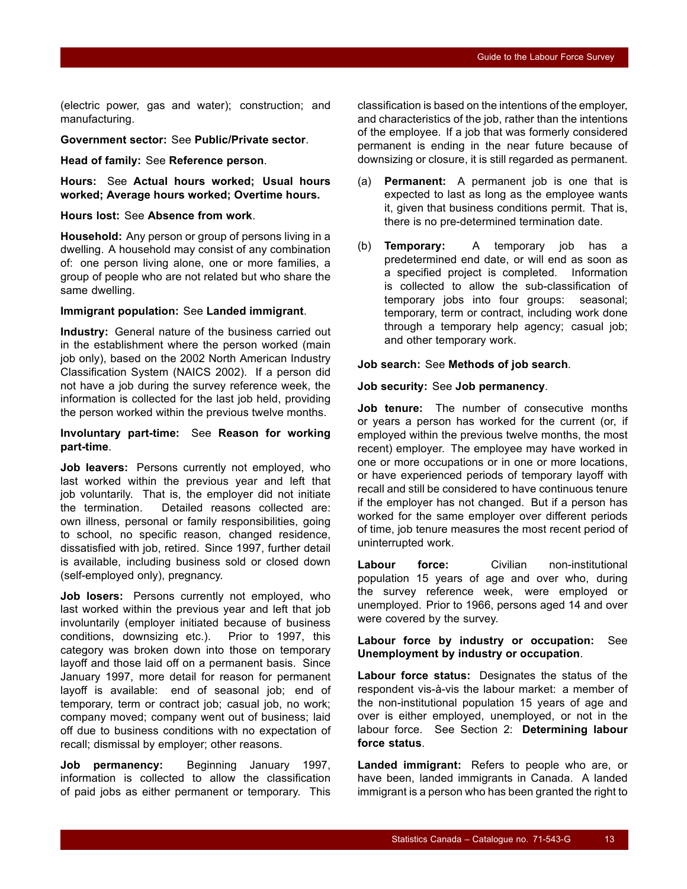(electric power, gas and water); construction; and manufacturing.

**Government sector:** See **Public/Private sector**.

**Head of family:** See **Reference person**.

**Hours:** See **Actual hours worked; Usual hours worked; Average hours worked; Overtime hours.**

**Hours lost:** See **Absence from work**.

**Household:** Any person or group of persons living in a dwelling. A household may consist of any combination of: one person living alone, one or more families, a group of people who are not related but who share the same dwelling.

**Immigrant population:** See **Landed immigrant**.

**Industry:** General nature of the business carried out in the establishment where the person worked (main job only), based on the 2002 North American Industry Classification System (NAICS 2002). If a person did not have a job during the survey reference week, the information is collected for the last job held, providing the person worked within the previous twelve months.

**Involuntary part-time:** See **Reason for working part-time**.

**Job leavers:** Persons currently not employed, who last worked within the previous year and left that job voluntarily. That is, the employer did not initiate the termination. Detailed reasons collected are: own illness, personal or family responsibilities, going to school, no specific reason, changed residence, dissatisfied with job, retired. Since 1997, further detail is available, including business sold or closed down (self-employed only), pregnancy.

**Job losers:** Persons currently not employed, who last worked within the previous year and left that job involuntarily (employer initiated because of business conditions, downsizing etc.). Prior to 1997, this category was broken down into those on temporary layoff and those laid off on a permanent basis. Since January 1997, more detail for reason for permanent layoff is available: end of seasonal job; end of temporary, term or contract job; casual job, no work; company moved; company went out of business; laid off due to business conditions with no expectation of recall; dismissal by employer; other reasons.

**Job permanency:** Beginning January 1997, information is collected to allow the classification of paid jobs as either permanent or temporary. This classification is based on the intentions of the employer, and characteristics of the job, rather than the intentions of the employee. If a job that was formerly considered permanent is ending in the near future because of downsizing or closure, it is still regarded as permanent.

(a) **Permanent:** A permanent job is one that is expected to last as long as the employee wants it, given that business conditions permit. That is, there is no pre-determined termination date.

(b) **Temporary:** A temporary job has a predetermined end date, or will end as soon as a specified project is completed. Information is collected to allow the sub-classification of temporary jobs into four groups: seasonal; temporary, term or contract, including work done through a temporary help agency; casual job; and other temporary work.

**Job search:** See **Methods of job search**.

**Job security:** See **Job permanency**.

**Job tenure:** The number of consecutive months or years a person has worked for the current (or, if employed within the previous twelve months, the most recent) employer. The employee may have worked in one or more occupations or in one or more locations, or have experienced periods of temporary layoff with recall and still be considered to have continuous tenure if the employer has not changed. But if a person has worked for the same employer over different periods of time, job tenure measures the most recent period of uninterrupted work.

**Labour force:** Civilian non-institutional population 15 years of age and over who, during the survey reference week, were employed or unemployed. Prior to 1966, persons aged 14 and over were covered by the survey.

**Labour force by industry or occupation:** See **Unemployment by industry or occupation**.

**Labour force status:** Designates the status of the respondent vis-à-vis the labour market: a member of the non-institutional population 15 years of age and over is either employed, unemployed, or not in the labour force. See Section 2: **Determining labour force status**.

**Landed immigrant:** Refers to people who are, or have been, landed immigrants in Canada. A landed immigrant is a person who has been granted the right to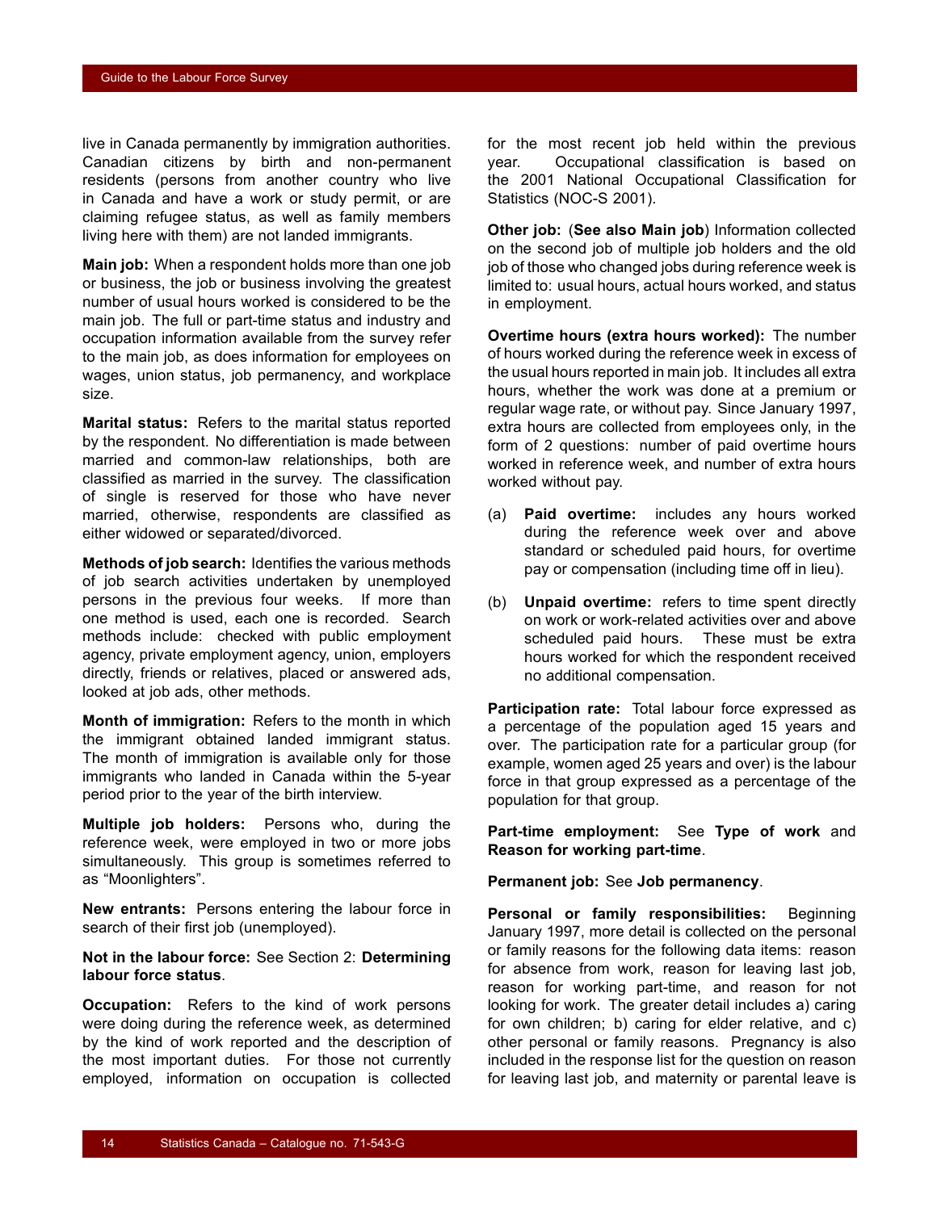live in Canada permanently by immigration authorities. Canadian citizens by birth and non-permanent residents (persons from another country who live in Canada and have a work or study permit, or are claiming refugee status, as well as family members living here with them) are not landed immigrants.

**Main job:** When a respondent holds more than one job or business, the job or business involving the greatest number of usual hours worked is considered to be the main job. The full or part-time status and industry and occupation information available from the survey refer to the main job, as does information for employees on wages, union status, job permanency, and workplace size.

**Marital status:** Refers to the marital status reported by the respondent. No differentiation is made between married and common-law relationships, both are classified as married in the survey. The classification of single is reserved for those who have never married, otherwise, respondents are classified as either widowed or separated/divorced.

**Methods of job search:** Identifies the various methods of job search activities undertaken by unemployed persons in the previous four weeks. If more than one method is used, each one is recorded. Search methods include: checked with public employment agency, private employment agency, union, employers directly, friends or relatives, placed or answered ads, looked at job ads, other methods.

**Month of immigration:** Refers to the month in which the immigrant obtained landed immigrant status. The month of immigration is available only for those immigrants who landed in Canada within the 5-year period prior to the year of the birth interview.

**Multiple job holders:** Persons who, during the reference week, were employed in two or more jobs simultaneously. This group is sometimes referred to as "Moonlighters".

**New entrants:** Persons entering the labour force in search of their first job (unemployed).

**Not in the labour force:** See Section 2: **Determining labour force status**.

**Occupation:** Refers to the kind of work persons were doing during the reference week, as determined by the kind of work reported and the description of the most important duties. For those not currently employed, information on occupation is collected for the most recent job held within the previous year. Occupational classification is based on the 2001 National Occupational Classification for Statistics (NOC-S 2001).

**Other job:** (**See also Main job**) Information collected on the second job of multiple job holders and the old job of those who changed jobs during reference week is limited to: usual hours, actual hours worked, and status in employment.

**Overtime hours (extra hours worked):** The number of hours worked during the reference week in excess of the usual hours reported in main job. It includes all extra hours, whether the work was done at a premium or regular wage rate, or without pay. Since January 1997, extra hours are collected from employees only, in the form of 2 questions: number of paid overtime hours worked in reference week, and number of extra hours worked without pay.

(a) **Paid overtime:** includes any hours worked during the reference week over and above standard or scheduled paid hours, for overtime pay or compensation (including time off in lieu).

(b) **Unpaid overtime:** refers to time spent directly on work or work-related activities over and above scheduled paid hours. These must be extra hours worked for which the respondent received no additional compensation.

**Participation rate:** Total labour force expressed as a percentage of the population aged 15 years and over. The participation rate for a particular group (for example, women aged 25 years and over) is the labour force in that group expressed as a percentage of the population for that group.

**Part-time employment:** See **Type of work** and **Reason for working part-time**.

**Permanent job:** See **Job permanency**.

**Personal or family responsibilities:** Beginning January 1997, more detail is collected on the personal or family reasons for the following data items: reason for absence from work, reason for leaving last job, reason for working part-time, and reason for not looking for work. The greater detail includes a) caring for own children; b) caring for elder relative, and c) other personal or family reasons. Pregnancy is also included in the response list for the question on reason for leaving last job, and maternity or parental leave is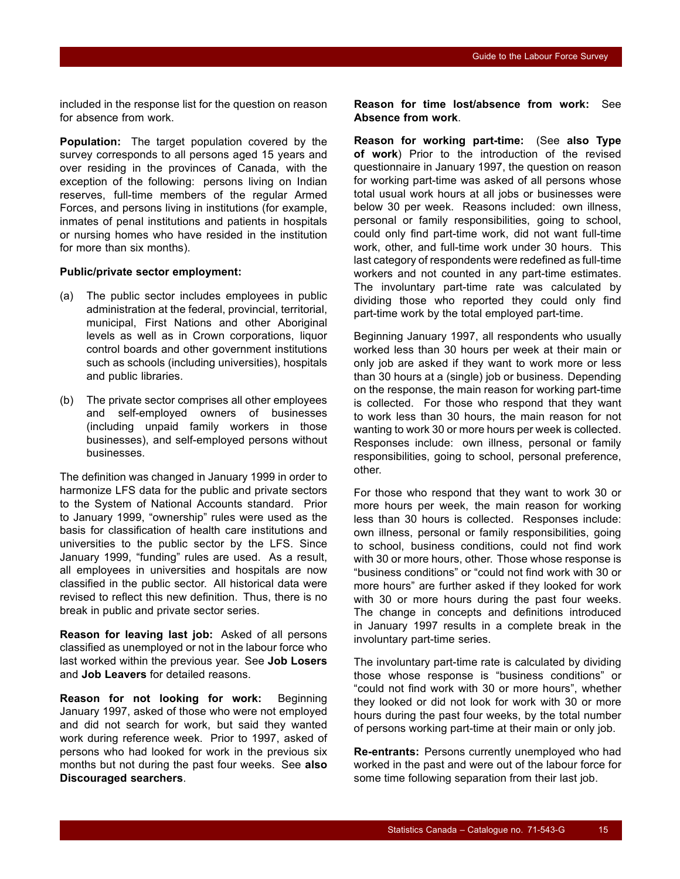included in the response list for the question on reason for absence from work.

**Population:** The target population covered by the survey corresponds to all persons aged 15 years and over residing in the provinces of Canada, with the exception of the following: persons living on Indian reserves, full-time members of the regular Armed Forces, and persons living in institutions (for example, inmates of penal institutions and patients in hospitals or nursing homes who have resided in the institution for more than six months).

**Public/private sector employment:**

(a) The public sector includes employees in public administration at the federal, provincial, territorial, municipal, First Nations and other Aboriginal levels as well as in Crown corporations, liquor control boards and other government institutions such as schools (including universities), hospitals and public libraries.

(b) The private sector comprises all other employees and self-employed owners of businesses (including unpaid family workers in those businesses), and self-employed persons without businesses.

The definition was changed in January 1999 in order to harmonize LFS data for the public and private sectors to the System of National Accounts standard. Prior to January 1999, "ownership" rules were used as the basis for classification of health care institutions and universities to the public sector by the LFS. Since January 1999, "funding" rules are used. As a result, all employees in universities and hospitals are now classified in the public sector. All historical data were revised to reflect this new definition. Thus, there is no break in public and private sector series.

**Reason for leaving last job:** Asked of all persons classified as unemployed or not in the labour force who last worked within the previous year. See **Job Losers** and **Job Leavers** for detailed reasons.

**Reason for not looking for work:** Beginning January 1997, asked of those who were not employed and did not search for work, but said they wanted work during reference week. Prior to 1997, asked of persons who had looked for work in the previous six months but not during the past four weeks. See **also Discouraged searchers**.

**Reason for time lost/absence from work:** See **Absence from work**.

**Reason for working part-time:** (See **also Type of work**) Prior to the introduction of the revised questionnaire in January 1997, the question on reason for working part-time was asked of all persons whose total usual work hours at all jobs or businesses were below 30 per week. Reasons included: own illness, personal or family responsibilities, going to school, could only find part-time work, did not want full-time work, other, and full-time work under 30 hours. This last category of respondents were redefined as full-time workers and not counted in any part-time estimates. The involuntary part-time rate was calculated by dividing those who reported they could only find part-time work by the total employed part-time.

Beginning January 1997, all respondents who usually worked less than 30 hours per week at their main or only job are asked if they want to work more or less than 30 hours at a (single) job or business. Depending on the response, the main reason for working part-time is collected. For those who respond that they want to work less than 30 hours, the main reason for not wanting to work 30 or more hours per week is collected. Responses include: own illness, personal or family responsibilities, going to school, personal preference, other.

For those who respond that they want to work 30 or more hours per week, the main reason for working less than 30 hours is collected. Responses include: own illness, personal or family responsibilities, going to school, business conditions, could not find work with 30 or more hours, other. Those whose response is "business conditions" or "could not find work with 30 or more hours" are further asked if they looked for work with 30 or more hours during the past four weeks. The change in concepts and definitions introduced in January 1997 results in a complete break in the involuntary part-time series.

The involuntary part-time rate is calculated by dividing those whose response is "business conditions" or "could not find work with 30 or more hours", whether they looked or did not look for work with 30 or more hours during the past four weeks, by the total number of persons working part-time at their main or only job.

**Re-entrants:** Persons currently unemployed who had worked in the past and were out of the labour force for some time following separation from their last job.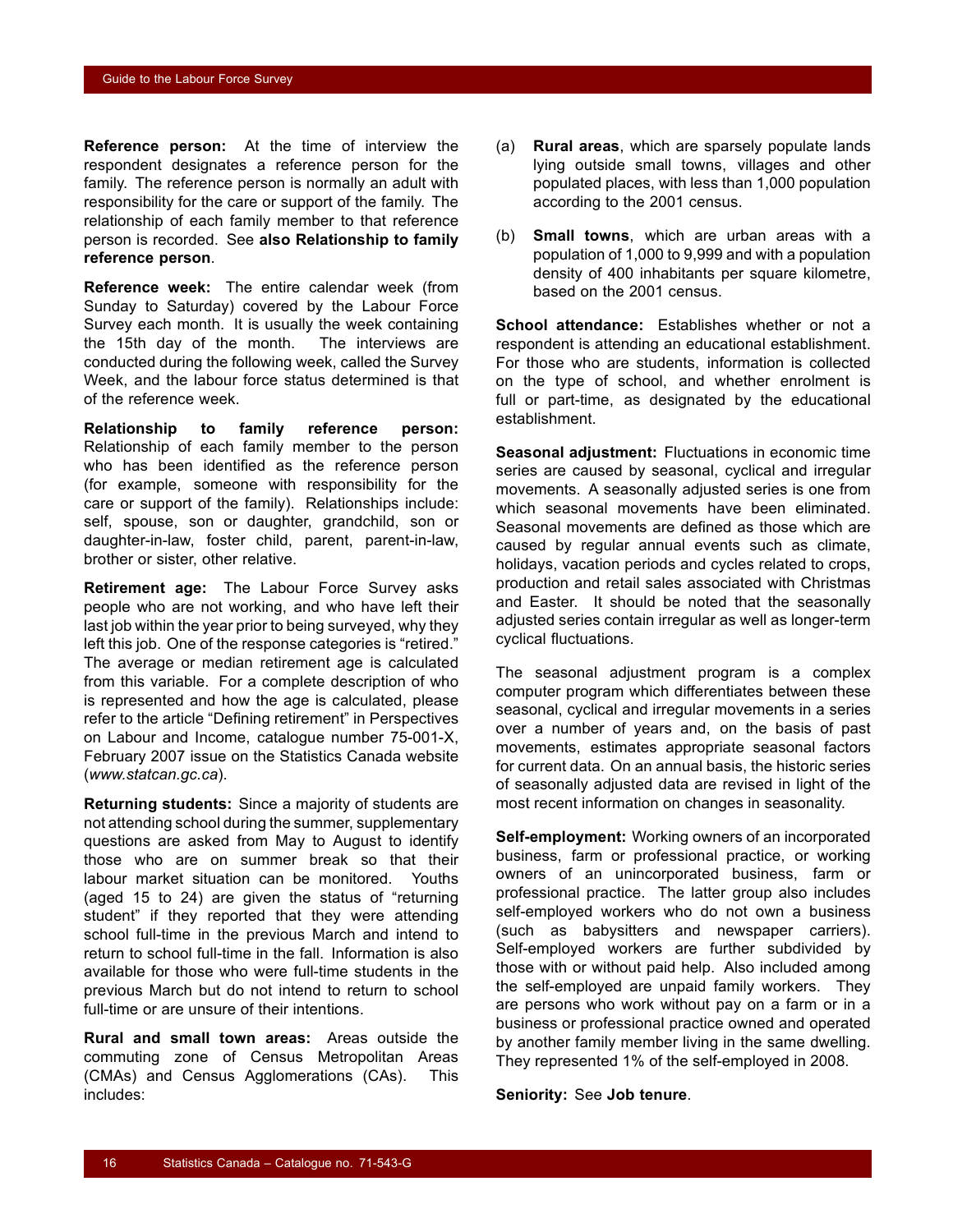**Reference person:** At the time of interview the respondent designates a reference person for the family. The reference person is normally an adult with responsibility for the care or support of the family. The relationship of each family member to that reference person is recorded. See **also Relationship to family reference person**.

**Reference week:** The entire calendar week (from Sunday to Saturday) covered by the Labour Force Survey each month. It is usually the week containing the 15th day of the month. The interviews are conducted during the following week, called the Survey Week, and the labour force status determined is that of the reference week.

**Relationship to family reference person:** Relationship of each family member to the person who has been identified as the reference person (for example, someone with responsibility for the care or support of the family). Relationships include: self, spouse, son or daughter, grandchild, son or daughter-in-law, foster child, parent, parent-in-law, brother or sister, other relative.

**Retirement age:** The Labour Force Survey asks people who are not working, and who have left their last job within the year prior to being surveyed, why they left this job. One of the response categories is "retired." The average or median retirement age is calculated from this variable. For a complete description of who is represented and how the age is calculated, please refer to the article "Defining retirement" in Perspectives on Labour and Income, catalogue number 75-001-X, February 2007 issue on the Statistics Canada website (*www.statcan.gc.ca*).

**Returning students:** Since a majority of students are not attending school during the summer, supplementary questions are asked from May to August to identify those who are on summer break so that their labour market situation can be monitored. Youths (aged 15 to 24) are given the status of "returning student" if they reported that they were attending school full-time in the previous March and intend to return to school full-time in the fall. Information is also available for those who were full-time students in the previous March but do not intend to return to school full-time or are unsure of their intentions.

**Rural and small town areas:** Areas outside the commuting zone of Census Metropolitan Areas (CMAs) and Census Agglomerations (CAs). This includes:

(a) **Rural areas**, which are sparsely populate lands lying outside small towns, villages and other populated places, with less than 1,000 population according to the 2001 census.

(b) **Small towns**, which are urban areas with a population of 1,000 to 9,999 and with a population density of 400 inhabitants per square kilometre, based on the 2001 census.

**School attendance:** Establishes whether or not a respondent is attending an educational establishment. For those who are students, information is collected on the type of school, and whether enrolment is full or part-time, as designated by the educational establishment.

**Seasonal adjustment:** Fluctuations in economic time series are caused by seasonal, cyclical and irregular movements. A seasonally adjusted series is one from which seasonal movements have been eliminated. Seasonal movements are defined as those which are caused by regular annual events such as climate, holidays, vacation periods and cycles related to crops, production and retail sales associated with Christmas and Easter. It should be noted that the seasonally adjusted series contain irregular as well as longer-term cyclical fluctuations.

The seasonal adjustment program is a complex computer program which differentiates between these seasonal, cyclical and irregular movements in a series over a number of years and, on the basis of past movements, estimates appropriate seasonal factors for current data. On an annual basis, the historic series of seasonally adjusted data are revised in light of the most recent information on changes in seasonality.

**Self-employment:** Working owners of an incorporated business, farm or professional practice, or working owners of an unincorporated business, farm or professional practice. The latter group also includes self-employed workers who do not own a business (such as babysitters and newspaper carriers). Self-employed workers are further subdivided by those with or without paid help. Also included among the self-employed are unpaid family workers. They are persons who work without pay on a farm or in a business or professional practice owned and operated by another family member living in the same dwelling. They represented 1% of the self-employed in 2008.

**Seniority:** See **Job tenure**.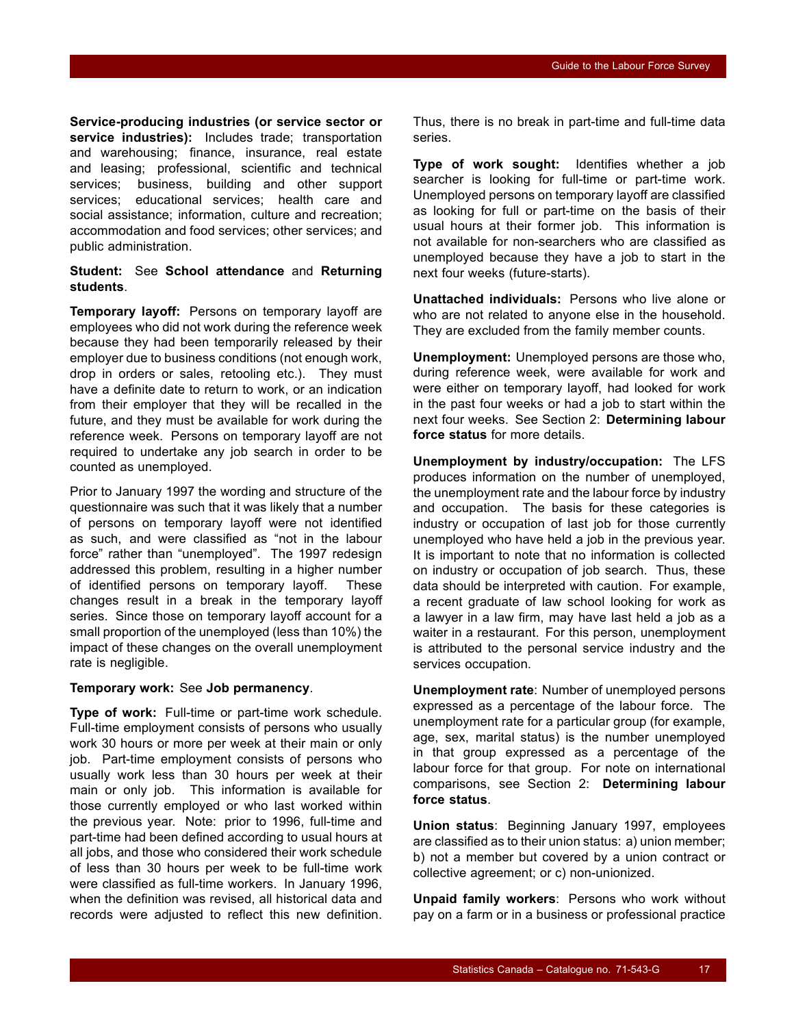**Service-producing industries (or service sector or service industries):** Includes trade; transportation and warehousing; finance, insurance, real estate and leasing; professional, scientific and technical services; business, building and other support services; educational services; health care and social assistance; information, culture and recreation; accommodation and food services; other services; and public administration.

**Student:** See **School attendance** and **Returning students**.

**Temporary layoff:** Persons on temporary layoff are employees who did not work during the reference week because they had been temporarily released by their employer due to business conditions (not enough work, drop in orders or sales, retooling etc.). They must have a definite date to return to work, or an indication from their employer that they will be recalled in the future, and they must be available for work during the reference week. Persons on temporary layoff are not required to undertake any job search in order to be counted as unemployed.

Prior to January 1997 the wording and structure of the questionnaire was such that it was likely that a number of persons on temporary layoff were not identified as such, and were classified as "not in the labour force" rather than "unemployed". The 1997 redesign addressed this problem, resulting in a higher number of identified persons on temporary layoff. These changes result in a break in the temporary layoff series. Since those on temporary layoff account for a small proportion of the unemployed (less than 10%) the impact of these changes on the overall unemployment rate is negligible.

**Temporary work:** See **Job permanency**.

**Type of work:** Full-time or part-time work schedule. Full-time employment consists of persons who usually work 30 hours or more per week at their main or only job. Part-time employment consists of persons who usually work less than 30 hours per week at their main or only job. This information is available for those currently employed or who last worked within the previous year. Note: prior to 1996, full-time and part-time had been defined according to usual hours at all jobs, and those who considered their work schedule of less than 30 hours per week to be full-time work were classified as full-time workers. In January 1996, when the definition was revised, all historical data and records were adjusted to reflect this new definition. Thus, there is no break in part-time and full-time data series.

**Type of work sought:** Identifies whether a job searcher is looking for full-time or part-time work. Unemployed persons on temporary layoff are classified as looking for full or part-time on the basis of their usual hours at their former job. This information is not available for non-searchers who are classified as unemployed because they have a job to start in the next four weeks (future-starts).

**Unattached individuals:** Persons who live alone or who are not related to anyone else in the household. They are excluded from the family member counts.

**Unemployment:** Unemployed persons are those who, during reference week, were available for work and were either on temporary layoff, had looked for work in the past four weeks or had a job to start within the next four weeks. See Section 2: **Determining labour force status** for more details.

**Unemployment by industry/occupation:** The LFS produces information on the number of unemployed, the unemployment rate and the labour force by industry and occupation. The basis for these categories is industry or occupation of last job for those currently unemployed who have held a job in the previous year. It is important to note that no information is collected on industry or occupation of job search. Thus, these data should be interpreted with caution. For example, a recent graduate of law school looking for work as a lawyer in a law firm, may have last held a job as a waiter in a restaurant. For this person, unemployment is attributed to the personal service industry and the services occupation.

**Unemployment rate**: Number of unemployed persons expressed as a percentage of the labour force. The unemployment rate for a particular group (for example, age, sex, marital status) is the number unemployed in that group expressed as a percentage of the labour force for that group. For note on international comparisons, see Section 2: **Determining labour force status**.

**Union status**: Beginning January 1997, employees are classified as to their union status: a) union member; b) not a member but covered by a union contract or collective agreement; or c) non-unionized.

**Unpaid family workers**: Persons who work without pay on a farm or in a business or professional practice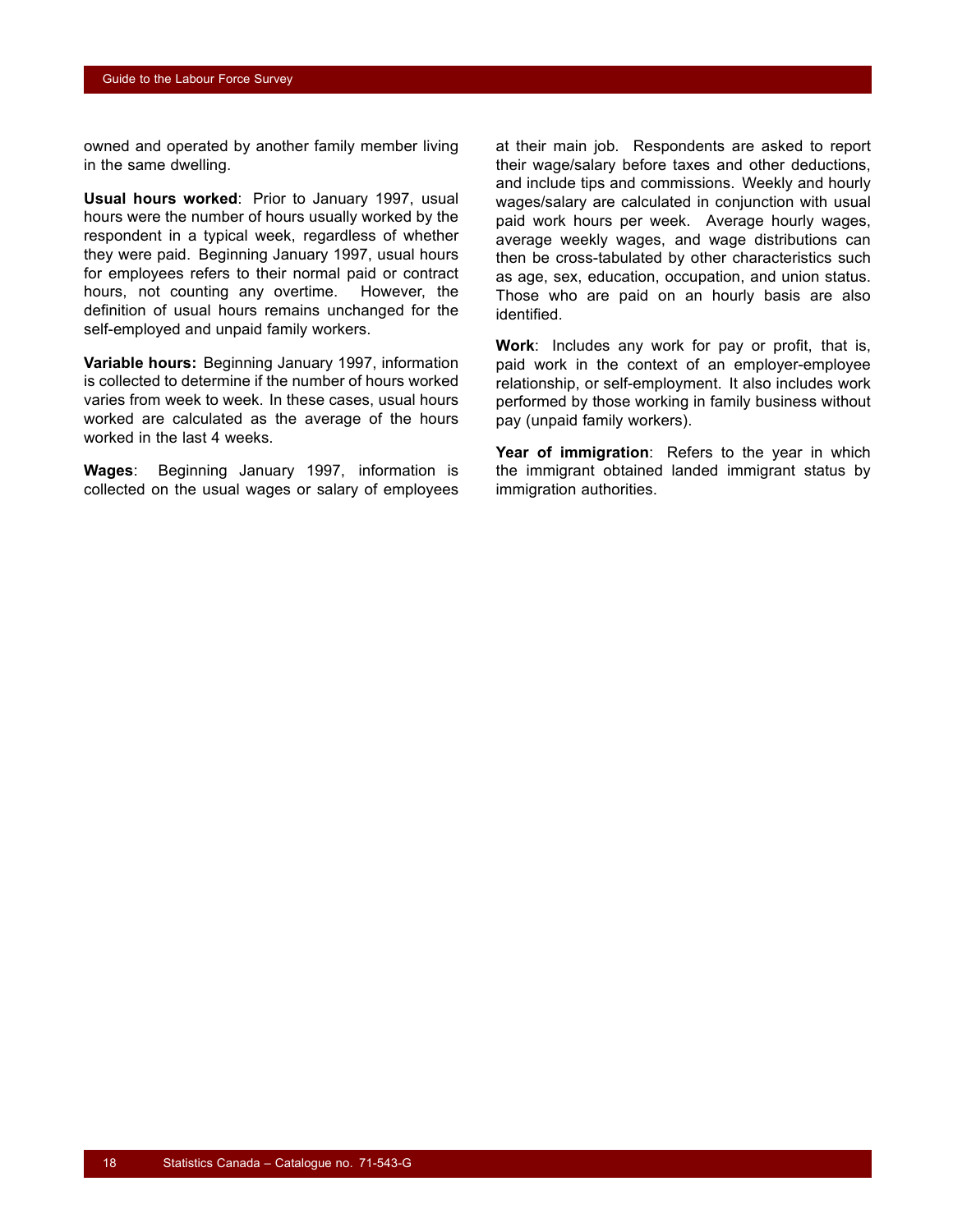owned and operated by another family member living in the same dwelling.

**Usual hours worked**: Prior to January 1997, usual hours were the number of hours usually worked by the respondent in a typical week, regardless of whether they were paid. Beginning January 1997, usual hours for employees refers to their normal paid or contract hours, not counting any overtime. However, the definition of usual hours remains unchanged for the self-employed and unpaid family workers.

**Variable hours:** Beginning January 1997, information is collected to determine if the number of hours worked varies from week to week. In these cases, usual hours worked are calculated as the average of the hours worked in the last 4 weeks.

**Wages**: Beginning January 1997, information is collected on the usual wages or salary of employees at their main job. Respondents are asked to report their wage/salary before taxes and other deductions, and include tips and commissions. Weekly and hourly wages/salary are calculated in conjunction with usual paid work hours per week. Average hourly wages, average weekly wages, and wage distributions can then be cross-tabulated by other characteristics such as age, sex, education, occupation, and union status. Those who are paid on an hourly basis are also identified.

**Work**: Includes any work for pay or profit, that is, paid work in the context of an employer-employee relationship, or self-employment. It also includes work performed by those working in family business without pay (unpaid family workers).

**Year of immigration**: Refers to the year in which the immigrant obtained landed immigrant status by immigration authorities.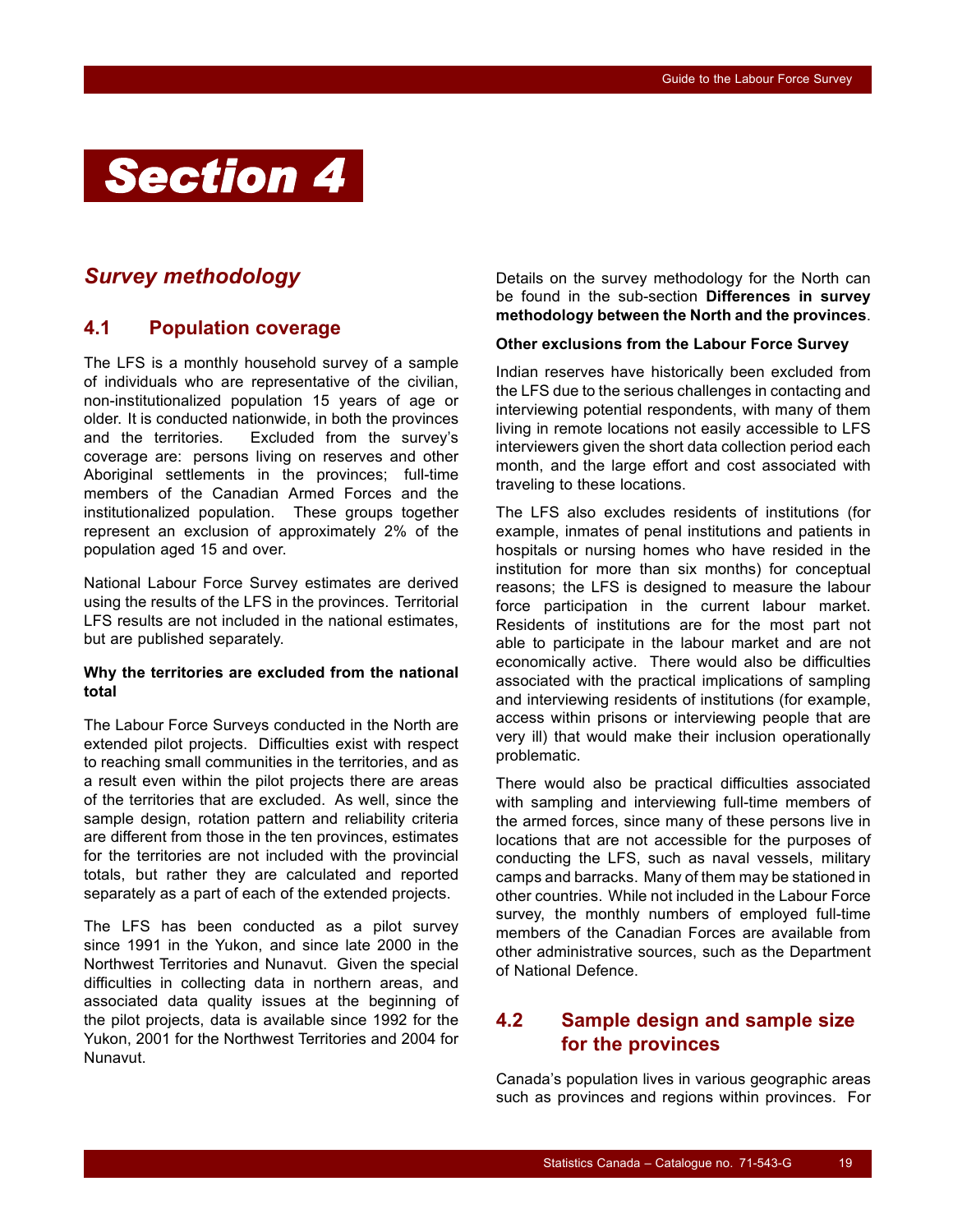# Section 4

## Survey methodology

### 4.1 Population coverage

The LFS is a monthly household survey of a sample of individuals who are representative of the civilian, non-institutionalized population 15 years of age or older. It is conducted nationwide, in both the provinces and the territories. Excluded from the survey's coverage are: persons living on reserves and other Aboriginal settlements in the provinces; full-time members of the Canadian Armed Forces and the institutionalized population. These groups together represent an exclusion of approximately 2% of the population aged 15 and over.

National Labour Force Survey estimates are derived using the results of the LFS in the provinces. Territorial LFS results are not included in the national estimates, but are published separately.

**Why the territories are excluded from the national total**

The Labour Force Surveys conducted in the North are extended pilot projects. Difficulties exist with respect to reaching small communities in the territories, and as a result even within the pilot projects there are areas of the territories that are excluded. As well, since the sample design, rotation pattern and reliability criteria are different from those in the ten provinces, estimates for the territories are not included with the provincial totals, but rather they are calculated and reported separately as a part of each of the extended projects.

The LFS has been conducted as a pilot survey since 1991 in the Yukon, and since late 2000 in the Northwest Territories and Nunavut. Given the special difficulties in collecting data in northern areas, and associated data quality issues at the beginning of the pilot projects, data is available since 1992 for the Yukon, 2001 for the Northwest Territories and 2004 for Nunavut.

Details on the survey methodology for the North can be found in the sub-section **Differences in survey methodology between the North and the provinces**.

**Other exclusions from the Labour Force Survey**

Indian reserves have historically been excluded from the LFS due to the serious challenges in contacting and interviewing potential respondents, with many of them living in remote locations not easily accessible to LFS interviewers given the short data collection period each month, and the large effort and cost associated with traveling to these locations.

The LFS also excludes residents of institutions (for example, inmates of penal institutions and patients in hospitals or nursing homes who have resided in the institution for more than six months) for conceptual reasons; the LFS is designed to measure the labour force participation in the current labour market. Residents of institutions are for the most part not able to participate in the labour market and are not economically active. There would also be difficulties associated with the practical implications of sampling and interviewing residents of institutions (for example, access within prisons or interviewing people that are very ill) that would make their inclusion operationally problematic.

There would also be practical difficulties associated with sampling and interviewing full-time members of the armed forces, since many of these persons live in locations that are not accessible for the purposes of conducting the LFS, such as naval vessels, military camps and barracks. Many of them may be stationed in other countries. While not included in the Labour Force survey, the monthly numbers of employed full-time members of the Canadian Forces are available from other administrative sources, such as the Department of National Defence.

### 4.2 Sample design and sample size for the provinces

Canada's population lives in various geographic areas such as provinces and regions within provinces. For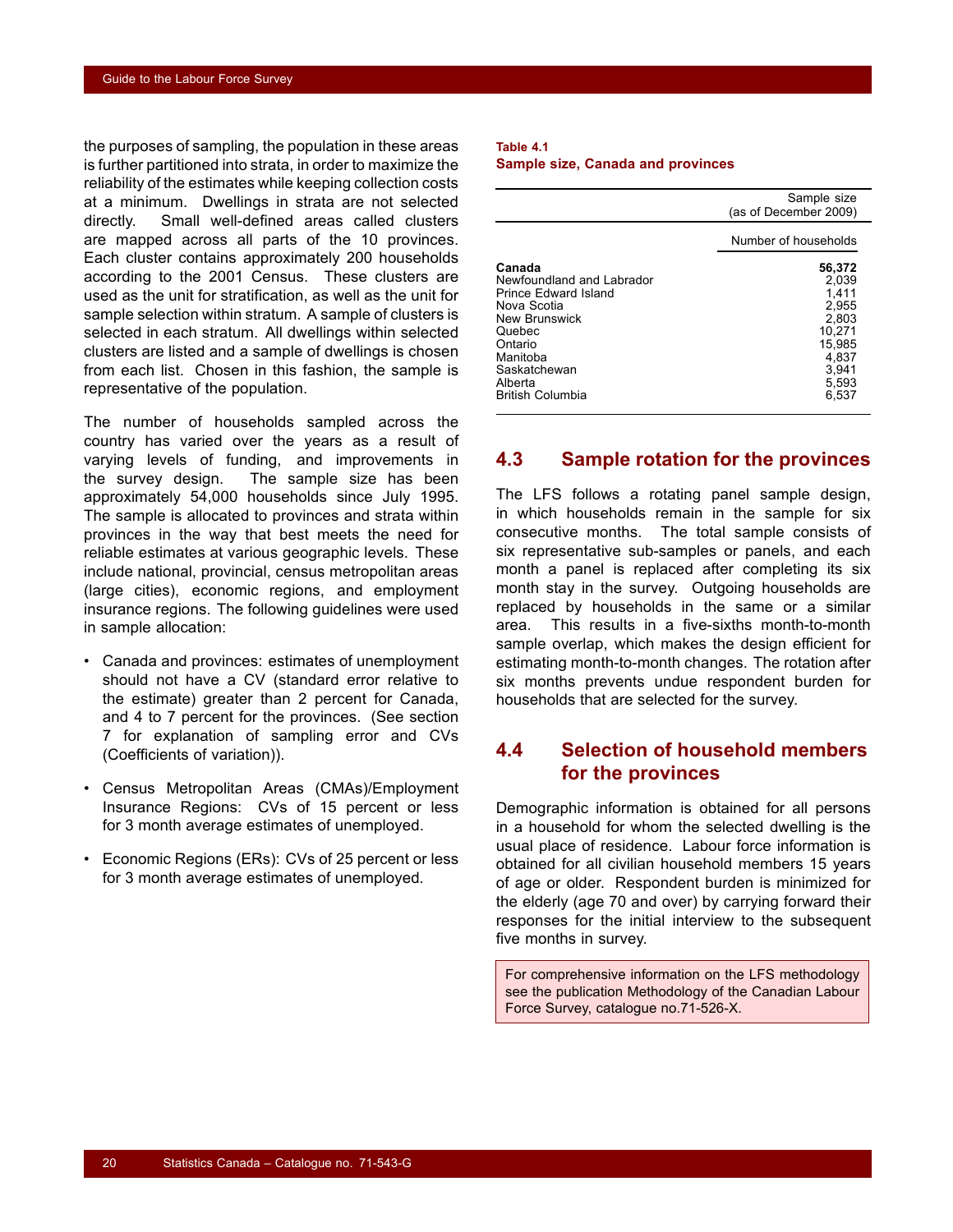the purposes of sampling, the population in these areas is further partitioned into strata, in order to maximize the reliability of the estimates while keeping collection costs at a minimum. Dwellings in strata are not selected directly. Small well-defined areas called clusters are mapped across all parts of the 10 provinces. Each cluster contains approximately 200 households according to the 2001 Census. These clusters are used as the unit for stratification, as well as the unit for sample selection within stratum. A sample of clusters is selected in each stratum. All dwellings within selected clusters are listed and a sample of dwellings is chosen from each list. Chosen in this fashion, the sample is representative of the population.

The number of households sampled across the country has varied over the years as a result of varying levels of funding, and improvements in the survey design. The sample size has been approximately 54,000 households since July 1995. The sample is allocated to provinces and strata within provinces in the way that best meets the need for reliable estimates at various geographic levels. These include national, provincial, census metropolitan areas (large cities), economic regions, and employment insurance regions. The following guidelines were used in sample allocation:

- Canada and provinces: estimates of unemployment should not have a CV (standard error relative to the estimate) greater than 2 percent for Canada, and 4 to 7 percent for the provinces. (See section 7 for explanation of sampling error and CVs (Coefficients of variation)).
- Census Metropolitan Areas (CMAs)/Employment Insurance Regions: CVs of 15 percent or less for 3 month average estimates of unemployed.
- Economic Regions (ERs): CVs of 25 percent or less for 3 month average estimates of unemployed.

**Table 4.1**
**Sample size, Canada and provinces**

| | Sample size (as of December 2009) |
|---|---|
| | Number of households |
| **Canada** | **56,372** |
| Newfoundland and Labrador | 2,039 |
| Prince Edward Island | 1,411 |
| Nova Scotia | 2,955 |
| New Brunswick | 2,803 |
| Quebec | 10,271 |
| Ontario | 15,985 |
| Manitoba | 4,837 |
| Saskatchewan | 3,941 |
| Alberta | 5,593 |
| British Columbia | 6,537 |

## 4.3 Sample rotation for the provinces

The LFS follows a rotating panel sample design, in which households remain in the sample for six consecutive months. The total sample consists of six representative sub-samples or panels, and each month a panel is replaced after completing its six month stay in the survey. Outgoing households are replaced by households in the same or a similar area. This results in a five-sixths month-to-month sample overlap, which makes the design efficient for estimating month-to-month changes. The rotation after six months prevents undue respondent burden for households that are selected for the survey.

## 4.4 Selection of household members for the provinces

Demographic information is obtained for all persons in a household for whom the selected dwelling is the usual place of residence. Labour force information is obtained for all civilian household members 15 years of age or older. Respondent burden is minimized for the elderly (age 70 and over) by carrying forward their responses for the initial interview to the subsequent five months in survey.

For comprehensive information on the LFS methodology see the publication Methodology of the Canadian Labour Force Survey, catalogue no.71-526-X.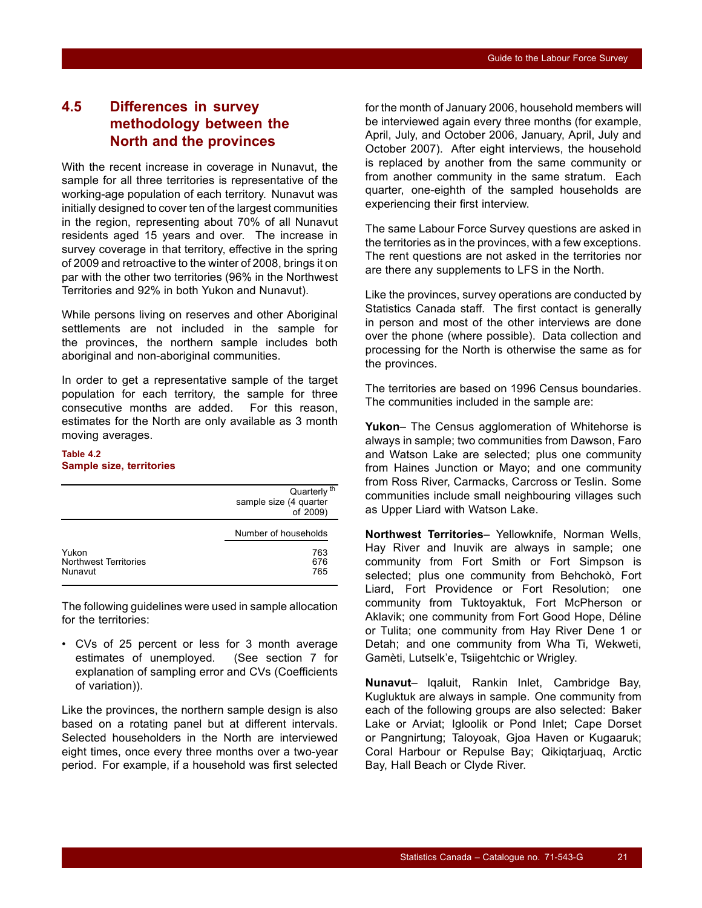## 4.5 Differences in survey methodology between the North and the provinces

With the recent increase in coverage in Nunavut, the sample for all three territories is representative of the working-age population of each territory. Nunavut was initially designed to cover ten of the largest communities in the region, representing about 70% of all Nunavut residents aged 15 years and over. The increase in survey coverage in that territory, effective in the spring of 2009 and retroactive to the winter of 2008, brings it on par with the other two territories (96% in the Northwest Territories and 92% in both Yukon and Nunavut).

While persons living on reserves and other Aboriginal settlements are not included in the sample for the provinces, the northern sample includes both aboriginal and non-aboriginal communities.

In order to get a representative sample of the target population for each territory, the sample for three consecutive months are added. For this reason, estimates for the North are only available as 3 month moving averages.

**Table 4.2**
**Sample size, territories**

| | Quarterly sample size (4th quarter of 2009) |
|---|---|
| | Number of households |
| Yukon | 763 |
| Northwest Territories | 676 |
| Nunavut | 765 |

The following guidelines were used in sample allocation for the territories:

- CVs of 25 percent or less for 3 month average estimates of unemployed. (See section 7 for explanation of sampling error and CVs (Coefficients of variation)).

Like the provinces, the northern sample design is also based on a rotating panel but at different intervals. Selected householders in the North are interviewed eight times, once every three months over a two-year period. For example, if a household was first selected for the month of January 2006, household members will be interviewed again every three months (for example, April, July, and October 2006, January, April, July and October 2007). After eight interviews, the household is replaced by another from the same community or from another community in the same stratum. Each quarter, one-eighth of the sampled households are experiencing their first interview.

The same Labour Force Survey questions are asked in the territories as in the provinces, with a few exceptions. The rent questions are not asked in the territories nor are there any supplements to LFS in the North.

Like the provinces, survey operations are conducted by Statistics Canada staff. The first contact is generally in person and most of the other interviews are done over the phone (where possible). Data collection and processing for the North is otherwise the same as for the provinces.

The territories are based on 1996 Census boundaries. The communities included in the sample are:

**Yukon**– The Census agglomeration of Whitehorse is always in sample; two communities from Dawson, Faro and Watson Lake are selected; plus one community from Haines Junction or Mayo; and one community from Ross River, Carmacks, Carcross or Teslin. Some communities include small neighbouring villages such as Upper Liard with Watson Lake.

**Northwest Territories**– Yellowknife, Norman Wells, Hay River and Inuvik are always in sample; one community from Fort Smith or Fort Simpson is selected; plus one community from Behchokò, Fort Liard, Fort Providence or Fort Resolution; one community from Tuktoyaktuk, Fort McPherson or Aklavik; one community from Fort Good Hope, Déline or Tulita; one community from Hay River Dene 1 or Detah; and one community from Wha Ti, Wekweti, Gamèti, Lutselk'e, Tsiigehtchic or Wrigley.

**Nunavut**– Iqaluit, Rankin Inlet, Cambridge Bay, Kugluktuk are always in sample. One community from each of the following groups are also selected: Baker Lake or Arviat; Igloolik or Pond Inlet; Cape Dorset or Pangnirtung; Taloyoak, Gjoa Haven or Kugaaruk; Coral Harbour or Repulse Bay; Qikiqtarjuaq, Arctic Bay, Hall Beach or Clyde River.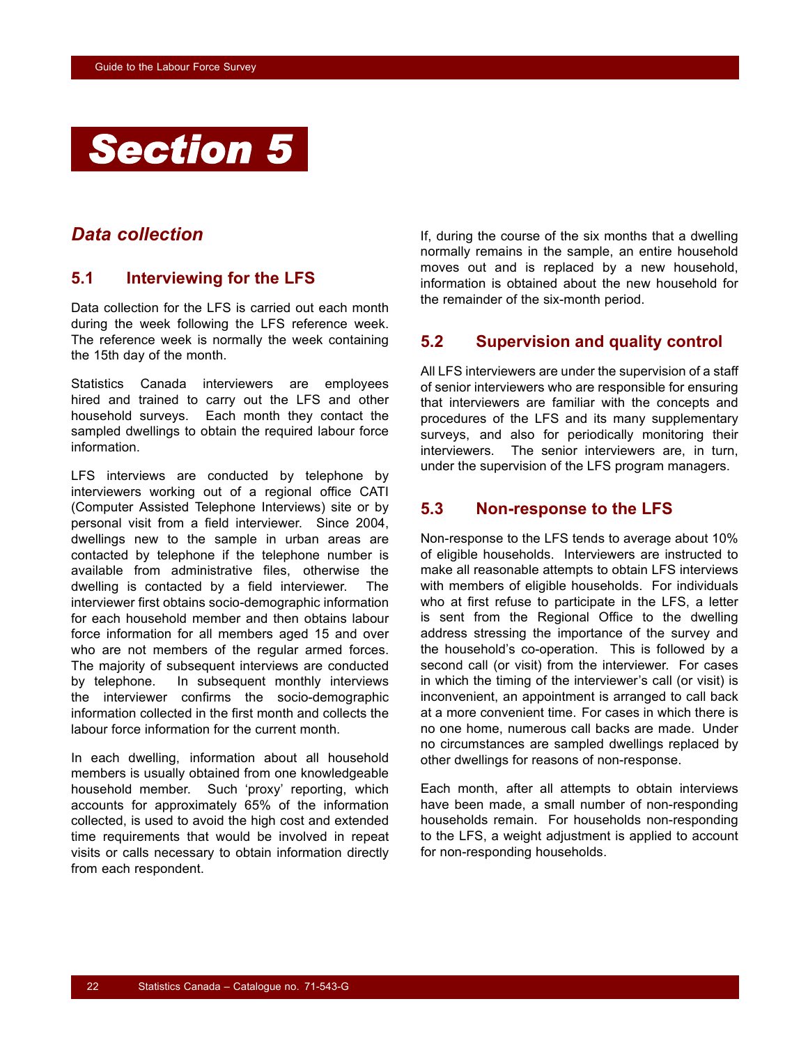# Section 5

## Data collection

### 5.1 Interviewing for the LFS

Data collection for the LFS is carried out each month during the week following the LFS reference week. The reference week is normally the week containing the 15th day of the month.

Statistics Canada interviewers are employees hired and trained to carry out the LFS and other household surveys. Each month they contact the sampled dwellings to obtain the required labour force information.

LFS interviews are conducted by telephone by interviewers working out of a regional office CATI (Computer Assisted Telephone Interviews) site or by personal visit from a field interviewer. Since 2004, dwellings new to the sample in urban areas are contacted by telephone if the telephone number is available from administrative files, otherwise the dwelling is contacted by a field interviewer. The interviewer first obtains socio-demographic information for each household member and then obtains labour force information for all members aged 15 and over who are not members of the regular armed forces. The majority of subsequent interviews are conducted by telephone. In subsequent monthly interviews the interviewer confirms the socio-demographic information collected in the first month and collects the labour force information for the current month.

In each dwelling, information about all household members is usually obtained from one knowledgeable household member. Such 'proxy' reporting, which accounts for approximately 65% of the information collected, is used to avoid the high cost and extended time requirements that would be involved in repeat visits or calls necessary to obtain information directly from each respondent.

If, during the course of the six months that a dwelling normally remains in the sample, an entire household moves out and is replaced by a new household, information is obtained about the new household for the remainder of the six-month period.

### 5.2 Supervision and quality control

All LFS interviewers are under the supervision of a staff of senior interviewers who are responsible for ensuring that interviewers are familiar with the concepts and procedures of the LFS and its many supplementary surveys, and also for periodically monitoring their interviewers. The senior interviewers are, in turn, under the supervision of the LFS program managers.

### 5.3 Non-response to the LFS

Non-response to the LFS tends to average about 10% of eligible households. Interviewers are instructed to make all reasonable attempts to obtain LFS interviews with members of eligible households. For individuals who at first refuse to participate in the LFS, a letter is sent from the Regional Office to the dwelling address stressing the importance of the survey and the household's co-operation. This is followed by a second call (or visit) from the interviewer. For cases in which the timing of the interviewer's call (or visit) is inconvenient, an appointment is arranged to call back at a more convenient time. For cases in which there is no one home, numerous call backs are made. Under no circumstances are sampled dwellings replaced by other dwellings for reasons of non-response.

Each month, after all attempts to obtain interviews have been made, a small number of non-responding households remain. For households non-responding to the LFS, a weight adjustment is applied to account for non-responding households.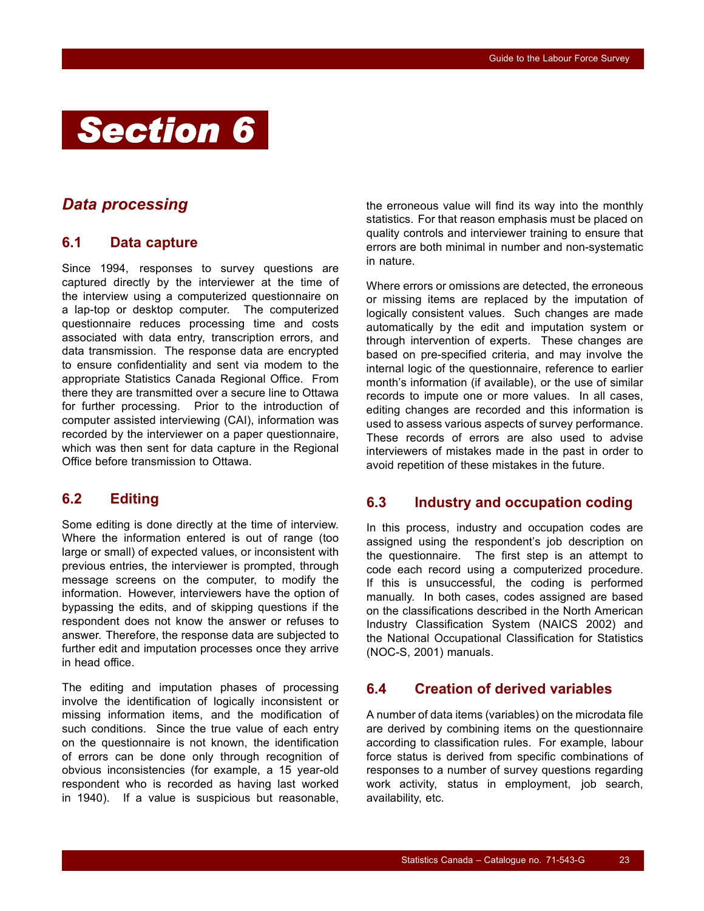# Section 6

## *Data processing*

### 6.1 Data capture

Since 1994, responses to survey questions are captured directly by the interviewer at the time of the interview using a computerized questionnaire on a lap-top or desktop computer. The computerized questionnaire reduces processing time and costs associated with data entry, transcription errors, and data transmission. The response data are encrypted to ensure confidentiality and sent via modem to the appropriate Statistics Canada Regional Office. From there they are transmitted over a secure line to Ottawa for further processing. Prior to the introduction of computer assisted interviewing (CAI), information was recorded by the interviewer on a paper questionnaire, which was then sent for data capture in the Regional Office before transmission to Ottawa.

### 6.2 Editing

Some editing is done directly at the time of interview. Where the information entered is out of range (too large or small) of expected values, or inconsistent with previous entries, the interviewer is prompted, through message screens on the computer, to modify the information. However, interviewers have the option of bypassing the edits, and of skipping questions if the respondent does not know the answer or refuses to answer. Therefore, the response data are subjected to further edit and imputation processes once they arrive in head office.

The editing and imputation phases of processing involve the identification of logically inconsistent or missing information items, and the modification of such conditions. Since the true value of each entry on the questionnaire is not known, the identification of errors can be done only through recognition of obvious inconsistencies (for example, a 15 year-old respondent who is recorded as having last worked in 1940). If a value is suspicious but reasonable, the erroneous value will find its way into the monthly statistics. For that reason emphasis must be placed on quality controls and interviewer training to ensure that errors are both minimal in number and non-systematic in nature.

Where errors or omissions are detected, the erroneous or missing items are replaced by the imputation of logically consistent values. Such changes are made automatically by the edit and imputation system or through intervention of experts. These changes are based on pre-specified criteria, and may involve the internal logic of the questionnaire, reference to earlier month's information (if available), or the use of similar records to impute one or more values. In all cases, editing changes are recorded and this information is used to assess various aspects of survey performance. These records of errors are also used to advise interviewers of mistakes made in the past in order to avoid repetition of these mistakes in the future.

### 6.3 Industry and occupation coding

In this process, industry and occupation codes are assigned using the respondent's job description on the questionnaire. The first step is an attempt to code each record using a computerized procedure. If this is unsuccessful, the coding is performed manually. In both cases, codes assigned are based on the classifications described in the North American Industry Classification System (NAICS 2002) and the National Occupational Classification for Statistics (NOC-S, 2001) manuals.

### 6.4 Creation of derived variables

A number of data items (variables) on the microdata file are derived by combining items on the questionnaire according to classification rules. For example, labour force status is derived from specific combinations of responses to a number of survey questions regarding work activity, status in employment, job search, availability, etc.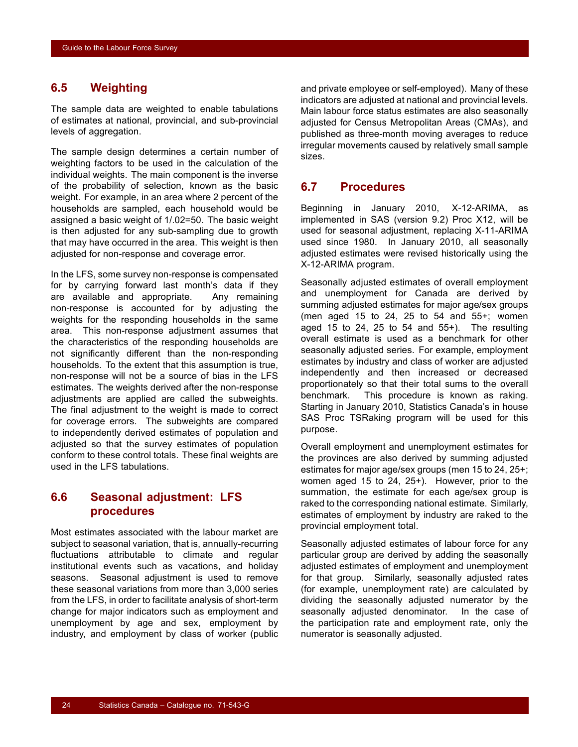## 6.5 Weighting

The sample data are weighted to enable tabulations of estimates at national, provincial, and sub-provincial levels of aggregation.

The sample design determines a certain number of weighting factors to be used in the calculation of the individual weights. The main component is the inverse of the probability of selection, known as the basic weight. For example, in an area where 2 percent of the households are sampled, each household would be assigned a basic weight of 1/.02=50. The basic weight is then adjusted for any sub-sampling due to growth that may have occurred in the area. This weight is then adjusted for non-response and coverage error.

In the LFS, some survey non-response is compensated for by carrying forward last month's data if they are available and appropriate. Any remaining non-response is accounted for by adjusting the weights for the responding households in the same area. This non-response adjustment assumes that the characteristics of the responding households are not significantly different than the non-responding households. To the extent that this assumption is true, non-response will not be a source of bias in the LFS estimates. The weights derived after the non-response adjustments are applied are called the subweights. The final adjustment to the weight is made to correct for coverage errors. The subweights are compared to independently derived estimates of population and adjusted so that the survey estimates of population conform to these control totals. These final weights are used in the LFS tabulations.

## 6.6 Seasonal adjustment: LFS procedures

Most estimates associated with the labour market are subject to seasonal variation, that is, annually-recurring fluctuations attributable to climate and regular institutional events such as vacations, and holiday seasons. Seasonal adjustment is used to remove these seasonal variations from more than 3,000 series from the LFS, in order to facilitate analysis of short-term change for major indicators such as employment and unemployment by age and sex, employment by industry, and employment by class of worker (public and private employee or self-employed). Many of these indicators are adjusted at national and provincial levels. Main labour force status estimates are also seasonally adjusted for Census Metropolitan Areas (CMAs), and published as three-month moving averages to reduce irregular movements caused by relatively small sample sizes.

## 6.7 Procedures

Beginning in January 2010, X-12-ARIMA, as implemented in SAS (version 9.2) Proc X12, will be used for seasonal adjustment, replacing X-11-ARIMA used since 1980. In January 2010, all seasonally adjusted estimates were revised historically using the X-12-ARIMA program.

Seasonally adjusted estimates of overall employment and unemployment for Canada are derived by summing adjusted estimates for major age/sex groups (men aged 15 to 24, 25 to 54 and 55+; women aged 15 to 24, 25 to 54 and 55+). The resulting overall estimate is used as a benchmark for other seasonally adjusted series. For example, employment estimates by industry and class of worker are adjusted independently and then increased or decreased proportionately so that their total sums to the overall benchmark. This procedure is known as raking. Starting in January 2010, Statistics Canada's in house SAS Proc TSRaking program will be used for this purpose.

Overall employment and unemployment estimates for the provinces are also derived by summing adjusted estimates for major age/sex groups (men 15 to 24, 25+; women aged 15 to 24, 25+). However, prior to the summation, the estimate for each age/sex group is raked to the corresponding national estimate. Similarly, estimates of employment by industry are raked to the provincial employment total.

Seasonally adjusted estimates of labour force for any particular group are derived by adding the seasonally adjusted estimates of employment and unemployment for that group. Similarly, seasonally adjusted rates (for example, unemployment rate) are calculated by dividing the seasonally adjusted numerator by the seasonally adjusted denominator. In the case of the participation rate and employment rate, only the numerator is seasonally adjusted.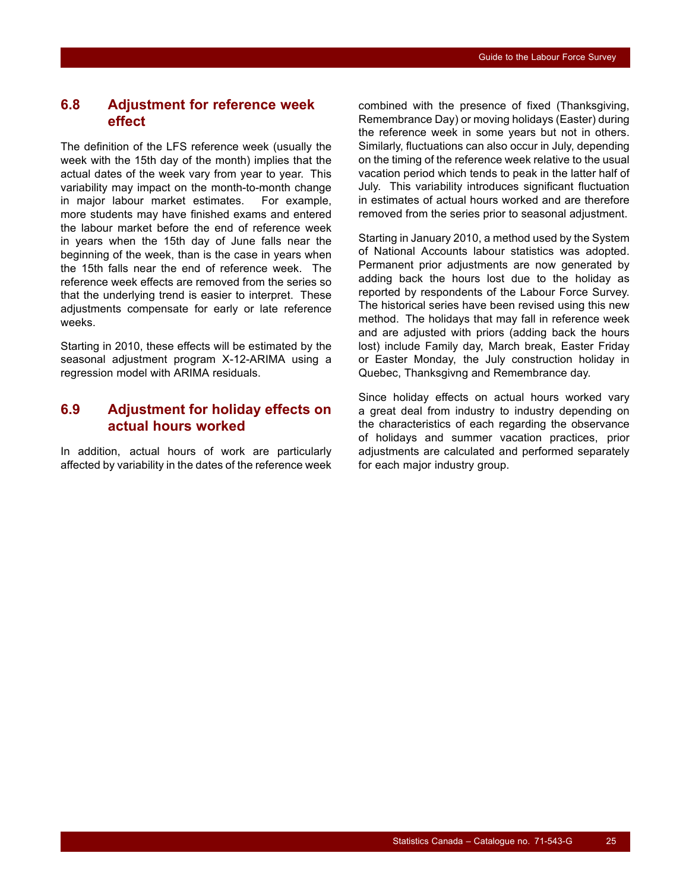## 6.8 Adjustment for reference week effect

The definition of the LFS reference week (usually the week with the 15th day of the month) implies that the actual dates of the week vary from year to year. This variability may impact on the month-to-month change in major labour market estimates. For example, more students may have finished exams and entered the labour market before the end of reference week in years when the 15th day of June falls near the beginning of the week, than is the case in years when the 15th falls near the end of reference week. The reference week effects are removed from the series so that the underlying trend is easier to interpret. These adjustments compensate for early or late reference weeks.

Starting in 2010, these effects will be estimated by the seasonal adjustment program X-12-ARIMA using a regression model with ARIMA residuals.

## 6.9 Adjustment for holiday effects on actual hours worked

In addition, actual hours of work are particularly affected by variability in the dates of the reference week combined with the presence of fixed (Thanksgiving, Remembrance Day) or moving holidays (Easter) during the reference week in some years but not in others. Similarly, fluctuations can also occur in July, depending on the timing of the reference week relative to the usual vacation period which tends to peak in the latter half of July. This variability introduces significant fluctuation in estimates of actual hours worked and are therefore removed from the series prior to seasonal adjustment.

Starting in January 2010, a method used by the System of National Accounts labour statistics was adopted. Permanent prior adjustments are now generated by adding back the hours lost due to the holiday as reported by respondents of the Labour Force Survey. The historical series have been revised using this new method. The holidays that may fall in reference week and are adjusted with priors (adding back the hours lost) include Family day, March break, Easter Friday or Easter Monday, the July construction holiday in Quebec, Thanksgivng and Remembrance day.

Since holiday effects on actual hours worked vary a great deal from industry to industry depending on the characteristics of each regarding the observance of holidays and summer vacation practices, prior adjustments are calculated and performed separately for each major industry group.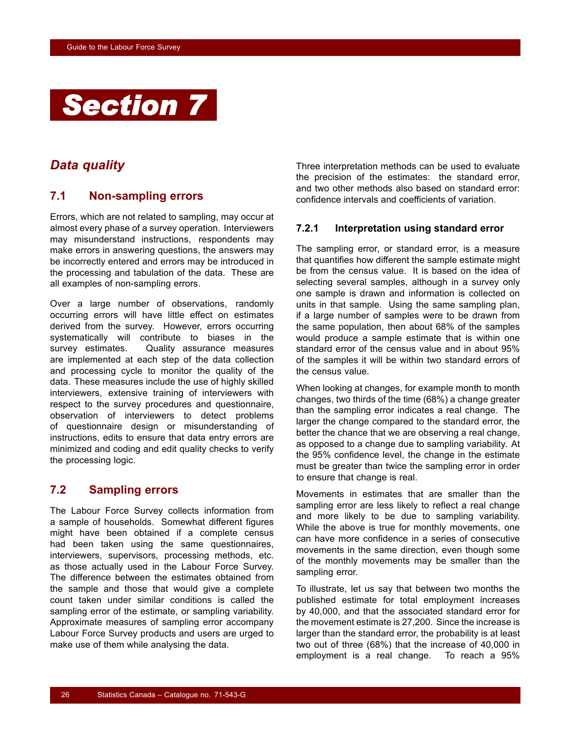# Section 7

## Data quality

### 7.1 Non-sampling errors

Errors, which are not related to sampling, may occur at almost every phase of a survey operation. Interviewers may misunderstand instructions, respondents may make errors in answering questions, the answers may be incorrectly entered and errors may be introduced in the processing and tabulation of the data. These are all examples of non-sampling errors.

Over a large number of observations, randomly occurring errors will have little effect on estimates derived from the survey. However, errors occurring systematically will contribute to biases in the survey estimates. Quality assurance measures are implemented at each step of the data collection and processing cycle to monitor the quality of the data. These measures include the use of highly skilled interviewers, extensive training of interviewers with respect to the survey procedures and questionnaire, observation of interviewers to detect problems of questionnaire design or misunderstanding of instructions, edits to ensure that data entry errors are minimized and coding and edit quality checks to verify the processing logic.

### 7.2 Sampling errors

The Labour Force Survey collects information from a sample of households. Somewhat different figures might have been obtained if a complete census had been taken using the same questionnaires, interviewers, supervisors, processing methods, etc. as those actually used in the Labour Force Survey. The difference between the estimates obtained from the sample and those that would give a complete count taken under similar conditions is called the sampling error of the estimate, or sampling variability. Approximate measures of sampling error accompany Labour Force Survey products and users are urged to make use of them while analysing the data.

Three interpretation methods can be used to evaluate the precision of the estimates: the standard error, and two other methods also based on standard error: confidence intervals and coefficients of variation.

#### 7.2.1 Interpretation using standard error

The sampling error, or standard error, is a measure that quantifies how different the sample estimate might be from the census value. It is based on the idea of selecting several samples, although in a survey only one sample is drawn and information is collected on units in that sample. Using the same sampling plan, if a large number of samples were to be drawn from the same population, then about 68% of the samples would produce a sample estimate that is within one standard error of the census value and in about 95% of the samples it will be within two standard errors of the census value.

When looking at changes, for example month to month changes, two thirds of the time (68%) a change greater than the sampling error indicates a real change. The larger the change compared to the standard error, the better the chance that we are observing a real change, as opposed to a change due to sampling variability. At the 95% confidence level, the change in the estimate must be greater than twice the sampling error in order to ensure that change is real.

Movements in estimates that are smaller than the sampling error are less likely to reflect a real change and more likely to be due to sampling variability. While the above is true for monthly movements, one can have more confidence in a series of consecutive movements in the same direction, even though some of the monthly movements may be smaller than the sampling error.

To illustrate, let us say that between two months the published estimate for total employment increases by 40,000, and that the associated standard error for the movement estimate is 27,200. Since the increase is larger than the standard error, the probability is at least two out of three (68%) that the increase of 40,000 in employment is a real change. To reach a 95%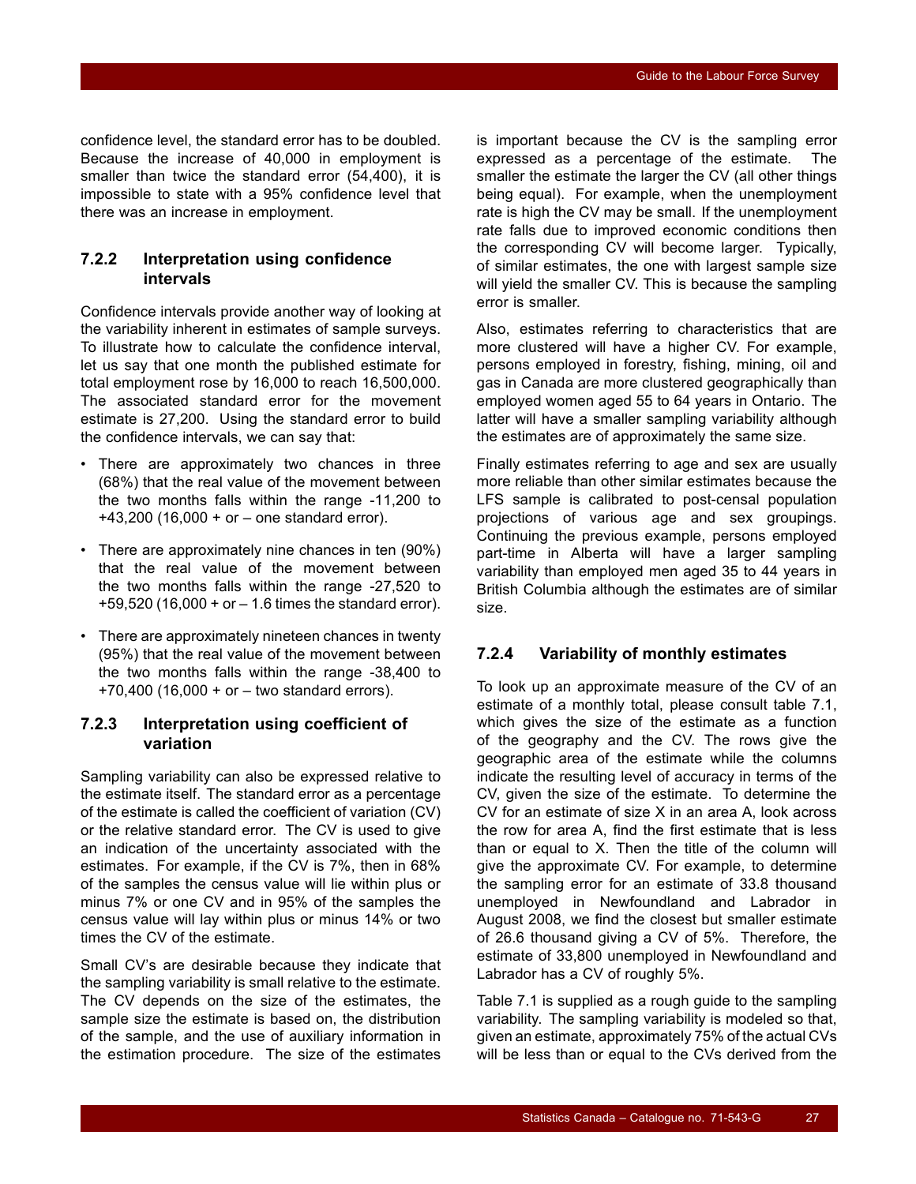confidence level, the standard error has to be doubled. Because the increase of 40,000 in employment is smaller than twice the standard error (54,400), it is impossible to state with a 95% confidence level that there was an increase in employment.

### 7.2.2 Interpretation using confidence intervals

Confidence intervals provide another way of looking at the variability inherent in estimates of sample surveys. To illustrate how to calculate the confidence interval, let us say that one month the published estimate for total employment rose by 16,000 to reach 16,500,000. The associated standard error for the movement estimate is 27,200. Using the standard error to build the confidence intervals, we can say that:

- There are approximately two chances in three (68%) that the real value of the movement between the two months falls within the range -11,200 to +43,200 (16,000 + or – one standard error).
- There are approximately nine chances in ten (90%) that the real value of the movement between the two months falls within the range -27,520 to +59,520 (16,000 + or – 1.6 times the standard error).
- There are approximately nineteen chances in twenty (95%) that the real value of the movement between the two months falls within the range -38,400 to +70,400 (16,000 + or – two standard errors).

### 7.2.3 Interpretation using coefficient of variation

Sampling variability can also be expressed relative to the estimate itself. The standard error as a percentage of the estimate is called the coefficient of variation (CV) or the relative standard error. The CV is used to give an indication of the uncertainty associated with the estimates. For example, if the CV is 7%, then in 68% of the samples the census value will lie within plus or minus 7% or one CV and in 95% of the samples the census value will lay within plus or minus 14% or two times the CV of the estimate.

Small CV's are desirable because they indicate that the sampling variability is small relative to the estimate. The CV depends on the size of the estimates, the sample size the estimate is based on, the distribution of the sample, and the use of auxiliary information in the estimation procedure. The size of the estimates is important because the CV is the sampling error expressed as a percentage of the estimate. The smaller the estimate the larger the CV (all other things being equal). For example, when the unemployment rate is high the CV may be small. If the unemployment rate falls due to improved economic conditions then the corresponding CV will become larger. Typically, of similar estimates, the one with largest sample size will yield the smaller CV. This is because the sampling error is smaller.

Also, estimates referring to characteristics that are more clustered will have a higher CV. For example, persons employed in forestry, fishing, mining, oil and gas in Canada are more clustered geographically than employed women aged 55 to 64 years in Ontario. The latter will have a smaller sampling variability although the estimates are of approximately the same size.

Finally estimates referring to age and sex are usually more reliable than other similar estimates because the LFS sample is calibrated to post-censal population projections of various age and sex groupings. Continuing the previous example, persons employed part-time in Alberta will have a larger sampling variability than employed men aged 35 to 44 years in British Columbia although the estimates are of similar size.

### 7.2.4 Variability of monthly estimates

To look up an approximate measure of the CV of an estimate of a monthly total, please consult table 7.1, which gives the size of the estimate as a function of the geography and the CV. The rows give the geographic area of the estimate while the columns indicate the resulting level of accuracy in terms of the CV, given the size of the estimate. To determine the CV for an estimate of size X in an area A, look across the row for area A, find the first estimate that is less than or equal to X. Then the title of the column will give the approximate CV. For example, to determine the sampling error for an estimate of 33.8 thousand unemployed in Newfoundland and Labrador in August 2008, we find the closest but smaller estimate of 26.6 thousand giving a CV of 5%. Therefore, the estimate of 33,800 unemployed in Newfoundland and Labrador has a CV of roughly 5%.

Table 7.1 is supplied as a rough guide to the sampling variability. The sampling variability is modeled so that, given an estimate, approximately 75% of the actual CVs will be less than or equal to the CVs derived from the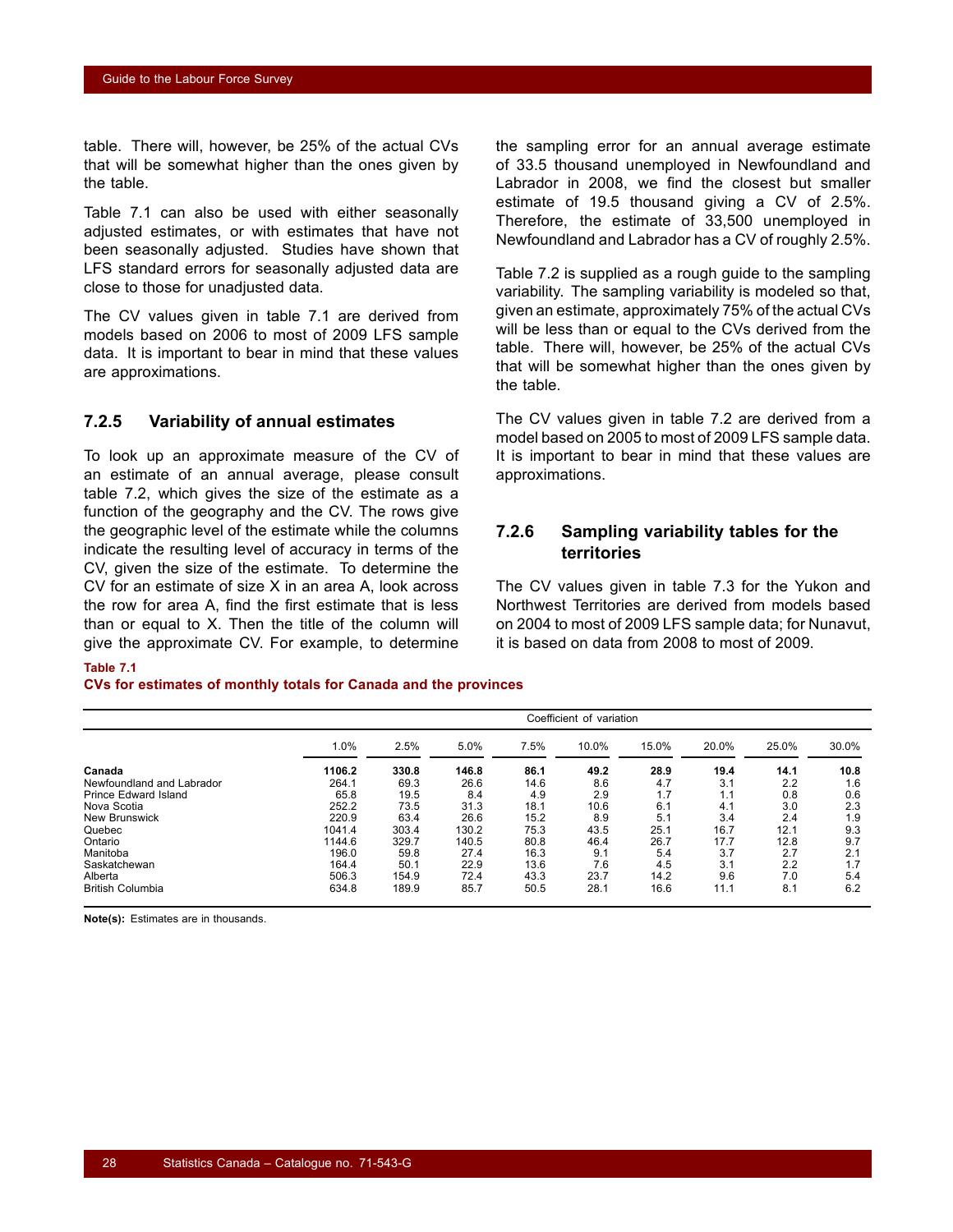table. There will, however, be 25% of the actual CVs that will be somewhat higher than the ones given by the table.

Table 7.1 can also be used with either seasonally adjusted estimates, or with estimates that have not been seasonally adjusted. Studies have shown that LFS standard errors for seasonally adjusted data are close to those for unadjusted data.

The CV values given in table 7.1 are derived from models based on 2006 to most of 2009 LFS sample data. It is important to bear in mind that these values are approximations.

### 7.2.5 Variability of annual estimates

To look up an approximate measure of the CV of an estimate of an annual average, please consult table 7.2, which gives the size of the estimate as a function of the geography and the CV. The rows give the geographic level of the estimate while the columns indicate the resulting level of accuracy in terms of the CV, given the size of the estimate. To determine the CV for an estimate of size X in an area A, look across the row for area A, find the first estimate that is less than or equal to X. Then the title of the column will give the approximate CV. For example, to determine the sampling error for an annual average estimate of 33.5 thousand unemployed in Newfoundland and Labrador in 2008, we find the closest but smaller estimate of 19.5 thousand giving a CV of 2.5%. Therefore, the estimate of 33,500 unemployed in Newfoundland and Labrador has a CV of roughly 2.5%.

Table 7.2 is supplied as a rough guide to the sampling variability. The sampling variability is modeled so that, given an estimate, approximately 75% of the actual CVs will be less than or equal to the CVs derived from the table. There will, however, be 25% of the actual CVs that will be somewhat higher than the ones given by the table.

The CV values given in table 7.2 are derived from a model based on 2005 to most of 2009 LFS sample data. It is important to bear in mind that these values are approximations.

### 7.2.6 Sampling variability tables for the territories

The CV values given in table 7.3 for the Yukon and Northwest Territories are derived from models based on 2004 to most of 2009 LFS sample data; for Nunavut, it is based on data from 2008 to most of 2009.

**Table 7.1**
**CVs for estimates of monthly totals for Canada and the provinces**

| | Coefficient of variation | | | | | | | | |
|---|---|---|---|---|---|---|---|---|---|
| | 1.0% | 2.5% | 5.0% | 7.5% | 10.0% | 15.0% | 20.0% | 25.0% | 30.0% |
| **Canada** | **1106.2** | **330.8** | **146.8** | **86.1** | **49.2** | **28.9** | **19.4** | **14.1** | **10.8** |
| Newfoundland and Labrador | 264.1 | 69.3 | 26.6 | 14.6 | 8.6 | 4.7 | 3.1 | 2.2 | 1.6 |
| Prince Edward Island | 65.8 | 19.5 | 8.4 | 4.9 | 2.9 | 1.7 | 1.1 | 0.8 | 0.6 |
| Nova Scotia | 252.2 | 73.5 | 31.3 | 18.1 | 10.6 | 6.1 | 4.1 | 3.0 | 2.3 |
| New Brunswick | 220.9 | 63.4 | 26.6 | 15.2 | 8.9 | 5.1 | 3.4 | 2.4 | 1.9 |
| Quebec | 1041.4 | 303.4 | 130.2 | 75.3 | 43.5 | 25.1 | 16.7 | 12.1 | 9.3 |
| Ontario | 1144.6 | 329.7 | 140.5 | 80.8 | 46.4 | 26.7 | 17.7 | 12.8 | 9.7 |
| Manitoba | 196.0 | 59.8 | 27.4 | 16.3 | 9.1 | 5.4 | 3.7 | 2.7 | 2.1 |
| Saskatchewan | 164.4 | 50.1 | 22.9 | 13.6 | 7.6 | 4.5 | 3.1 | 2.2 | 1.7 |
| Alberta | 506.3 | 154.9 | 72.4 | 43.3 | 23.7 | 14.2 | 9.6 | 7.0 | 5.4 |
| British Columbia | 634.8 | 189.9 | 85.7 | 50.5 | 28.1 | 16.6 | 11.1 | 8.1 | 6.2 |

**Note(s):** Estimates are in thousands.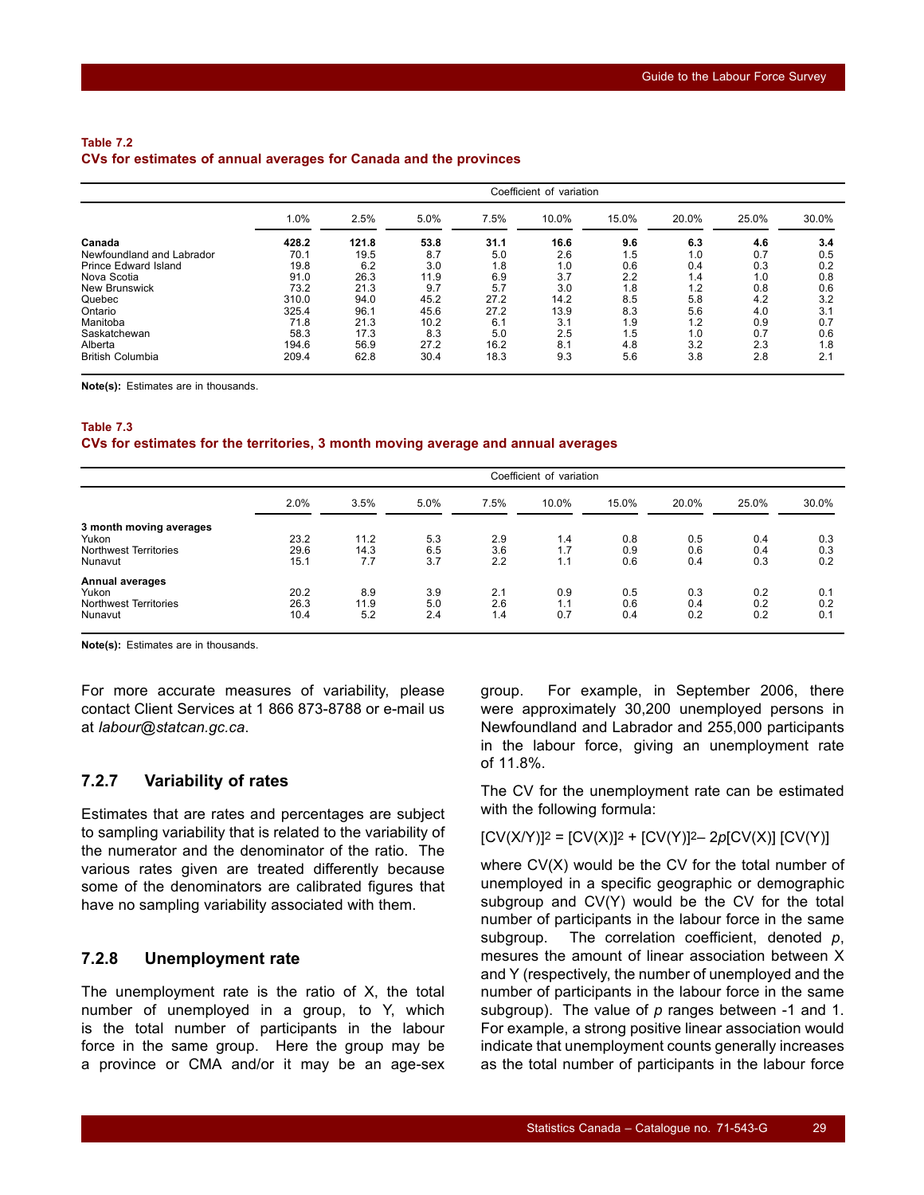**Table 7.2**
**CVs for estimates of annual averages for Canada and the provinces**

| | Coefficient of variation | | | | | | | | |
|---|---|---|---|---|---|---|---|---|---|
| | 1.0% | 2.5% | 5.0% | 7.5% | 10.0% | 15.0% | 20.0% | 25.0% | 30.0% |
| **Canada** | **428.2** | **121.8** | **53.8** | **31.1** | **16.6** | **9.6** | **6.3** | **4.6** | **3.4** |
| Newfoundland and Labrador | 70.1 | 19.5 | 8.7 | 5.0 | 2.6 | 1.5 | 1.0 | 0.7 | 0.5 |
| Prince Edward Island | 19.8 | 6.2 | 3.0 | 1.8 | 1.0 | 0.6 | 0.4 | 0.3 | 0.2 |
| Nova Scotia | 91.0 | 26.3 | 11.9 | 6.9 | 3.7 | 2.2 | 1.4 | 1.0 | 0.8 |
| New Brunswick | 73.2 | 21.3 | 9.7 | 5.7 | 3.0 | 1.8 | 1.2 | 0.8 | 0.6 |
| Quebec | 310.0 | 94.0 | 45.2 | 27.2 | 14.2 | 8.5 | 5.8 | 4.2 | 3.2 |
| Ontario | 325.4 | 96.1 | 45.6 | 27.2 | 13.9 | 8.3 | 5.6 | 4.0 | 3.1 |
| Manitoba | 71.8 | 21.3 | 10.2 | 6.1 | 3.1 | 1.9 | 1.2 | 0.9 | 0.7 |
| Saskatchewan | 58.3 | 17.3 | 8.3 | 5.0 | 2.5 | 1.5 | 1.0 | 0.7 | 0.6 |
| Alberta | 194.6 | 56.9 | 27.2 | 16.2 | 8.1 | 4.8 | 3.2 | 2.3 | 1.8 |
| British Columbia | 209.4 | 62.8 | 30.4 | 18.3 | 9.3 | 5.6 | 3.8 | 2.8 | 2.1 |

**Note(s):** Estimates are in thousands.

**Table 7.3**
**CVs for estimates for the territories, 3 month moving average and annual averages**

| | Coefficient of variation | | | | | | | | |
|---|---|---|---|---|---|---|---|---|---|
| | 2.0% | 3.5% | 5.0% | 7.5% | 10.0% | 15.0% | 20.0% | 25.0% | 30.0% |
| **3 month moving averages** | | | | | | | | | |
| Yukon | 23.2 | 11.2 | 5.3 | 2.9 | 1.4 | 0.8 | 0.5 | 0.4 | 0.3 |
| Northwest Territories | 29.6 | 14.3 | 6.5 | 3.6 | 1.7 | 0.9 | 0.6 | 0.4 | 0.3 |
| Nunavut | 15.1 | 7.7 | 3.7 | 2.2 | 1.1 | 0.6 | 0.4 | 0.3 | 0.2 |
| **Annual averages** | | | | | | | | | |
| Yukon | 20.2 | 8.9 | 3.9 | 2.1 | 0.9 | 0.5 | 0.3 | 0.2 | 0.1 |
| Northwest Territories | 26.3 | 11.9 | 5.0 | 2.6 | 1.1 | 0.6 | 0.4 | 0.2 | 0.2 |
| Nunavut | 10.4 | 5.2 | 2.4 | 1.4 | 0.7 | 0.4 | 0.2 | 0.2 | 0.1 |

**Note(s):** Estimates are in thousands.

For more accurate measures of variability, please contact Client Services at 1 866 873-8788 or e-mail us at *labour@statcan.gc.ca*.

### 7.2.7 Variability of rates

Estimates that are rates and percentages are subject to sampling variability that is related to the variability of the numerator and the denominator of the ratio. The various rates given are treated differently because some of the denominators are calibrated figures that have no sampling variability associated with them.

### 7.2.8 Unemployment rate

The unemployment rate is the ratio of X, the total number of unemployed in a group, to Y, which is the total number of participants in the labour force in the same group. Here the group may be a province or CMA and/or it may be an age-sex group. For example, in September 2006, there were approximately 30,200 unemployed persons in Newfoundland and Labrador and 255,000 participants in the labour force, giving an unemployment rate of 11.8%.

The CV for the unemployment rate can be estimated with the following formula:

$$[CV(X/Y)]^2 = [CV(X)]^2 + [CV(Y)]^2 - 2p[CV(X)]\,[CV(Y)]$$

where CV(X) would be the CV for the total number of unemployed in a specific geographic or demographic subgroup and CV(Y) would be the CV for the total number of participants in the labour force in the same subgroup. The correlation coefficient, denoted *p*, mesures the amount of linear association between X and Y (respectively, the number of unemployed and the number of participants in the labour force in the same subgroup). The value of *p* ranges between -1 and 1. For example, a strong positive linear association would indicate that unemployment counts generally increases as the total number of participants in the labour force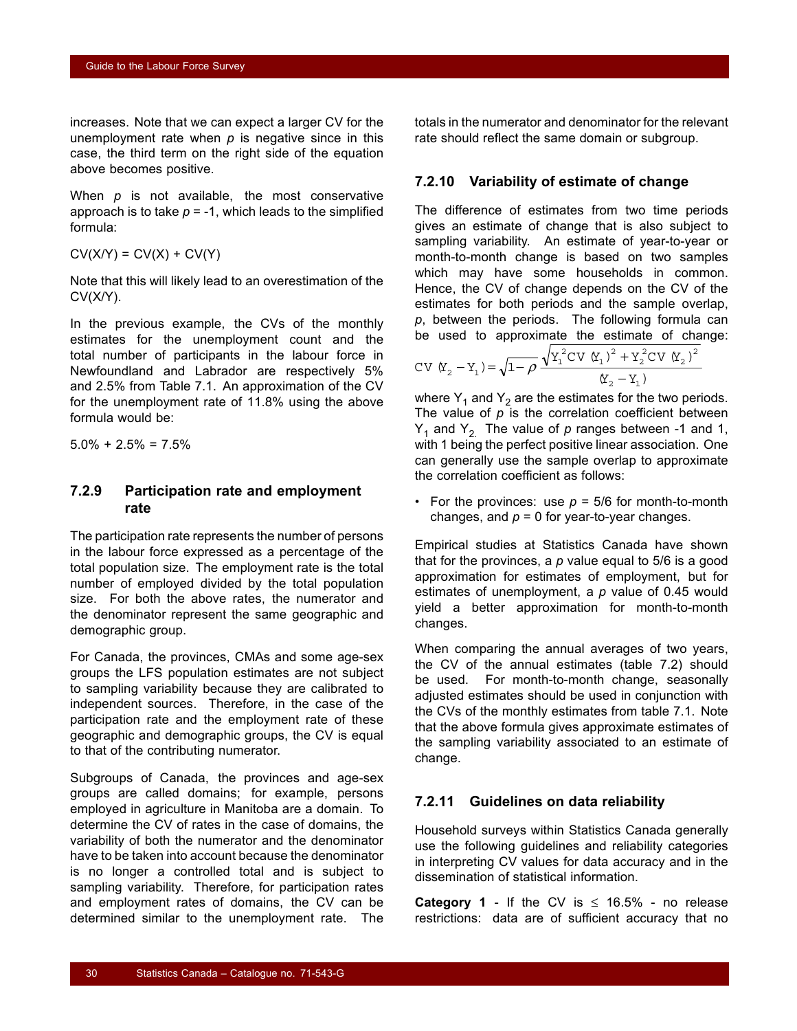increases. Note that we can expect a larger CV for the unemployment rate when $p$ is negative since in this case, the third term on the right side of the equation above becomes positive.

When $p$ is not available, the most conservative approach is to take $p = -1$, which leads to the simplified formula:

$$CV(X/Y) = CV(X) + CV(Y)$$

Note that this will likely lead to an overestimation of the CV(X/Y).

In the previous example, the CVs of the monthly estimates for the unemployment count and the total number of participants in the labour force in Newfoundland and Labrador are respectively 5% and 2.5% from Table 7.1. An approximation of the CV for the unemployment rate of 11.8% using the above formula would be:

5.0% + 2.5% = 7.5%

### 7.2.9 Participation rate and employment rate

The participation rate represents the number of persons in the labour force expressed as a percentage of the total population size. The employment rate is the total number of employed divided by the total population size. For both the above rates, the numerator and the denominator represent the same geographic and demographic group.

For Canada, the provinces, CMAs and some age-sex groups the LFS population estimates are not subject to sampling variability because they are calibrated to independent sources. Therefore, in the case of the participation rate and the employment rate of these geographic and demographic groups, the CV is equal to that of the contributing numerator.

Subgroups of Canada, the provinces and age-sex groups are called domains; for example, persons employed in agriculture in Manitoba are a domain. To determine the CV of rates in the case of domains, the variability of both the numerator and the denominator have to be taken into account because the denominator is no longer a controlled total and is subject to sampling variability. Therefore, for participation rates and employment rates of domains, the CV can be determined similar to the unemployment rate. The totals in the numerator and denominator for the relevant rate should reflect the same domain or subgroup.

### 7.2.10 Variability of estimate of change

The difference of estimates from two time periods gives an estimate of change that is also subject to sampling variability. An estimate of year-to-year or month-to-month change is based on two samples which may have some households in common. Hence, the CV of change depends on the CV of the estimates for both periods and the sample overlap, $p$, between the periods. The following formula can be used to approximate the estimate of change:

$$CV\,(Y_2 - Y_1) = \sqrt{1-\rho}\,\frac{\sqrt{Y_1^2 CV\,(Y_1)^2 + Y_2^2 CV\,(Y_2)^2}}{(Y_2 - Y_1)}$$

where $Y_1$ and $Y_2$ are the estimates for the two periods. The value of $p$ is the correlation coefficient between $Y_1$ and $Y_2$. The value of $p$ ranges between -1 and 1, with 1 being the perfect positive linear association. One can generally use the sample overlap to approximate the correlation coefficient as follows:

- For the provinces: use $p = 5/6$ for month-to-month changes, and $p = 0$ for year-to-year changes.

Empirical studies at Statistics Canada have shown that for the provinces, a $p$ value equal to 5/6 is a good approximation for estimates of employment, but for estimates of unemployment, a $p$ value of 0.45 would yield a better approximation for month-to-month changes.

When comparing the annual averages of two years, the CV of the annual estimates (table 7.2) should be used. For month-to-month change, seasonally adjusted estimates should be used in conjunction with the CVs of the monthly estimates from table 7.1. Note that the above formula gives approximate estimates of the sampling variability associated to an estimate of change.

### 7.2.11 Guidelines on data reliability

Household surveys within Statistics Canada generally use the following guidelines and reliability categories in interpreting CV values for data accuracy and in the dissemination of statistical information.

**Category 1** - If the CV is ≤ 16.5% - no release restrictions: data are of sufficient accuracy that no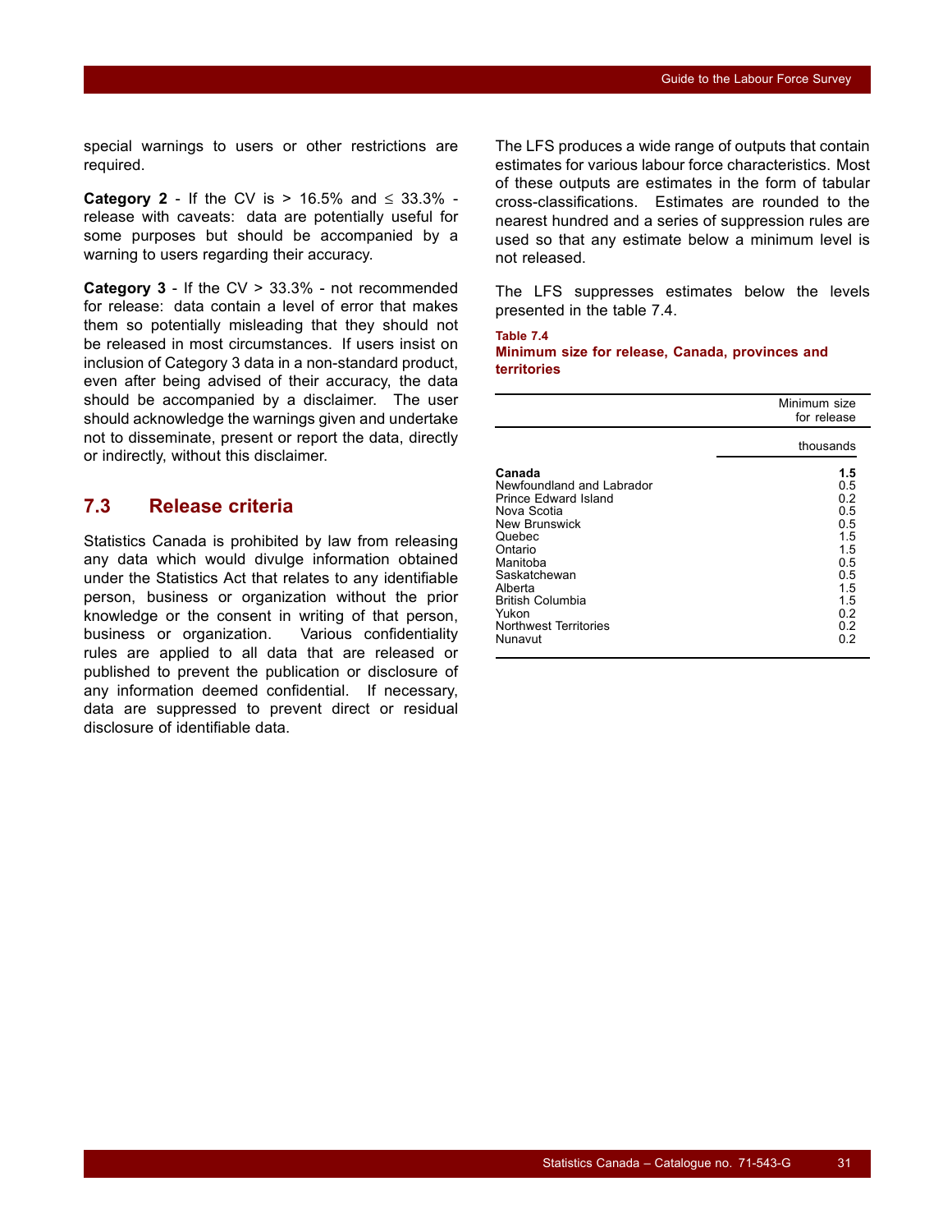special warnings to users or other restrictions are required.

**Category 2** - If the CV is > 16.5% and ≤ 33.3% - release with caveats: data are potentially useful for some purposes but should be accompanied by a warning to users regarding their accuracy.

**Category 3** - If the CV > 33.3% - not recommended for release: data contain a level of error that makes them so potentially misleading that they should not be released in most circumstances. If users insist on inclusion of Category 3 data in a non-standard product, even after being advised of their accuracy, the data should be accompanied by a disclaimer. The user should acknowledge the warnings given and undertake not to disseminate, present or report the data, directly or indirectly, without this disclaimer.

## 7.3 Release criteria

Statistics Canada is prohibited by law from releasing any data which would divulge information obtained under the Statistics Act that relates to any identifiable person, business or organization without the prior knowledge or the consent in writing of that person, business or organization. Various confidentiality rules are applied to all data that are released or published to prevent the publication or disclosure of any information deemed confidential. If necessary, data are suppressed to prevent direct or residual disclosure of identifiable data.

The LFS produces a wide range of outputs that contain estimates for various labour force characteristics. Most of these outputs are estimates in the form of tabular cross-classifications. Estimates are rounded to the nearest hundred and a series of suppression rules are used so that any estimate below a minimum level is not released.

The LFS suppresses estimates below the levels presented in the table 7.4.

**Table 7.4**
**Minimum size for release, Canada, provinces and territories**

| | Minimum size for release |
|---|---|
| | thousands |
| **Canada** | **1.5** |
| Newfoundland and Labrador | 0.5 |
| Prince Edward Island | 0.2 |
| Nova Scotia | 0.5 |
| New Brunswick | 0.5 |
| Quebec | 1.5 |
| Ontario | 1.5 |
| Manitoba | 0.5 |
| Saskatchewan | 0.5 |
| Alberta | 1.5 |
| British Columbia | 1.5 |
| Yukon | 0.2 |
| Northwest Territories | 0.2 |
| Nunavut | 0.2 |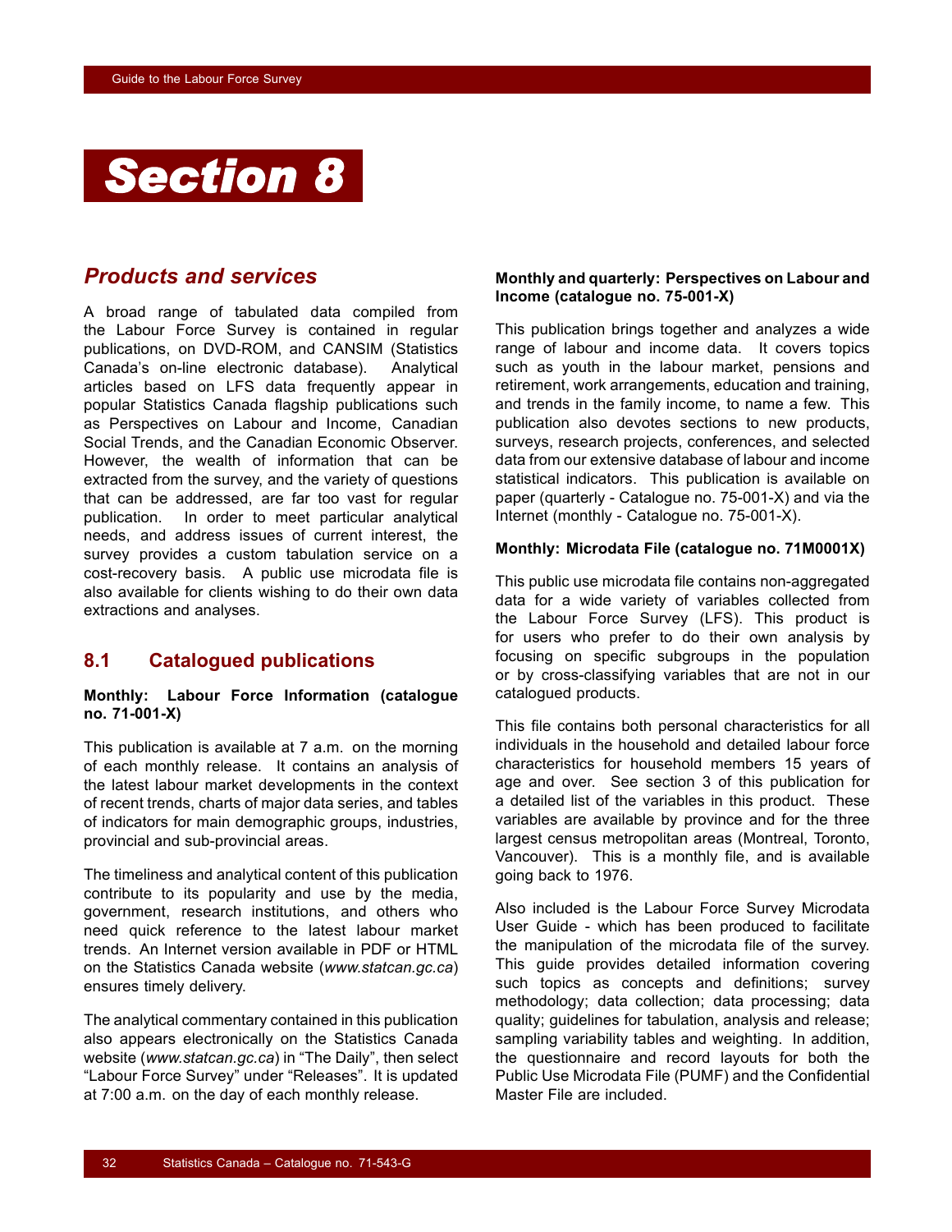# Section 8

## Products and services

A broad range of tabulated data compiled from the Labour Force Survey is contained in regular publications, on DVD-ROM, and CANSIM (Statistics Canada's on-line electronic database). Analytical articles based on LFS data frequently appear in popular Statistics Canada flagship publications such as Perspectives on Labour and Income, Canadian Social Trends, and the Canadian Economic Observer. However, the wealth of information that can be extracted from the survey, and the variety of questions that can be addressed, are far too vast for regular publication. In order to meet particular analytical needs, and address issues of current interest, the survey provides a custom tabulation service on a cost-recovery basis. A public use microdata file is also available for clients wishing to do their own data extractions and analyses.

### 8.1 Catalogued publications

**Monthly: Labour Force Information (catalogue no. 71-001-X)**

This publication is available at 7 a.m. on the morning of each monthly release. It contains an analysis of the latest labour market developments in the context of recent trends, charts of major data series, and tables of indicators for main demographic groups, industries, provincial and sub-provincial areas.

The timeliness and analytical content of this publication contribute to its popularity and use by the media, government, research institutions, and others who need quick reference to the latest labour market trends. An Internet version available in PDF or HTML on the Statistics Canada website (*www.statcan.gc.ca*) ensures timely delivery.

The analytical commentary contained in this publication also appears electronically on the Statistics Canada website (*www.statcan.gc.ca*) in "The Daily", then select "Labour Force Survey" under "Releases". It is updated at 7:00 a.m. on the day of each monthly release.

**Monthly and quarterly: Perspectives on Labour and Income (catalogue no. 75-001-X)**

This publication brings together and analyzes a wide range of labour and income data. It covers topics such as youth in the labour market, pensions and retirement, work arrangements, education and training, and trends in the family income, to name a few. This publication also devotes sections to new products, surveys, research projects, conferences, and selected data from our extensive database of labour and income statistical indicators. This publication is available on paper (quarterly - Catalogue no. 75-001-X) and via the Internet (monthly - Catalogue no. 75-001-X).

**Monthly: Microdata File (catalogue no. 71M0001X)**

This public use microdata file contains non-aggregated data for a wide variety of variables collected from the Labour Force Survey (LFS). This product is for users who prefer to do their own analysis by focusing on specific subgroups in the population or by cross-classifying variables that are not in our catalogued products.

This file contains both personal characteristics for all individuals in the household and detailed labour force characteristics for household members 15 years of age and over. See section 3 of this publication for a detailed list of the variables in this product. These variables are available by province and for the three largest census metropolitan areas (Montreal, Toronto, Vancouver). This is a monthly file, and is available going back to 1976.

Also included is the Labour Force Survey Microdata User Guide - which has been produced to facilitate the manipulation of the microdata file of the survey. This guide provides detailed information covering such topics as concepts and definitions; survey methodology; data collection; data processing; data quality; guidelines for tabulation, analysis and release; sampling variability tables and weighting. In addition, the questionnaire and record layouts for both the Public Use Microdata File (PUMF) and the Confidential Master File are included.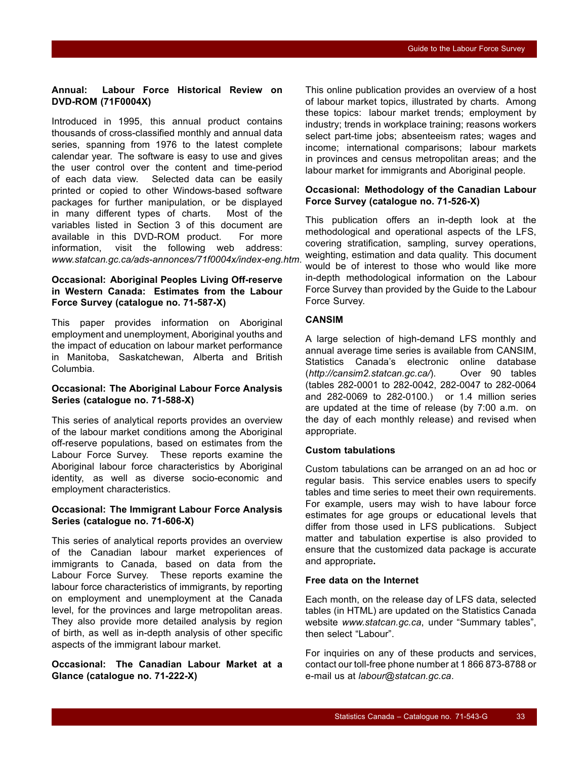**Annual: Labour Force Historical Review on DVD-ROM (71F0004X)**

Introduced in 1995, this annual product contains thousands of cross-classified monthly and annual data series, spanning from 1976 to the latest complete calendar year. The software is easy to use and gives the user control over the content and time-period of each data view. Selected data can be easily printed or copied to other Windows-based software packages for further manipulation, or be displayed in many different types of charts. Most of the variables listed in Section 3 of this document are available in this DVD-ROM product. For more information, visit the following web address: *www.statcan.gc.ca/ads-annonces/71f0004x/index-eng.htm*.

**Occasional: Aboriginal Peoples Living Off-reserve in Western Canada: Estimates from the Labour Force Survey (catalogue no. 71-587-X)**

This paper provides information on Aboriginal employment and unemployment, Aboriginal youths and the impact of education on labour market performance in Manitoba, Saskatchewan, Alberta and British Columbia.

**Occasional: The Aboriginal Labour Force Analysis Series (catalogue no. 71-588-X)**

This series of analytical reports provides an overview of the labour market conditions among the Aboriginal off-reserve populations, based on estimates from the Labour Force Survey. These reports examine the Aboriginal labour force characteristics by Aboriginal identity, as well as diverse socio-economic and employment characteristics.

**Occasional: The Immigrant Labour Force Analysis Series (catalogue no. 71-606-X)**

This series of analytical reports provides an overview of the Canadian labour market experiences of immigrants to Canada, based on data from the Labour Force Survey. These reports examine the labour force characteristics of immigrants, by reporting on employment and unemployment at the Canada level, for the provinces and large metropolitan areas. They also provide more detailed analysis by region of birth, as well as in-depth analysis of other specific aspects of the immigrant labour market.

**Occasional: The Canadian Labour Market at a Glance (catalogue no. 71-222-X)**

This online publication provides an overview of a host of labour market topics, illustrated by charts. Among these topics: labour market trends; employment by industry; trends in workplace training; reasons workers select part-time jobs; absenteeism rates; wages and income; international comparisons; labour markets in provinces and census metropolitan areas; and the labour market for immigrants and Aboriginal people.

**Occasional: Methodology of the Canadian Labour Force Survey (catalogue no. 71-526-X)**

This publication offers an in-depth look at the methodological and operational aspects of the LFS, covering stratification, sampling, survey operations, weighting, estimation and data quality. This document would be of interest to those who would like more in-depth methodological information on the Labour Force Survey than provided by the Guide to the Labour Force Survey.

**CANSIM**

A large selection of high-demand LFS monthly and annual average time series is available from CANSIM, Statistics Canada's electronic online database (*http://cansim2.statcan.gc.ca/*). Over 90 tables (tables 282-0001 to 282-0042, 282-0047 to 282-0064 and 282-0069 to 282-0100.) or 1.4 million series are updated at the time of release (by 7:00 a.m. on the day of each monthly release) and revised when appropriate.

**Custom tabulations**

Custom tabulations can be arranged on an ad hoc or regular basis. This service enables users to specify tables and time series to meet their own requirements. For example, users may wish to have labour force estimates for age groups or educational levels that differ from those used in LFS publications. Subject matter and tabulation expertise is also provided to ensure that the customized data package is accurate and appropriate.

**Free data on the Internet**

Each month, on the release day of LFS data, selected tables (in HTML) are updated on the Statistics Canada website *www.statcan.gc.ca*, under "Summary tables", then select "Labour".

For inquiries on any of these products and services, contact our toll-free phone number at 1 866 873-8788 or e-mail us at *labour@statcan.gc.ca*.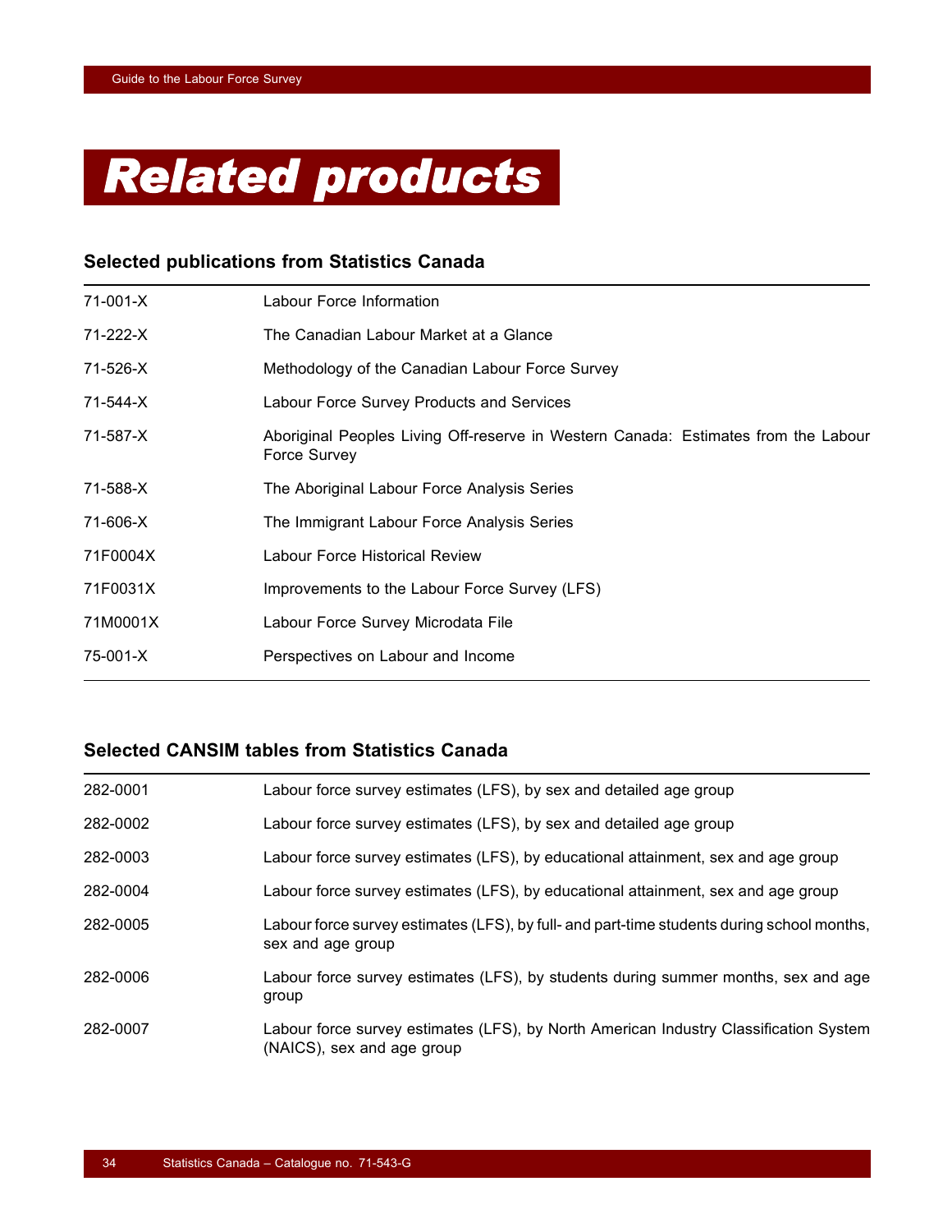# Related products

## Selected publications from Statistics Canada

| | |
|---|---|
| 71-001-X | Labour Force Information |
| 71-222-X | The Canadian Labour Market at a Glance |
| 71-526-X | Methodology of the Canadian Labour Force Survey |
| 71-544-X | Labour Force Survey Products and Services |
| 71-587-X | Aboriginal Peoples Living Off-reserve in Western Canada: Estimates from the Labour Force Survey |
| 71-588-X | The Aboriginal Labour Force Analysis Series |
| 71-606-X | The Immigrant Labour Force Analysis Series |
| 71F0004X | Labour Force Historical Review |
| 71F0031X | Improvements to the Labour Force Survey (LFS) |
| 71M0001X | Labour Force Survey Microdata File |
| 75-001-X | Perspectives on Labour and Income |

## Selected CANSIM tables from Statistics Canada

| | |
|---|---|
| 282-0001 | Labour force survey estimates (LFS), by sex and detailed age group |
| 282-0002 | Labour force survey estimates (LFS), by sex and detailed age group |
| 282-0003 | Labour force survey estimates (LFS), by educational attainment, sex and age group |
| 282-0004 | Labour force survey estimates (LFS), by educational attainment, sex and age group |
| 282-0005 | Labour force survey estimates (LFS), by full- and part-time students during school months, sex and age group |
| 282-0006 | Labour force survey estimates (LFS), by students during summer months, sex and age group |
| 282-0007 | Labour force survey estimates (LFS), by North American Industry Classification System (NAICS), sex and age group |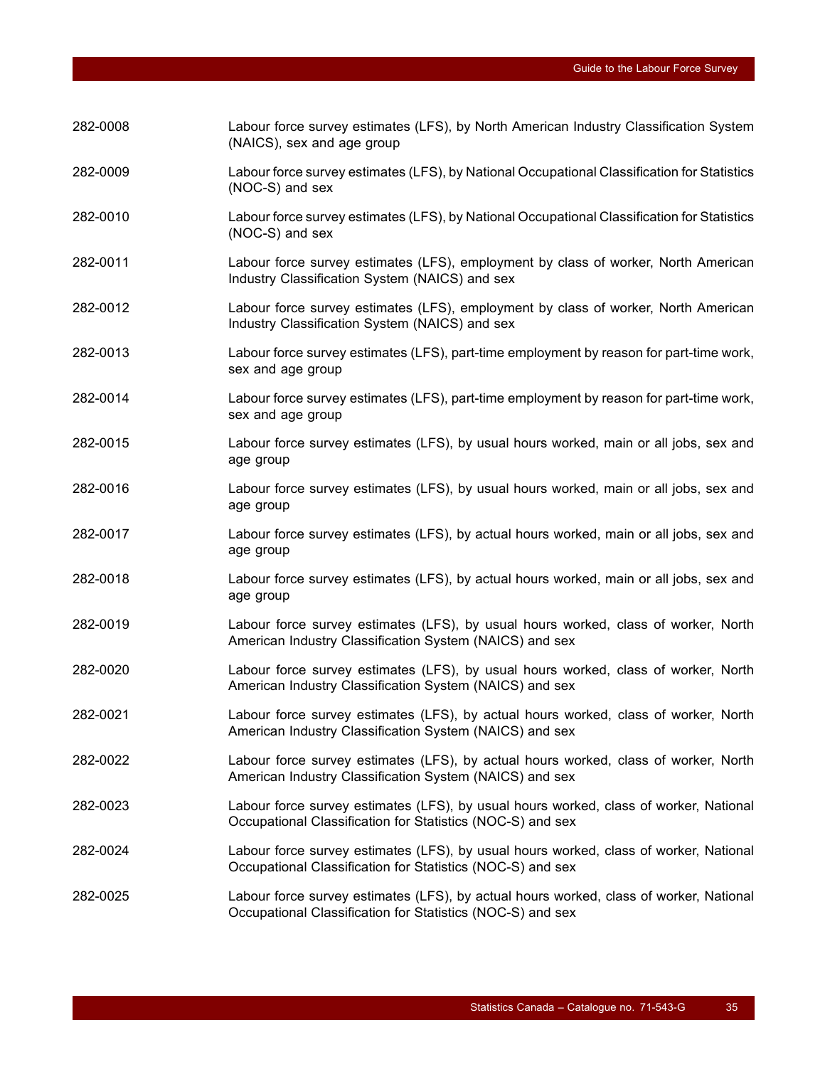| | |
|---|---|
| 282-0008 | Labour force survey estimates (LFS), by North American Industry Classification System (NAICS), sex and age group |
| 282-0009 | Labour force survey estimates (LFS), by National Occupational Classification for Statistics (NOC-S) and sex |
| 282-0010 | Labour force survey estimates (LFS), by National Occupational Classification for Statistics (NOC-S) and sex |
| 282-0011 | Labour force survey estimates (LFS), employment by class of worker, North American Industry Classification System (NAICS) and sex |
| 282-0012 | Labour force survey estimates (LFS), employment by class of worker, North American Industry Classification System (NAICS) and sex |
| 282-0013 | Labour force survey estimates (LFS), part-time employment by reason for part-time work, sex and age group |
| 282-0014 | Labour force survey estimates (LFS), part-time employment by reason for part-time work, sex and age group |
| 282-0015 | Labour force survey estimates (LFS), by usual hours worked, main or all jobs, sex and age group |
| 282-0016 | Labour force survey estimates (LFS), by usual hours worked, main or all jobs, sex and age group |
| 282-0017 | Labour force survey estimates (LFS), by actual hours worked, main or all jobs, sex and age group |
| 282-0018 | Labour force survey estimates (LFS), by actual hours worked, main or all jobs, sex and age group |
| 282-0019 | Labour force survey estimates (LFS), by usual hours worked, class of worker, North American Industry Classification System (NAICS) and sex |
| 282-0020 | Labour force survey estimates (LFS), by usual hours worked, class of worker, North American Industry Classification System (NAICS) and sex |
| 282-0021 | Labour force survey estimates (LFS), by actual hours worked, class of worker, North American Industry Classification System (NAICS) and sex |
| 282-0022 | Labour force survey estimates (LFS), by actual hours worked, class of worker, North American Industry Classification System (NAICS) and sex |
| 282-0023 | Labour force survey estimates (LFS), by usual hours worked, class of worker, National Occupational Classification for Statistics (NOC-S) and sex |
| 282-0024 | Labour force survey estimates (LFS), by usual hours worked, class of worker, National Occupational Classification for Statistics (NOC-S) and sex |
| 282-0025 | Labour force survey estimates (LFS), by actual hours worked, class of worker, National Occupational Classification for Statistics (NOC-S) and sex |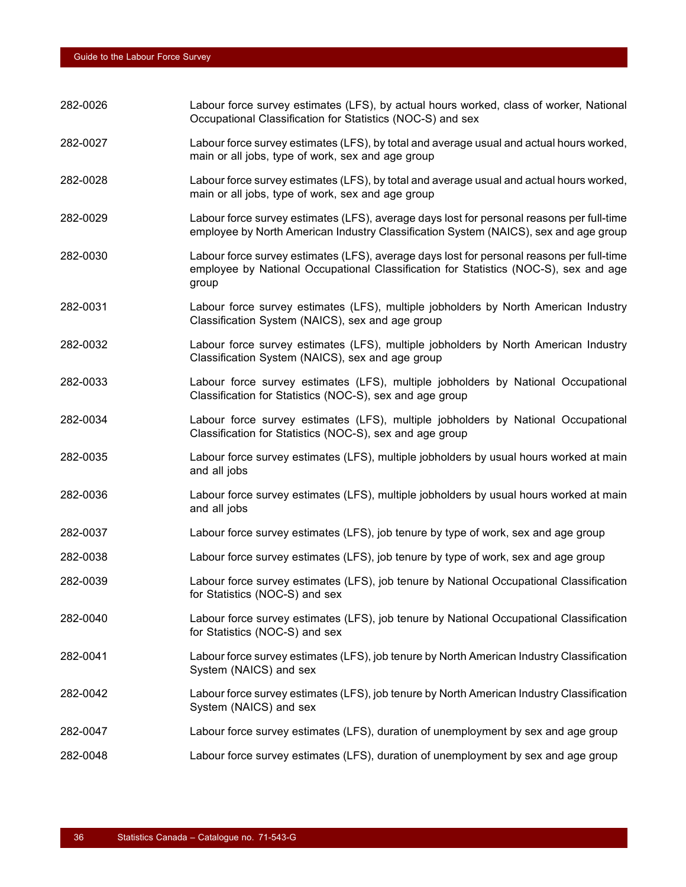| | |
|---|---|
| 282-0026 | Labour force survey estimates (LFS), by actual hours worked, class of worker, National Occupational Classification for Statistics (NOC-S) and sex |
| 282-0027 | Labour force survey estimates (LFS), by total and average usual and actual hours worked, main or all jobs, type of work, sex and age group |
| 282-0028 | Labour force survey estimates (LFS), by total and average usual and actual hours worked, main or all jobs, type of work, sex and age group |
| 282-0029 | Labour force survey estimates (LFS), average days lost for personal reasons per full-time employee by North American Industry Classification System (NAICS), sex and age group |
| 282-0030 | Labour force survey estimates (LFS), average days lost for personal reasons per full-time employee by National Occupational Classification for Statistics (NOC-S), sex and age group |
| 282-0031 | Labour force survey estimates (LFS), multiple jobholders by North American Industry Classification System (NAICS), sex and age group |
| 282-0032 | Labour force survey estimates (LFS), multiple jobholders by North American Industry Classification System (NAICS), sex and age group |
| 282-0033 | Labour force survey estimates (LFS), multiple jobholders by National Occupational Classification for Statistics (NOC-S), sex and age group |
| 282-0034 | Labour force survey estimates (LFS), multiple jobholders by National Occupational Classification for Statistics (NOC-S), sex and age group |
| 282-0035 | Labour force survey estimates (LFS), multiple jobholders by usual hours worked at main and all jobs |
| 282-0036 | Labour force survey estimates (LFS), multiple jobholders by usual hours worked at main and all jobs |
| 282-0037 | Labour force survey estimates (LFS), job tenure by type of work, sex and age group |
| 282-0038 | Labour force survey estimates (LFS), job tenure by type of work, sex and age group |
| 282-0039 | Labour force survey estimates (LFS), job tenure by National Occupational Classification for Statistics (NOC-S) and sex |
| 282-0040 | Labour force survey estimates (LFS), job tenure by National Occupational Classification for Statistics (NOC-S) and sex |
| 282-0041 | Labour force survey estimates (LFS), job tenure by North American Industry Classification System (NAICS) and sex |
| 282-0042 | Labour force survey estimates (LFS), job tenure by North American Industry Classification System (NAICS) and sex |
| 282-0047 | Labour force survey estimates (LFS), duration of unemployment by sex and age group |
| 282-0048 | Labour force survey estimates (LFS), duration of unemployment by sex and age group |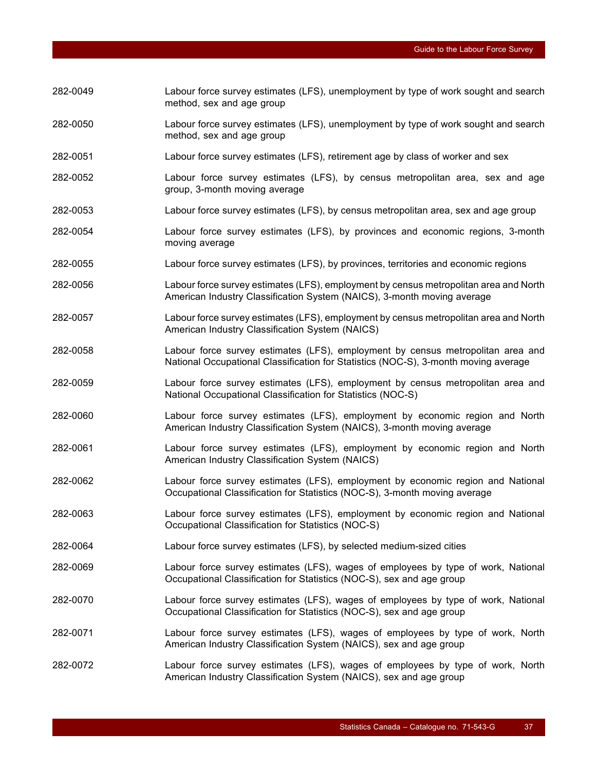| | |
|---|---|
| 282-0049 | Labour force survey estimates (LFS), unemployment by type of work sought and search method, sex and age group |
| 282-0050 | Labour force survey estimates (LFS), unemployment by type of work sought and search method, sex and age group |
| 282-0051 | Labour force survey estimates (LFS), retirement age by class of worker and sex |
| 282-0052 | Labour force survey estimates (LFS), by census metropolitan area, sex and age group, 3-month moving average |
| 282-0053 | Labour force survey estimates (LFS), by census metropolitan area, sex and age group |
| 282-0054 | Labour force survey estimates (LFS), by provinces and economic regions, 3-month moving average |
| 282-0055 | Labour force survey estimates (LFS), by provinces, territories and economic regions |
| 282-0056 | Labour force survey estimates (LFS), employment by census metropolitan area and North American Industry Classification System (NAICS), 3-month moving average |
| 282-0057 | Labour force survey estimates (LFS), employment by census metropolitan area and North American Industry Classification System (NAICS) |
| 282-0058 | Labour force survey estimates (LFS), employment by census metropolitan area and National Occupational Classification for Statistics (NOC-S), 3-month moving average |
| 282-0059 | Labour force survey estimates (LFS), employment by census metropolitan area and National Occupational Classification for Statistics (NOC-S) |
| 282-0060 | Labour force survey estimates (LFS), employment by economic region and North American Industry Classification System (NAICS), 3-month moving average |
| 282-0061 | Labour force survey estimates (LFS), employment by economic region and North American Industry Classification System (NAICS) |
| 282-0062 | Labour force survey estimates (LFS), employment by economic region and National Occupational Classification for Statistics (NOC-S), 3-month moving average |
| 282-0063 | Labour force survey estimates (LFS), employment by economic region and National Occupational Classification for Statistics (NOC-S) |
| 282-0064 | Labour force survey estimates (LFS), by selected medium-sized cities |
| 282-0069 | Labour force survey estimates (LFS), wages of employees by type of work, National Occupational Classification for Statistics (NOC-S), sex and age group |
| 282-0070 | Labour force survey estimates (LFS), wages of employees by type of work, National Occupational Classification for Statistics (NOC-S), sex and age group |
| 282-0071 | Labour force survey estimates (LFS), wages of employees by type of work, North American Industry Classification System (NAICS), sex and age group |
| 282-0072 | Labour force survey estimates (LFS), wages of employees by type of work, North American Industry Classification System (NAICS), sex and age group |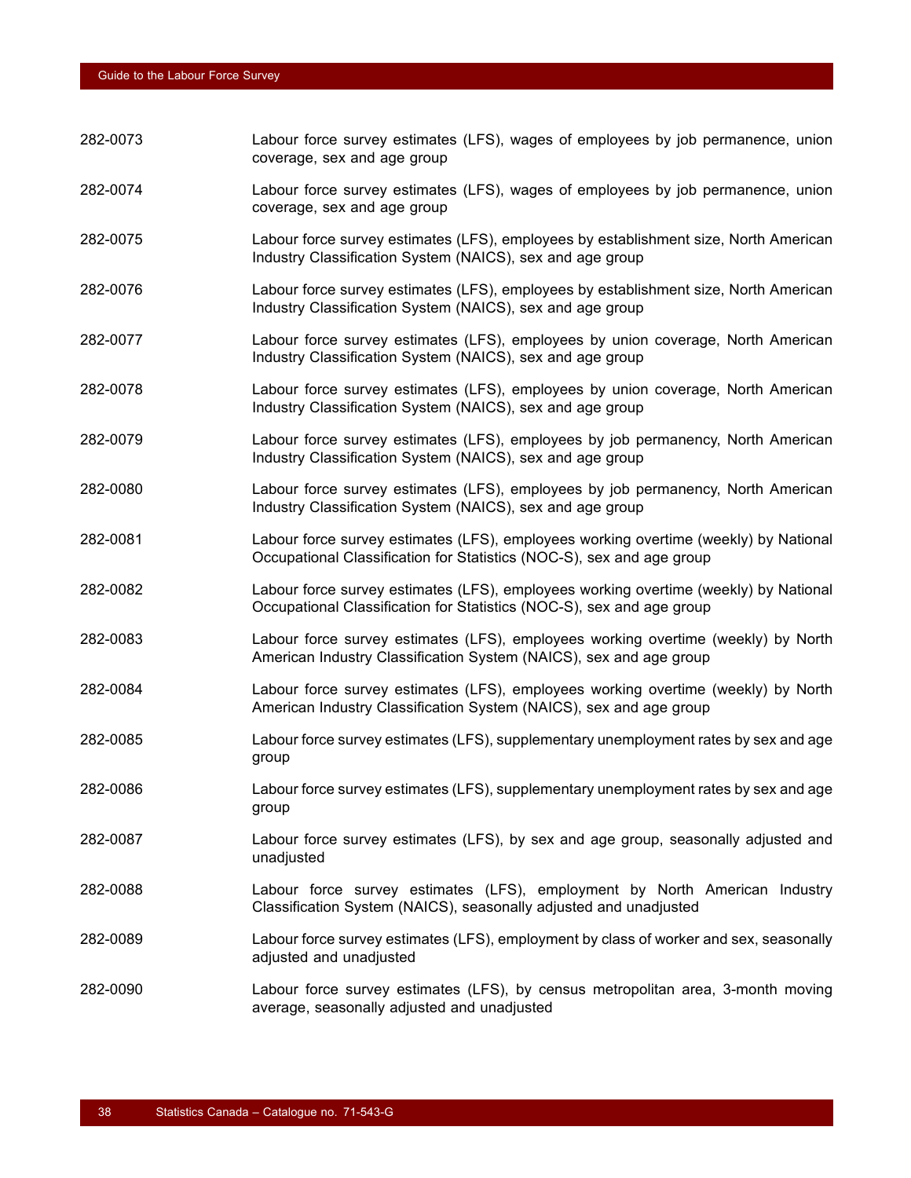| | |
|---|---|
| 282-0073 | Labour force survey estimates (LFS), wages of employees by job permanence, union coverage, sex and age group |
| 282-0074 | Labour force survey estimates (LFS), wages of employees by job permanence, union coverage, sex and age group |
| 282-0075 | Labour force survey estimates (LFS), employees by establishment size, North American Industry Classification System (NAICS), sex and age group |
| 282-0076 | Labour force survey estimates (LFS), employees by establishment size, North American Industry Classification System (NAICS), sex and age group |
| 282-0077 | Labour force survey estimates (LFS), employees by union coverage, North American Industry Classification System (NAICS), sex and age group |
| 282-0078 | Labour force survey estimates (LFS), employees by union coverage, North American Industry Classification System (NAICS), sex and age group |
| 282-0079 | Labour force survey estimates (LFS), employees by job permanency, North American Industry Classification System (NAICS), sex and age group |
| 282-0080 | Labour force survey estimates (LFS), employees by job permanency, North American Industry Classification System (NAICS), sex and age group |
| 282-0081 | Labour force survey estimates (LFS), employees working overtime (weekly) by National Occupational Classification for Statistics (NOC-S), sex and age group |
| 282-0082 | Labour force survey estimates (LFS), employees working overtime (weekly) by National Occupational Classification for Statistics (NOC-S), sex and age group |
| 282-0083 | Labour force survey estimates (LFS), employees working overtime (weekly) by North American Industry Classification System (NAICS), sex and age group |
| 282-0084 | Labour force survey estimates (LFS), employees working overtime (weekly) by North American Industry Classification System (NAICS), sex and age group |
| 282-0085 | Labour force survey estimates (LFS), supplementary unemployment rates by sex and age group |
| 282-0086 | Labour force survey estimates (LFS), supplementary unemployment rates by sex and age group |
| 282-0087 | Labour force survey estimates (LFS), by sex and age group, seasonally adjusted and unadjusted |
| 282-0088 | Labour force survey estimates (LFS), employment by North American Industry Classification System (NAICS), seasonally adjusted and unadjusted |
| 282-0089 | Labour force survey estimates (LFS), employment by class of worker and sex, seasonally adjusted and unadjusted |
| 282-0090 | Labour force survey estimates (LFS), by census metropolitan area, 3-month moving average, seasonally adjusted and unadjusted |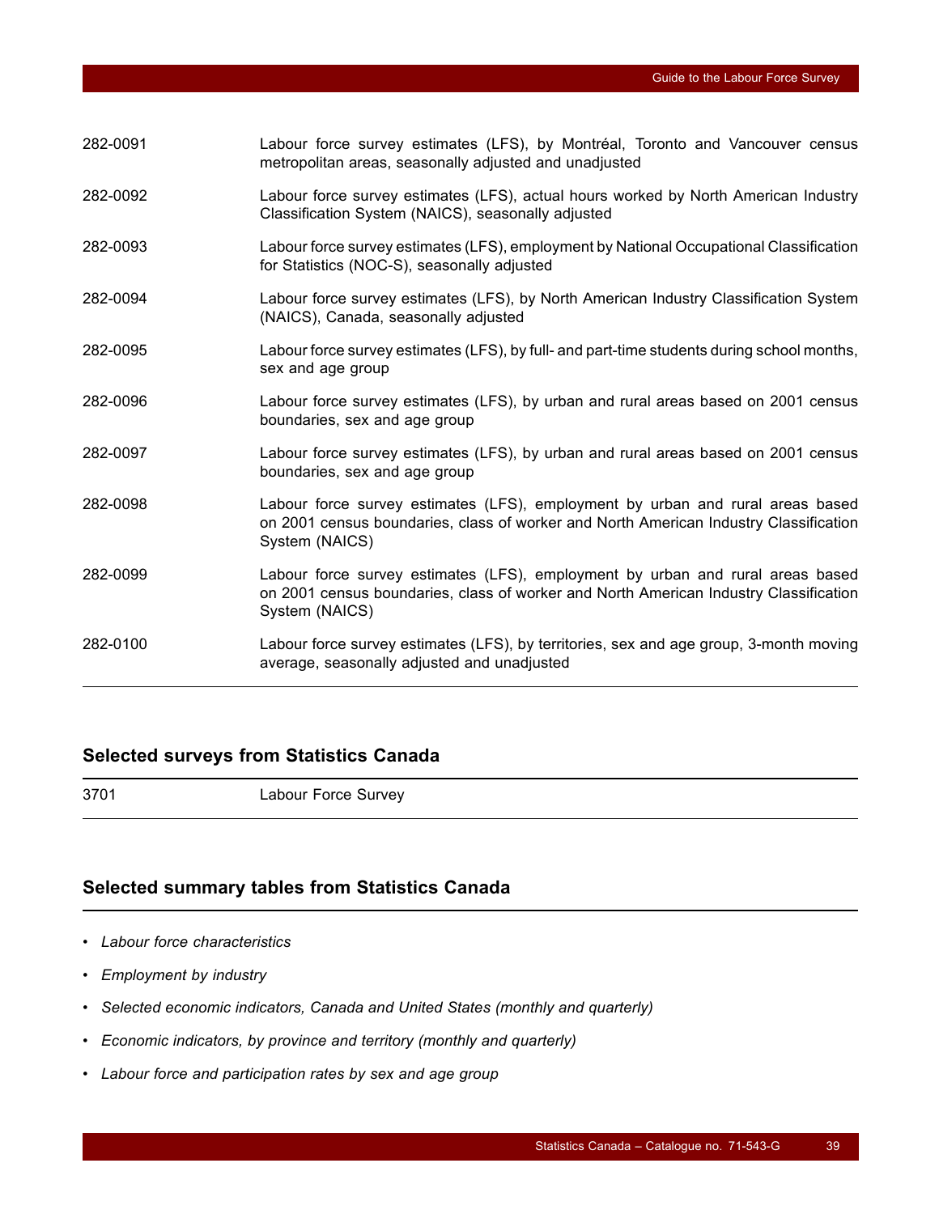| | |
|---|---|
| 282-0091 | Labour force survey estimates (LFS), by Montréal, Toronto and Vancouver census metropolitan areas, seasonally adjusted and unadjusted |
| 282-0092 | Labour force survey estimates (LFS), actual hours worked by North American Industry Classification System (NAICS), seasonally adjusted |
| 282-0093 | Labour force survey estimates (LFS), employment by National Occupational Classification for Statistics (NOC-S), seasonally adjusted |
| 282-0094 | Labour force survey estimates (LFS), by North American Industry Classification System (NAICS), Canada, seasonally adjusted |
| 282-0095 | Labour force survey estimates (LFS), by full- and part-time students during school months, sex and age group |
| 282-0096 | Labour force survey estimates (LFS), by urban and rural areas based on 2001 census boundaries, sex and age group |
| 282-0097 | Labour force survey estimates (LFS), by urban and rural areas based on 2001 census boundaries, sex and age group |
| 282-0098 | Labour force survey estimates (LFS), employment by urban and rural areas based on 2001 census boundaries, class of worker and North American Industry Classification System (NAICS) |
| 282-0099 | Labour force survey estimates (LFS), employment by urban and rural areas based on 2001 census boundaries, class of worker and North American Industry Classification System (NAICS) |
| 282-0100 | Labour force survey estimates (LFS), by territories, sex and age group, 3-month moving average, seasonally adjusted and unadjusted |

## Selected surveys from Statistics Canada

| | |
|---|---|
| 3701 | Labour Force Survey |

## Selected summary tables from Statistics Canada

- *Labour force characteristics*
- *Employment by industry*
- *Selected economic indicators, Canada and United States (monthly and quarterly)*
- *Economic indicators, by province and territory (monthly and quarterly)*
- *Labour force and participation rates by sex and age group*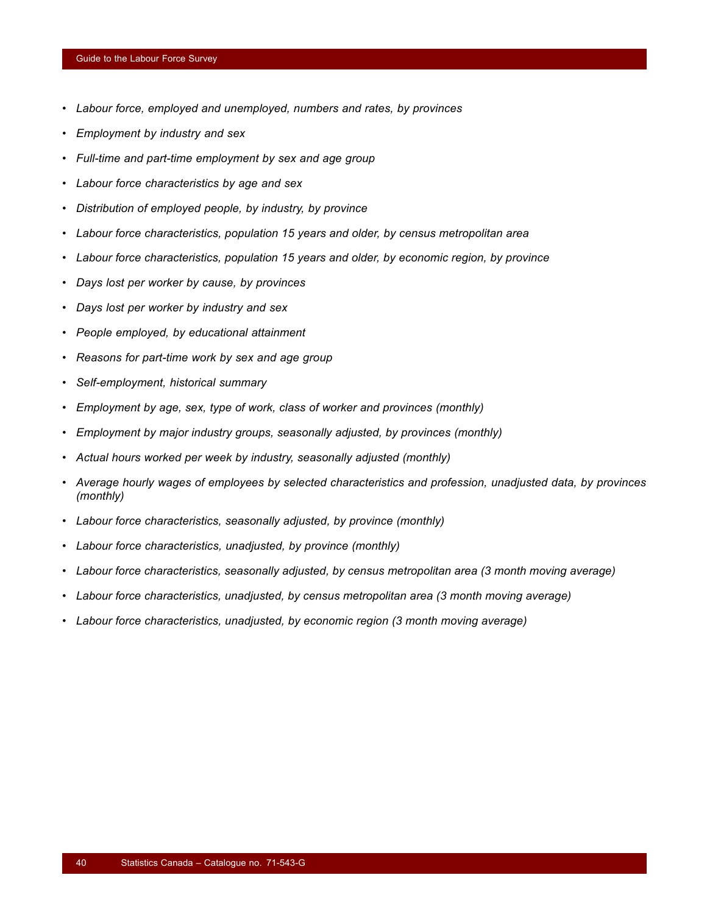- *Labour force, employed and unemployed, numbers and rates, by provinces*
- *Employment by industry and sex*
- *Full-time and part-time employment by sex and age group*
- *Labour force characteristics by age and sex*
- *Distribution of employed people, by industry, by province*
- *Labour force characteristics, population 15 years and older, by census metropolitan area*
- *Labour force characteristics, population 15 years and older, by economic region, by province*
- *Days lost per worker by cause, by provinces*
- *Days lost per worker by industry and sex*
- *People employed, by educational attainment*
- *Reasons for part-time work by sex and age group*
- *Self-employment, historical summary*
- *Employment by age, sex, type of work, class of worker and provinces (monthly)*
- *Employment by major industry groups, seasonally adjusted, by provinces (monthly)*
- *Actual hours worked per week by industry, seasonally adjusted (monthly)*
- *Average hourly wages of employees by selected characteristics and profession, unadjusted data, by provinces (monthly)*
- *Labour force characteristics, seasonally adjusted, by province (monthly)*
- *Labour force characteristics, unadjusted, by province (monthly)*
- *Labour force characteristics, seasonally adjusted, by census metropolitan area (3 month moving average)*
- *Labour force characteristics, unadjusted, by census metropolitan area (3 month moving average)*
- *Labour force characteristics, unadjusted, by economic region (3 month moving average)*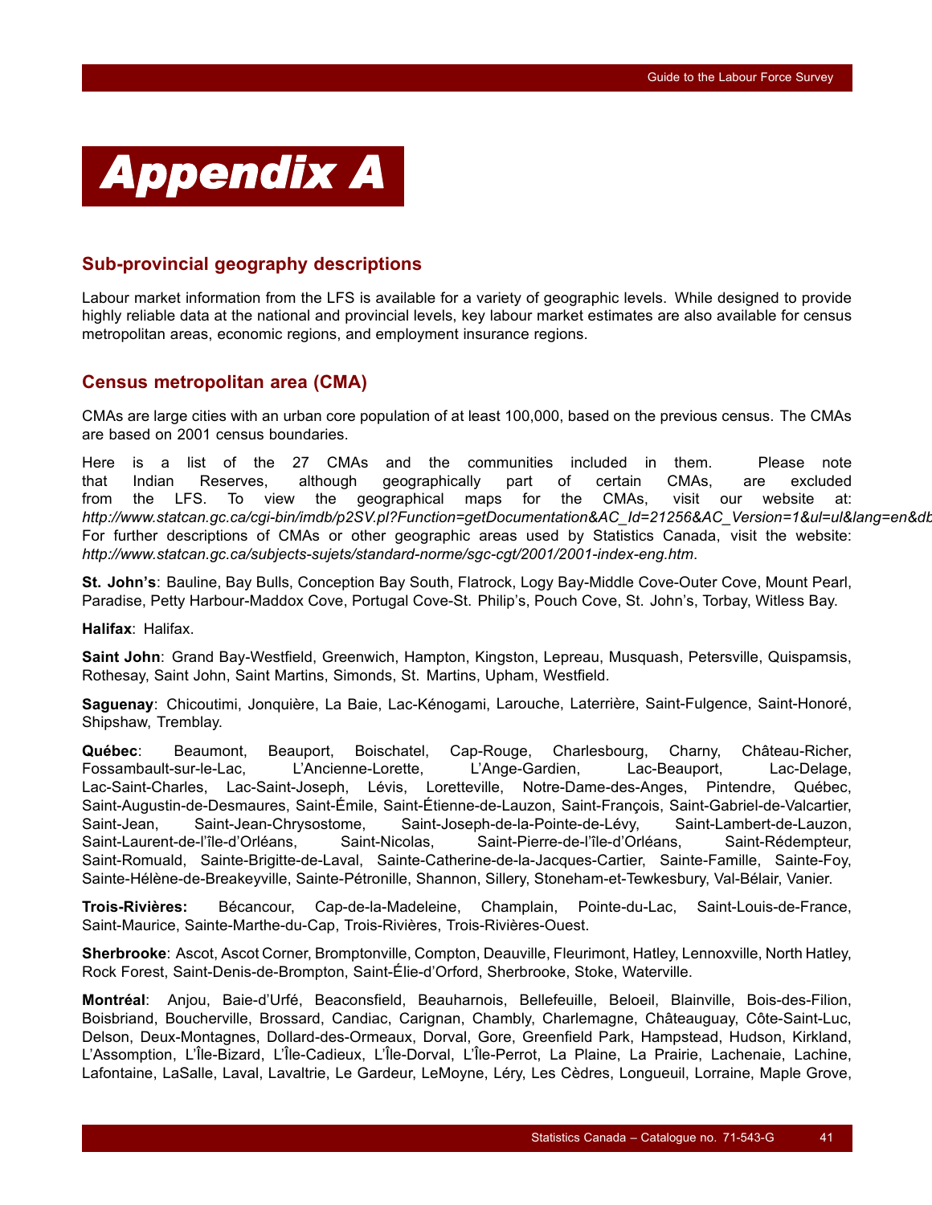# Appendix A

## Sub-provincial geography descriptions

Labour market information from the LFS is available for a variety of geographic levels. While designed to provide highly reliable data at the national and provincial levels, key labour market estimates are also available for census metropolitan areas, economic regions, and employment insurance regions.

## Census metropolitan area (CMA)

CMAs are large cities with an urban core population of at least 100,000, based on the previous census. The CMAs are based on 2001 census boundaries.

Here is a list of the 27 CMAs and the communities included in them. Please note that Indian Reserves, although geographically part of certain CMAs, are excluded from the LFS. To view the geographical maps for the CMAs, visit our website at: *http://www.statcan.gc.ca/cgi-bin/imdb/p2SV.pl?Function=getDocumentation&AC_Id=21256&AC_Version=1&ul=ul&lang=en&db* For further descriptions of CMAs or other geographic areas used by Statistics Canada, visit the website: *http://www.statcan.gc.ca/subjects-sujets/standard-norme/sgc-cgt/2001/2001-index-eng.htm*.

**St. John's**: Bauline, Bay Bulls, Conception Bay South, Flatrock, Logy Bay-Middle Cove-Outer Cove, Mount Pearl, Paradise, Petty Harbour-Maddox Cove, Portugal Cove-St. Philip's, Pouch Cove, St. John's, Torbay, Witless Bay.

**Halifax**: Halifax.

**Saint John**: Grand Bay-Westfield, Greenwich, Hampton, Kingston, Lepreau, Musquash, Petersville, Quispamsis, Rothesay, Saint John, Saint Martins, Simonds, St. Martins, Upham, Westfield.

**Saguenay**: Chicoutimi, Jonquière, La Baie, Lac-Kénogami, Larouche, Laterrière, Saint-Fulgence, Saint-Honoré, Shipshaw, Tremblay.

**Québec**: Beaumont, Beauport, Boischatel, Cap-Rouge, Charlesbourg, Charny, Château-Richer, Fossambault-sur-le-Lac, L'Ancienne-Lorette, L'Ange-Gardien, Lac-Beauport, Lac-Delage, Lac-Saint-Charles, Lac-Saint-Joseph, Lévis, Loretteville, Notre-Dame-des-Anges, Pintendre, Québec, Saint-Augustin-de-Desmaures, Saint-Émile, Saint-Étienne-de-Lauzon, Saint-François, Saint-Gabriel-de-Valcartier, Saint-Jean, Saint-Jean-Chrysostome, Saint-Joseph-de-la-Pointe-de-Lévy, Saint-Lambert-de-Lauzon, Saint-Laurent-de-l'île-d'Orléans, Saint-Nicolas, Saint-Pierre-de-l'île-d'Orléans, Saint-Rédempteur, Saint-Romuald, Sainte-Brigitte-de-Laval, Sainte-Catherine-de-la-Jacques-Cartier, Sainte-Famille, Sainte-Foy, Sainte-Hélène-de-Breakeyville, Sainte-Pétronille, Shannon, Sillery, Stoneham-et-Tewkesbury, Val-Bélair, Vanier.

**Trois-Rivières:** Bécancour, Cap-de-la-Madeleine, Champlain, Pointe-du-Lac, Saint-Louis-de-France, Saint-Maurice, Sainte-Marthe-du-Cap, Trois-Rivières, Trois-Rivières-Ouest.

**Sherbrooke**: Ascot, Ascot Corner, Bromptonville, Compton, Deauville, Fleurimont, Hatley, Lennoxville, North Hatley, Rock Forest, Saint-Denis-de-Brompton, Saint-Élie-d'Orford, Sherbrooke, Stoke, Waterville.

**Montréal**: Anjou, Baie-d'Urfé, Beaconsfield, Beauharnois, Bellefeuille, Beloeil, Blainville, Bois-des-Filion, Boisbriand, Boucherville, Brossard, Candiac, Carignan, Chambly, Charlemagne, Châteauguay, Côte-Saint-Luc, Delson, Deux-Montagnes, Dollard-des-Ormeaux, Dorval, Gore, Greenfield Park, Hampstead, Hudson, Kirkland, L'Assomption, L'Île-Bizard, L'Île-Cadieux, L'Île-Dorval, L'Île-Perrot, La Plaine, La Prairie, Lachenaie, Lachine, Lafontaine, LaSalle, Laval, Lavaltrie, Le Gardeur, LeMoyne, Léry, Les Cèdres, Longueuil, Lorraine, Maple Grove,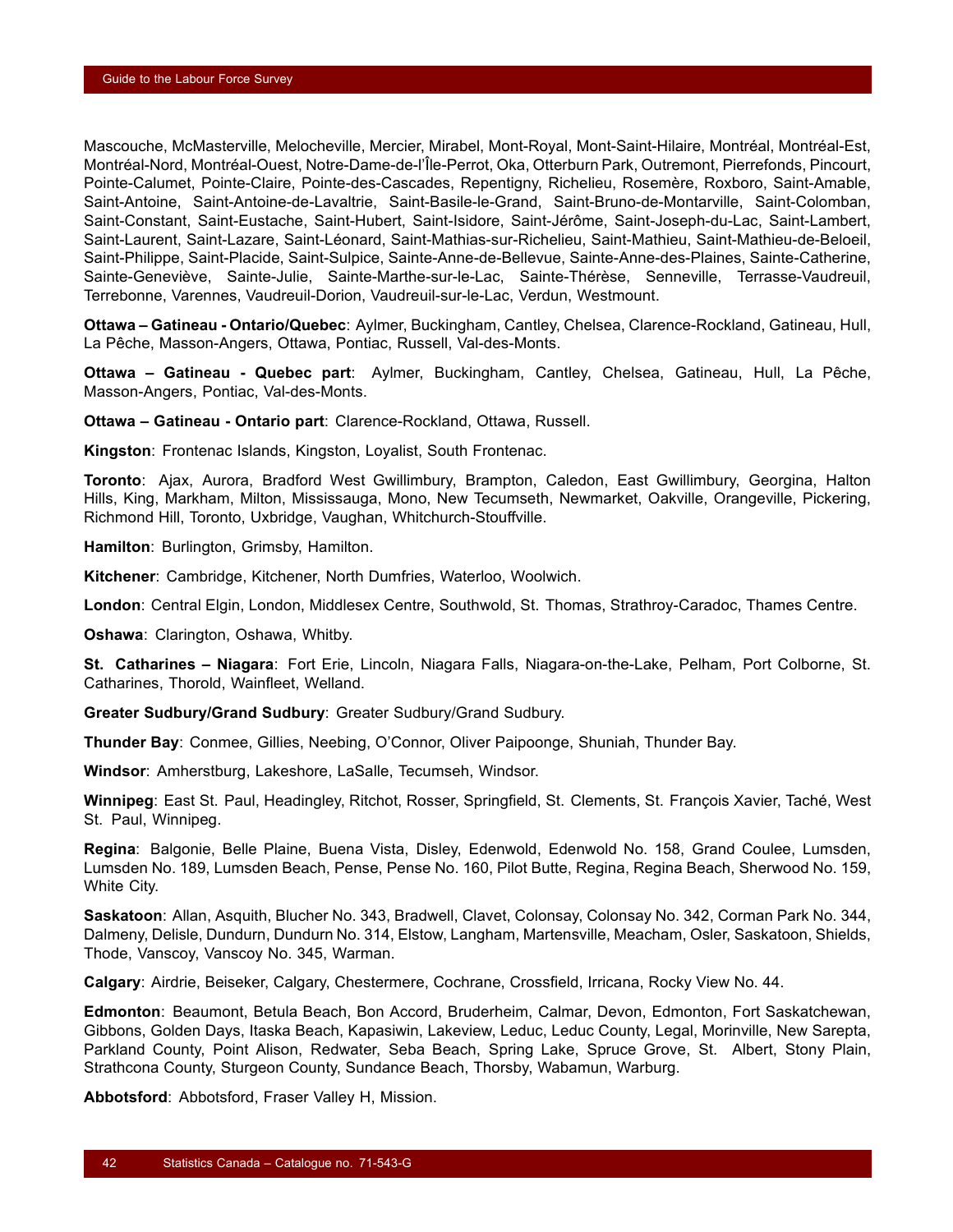Mascouche, McMasterville, Melocheville, Mercier, Mirabel, Mont-Royal, Mont-Saint-Hilaire, Montréal, Montréal-Est, Montréal-Nord, Montréal-Ouest, Notre-Dame-de-l'Île-Perrot, Oka, Otterburn Park, Outremont, Pierrefonds, Pincourt, Pointe-Calumet, Pointe-Claire, Pointe-des-Cascades, Repentigny, Richelieu, Rosemère, Roxboro, Saint-Amable, Saint-Antoine, Saint-Antoine-de-Lavaltrie, Saint-Basile-le-Grand, Saint-Bruno-de-Montarville, Saint-Colomban, Saint-Constant, Saint-Eustache, Saint-Hubert, Saint-Isidore, Saint-Jérôme, Saint-Joseph-du-Lac, Saint-Lambert, Saint-Laurent, Saint-Lazare, Saint-Léonard, Saint-Mathias-sur-Richelieu, Saint-Mathieu, Saint-Mathieu-de-Beloeil, Saint-Philippe, Saint-Placide, Saint-Sulpice, Sainte-Anne-de-Bellevue, Sainte-Anne-des-Plaines, Sainte-Catherine, Sainte-Geneviève, Sainte-Julie, Sainte-Marthe-sur-le-Lac, Sainte-Thérèse, Senneville, Terrasse-Vaudreuil, Terrebonne, Varennes, Vaudreuil-Dorion, Vaudreuil-sur-le-Lac, Verdun, Westmount.

**Ottawa – Gatineau - Ontario/Quebec**: Aylmer, Buckingham, Cantley, Chelsea, Clarence-Rockland, Gatineau, Hull, La Pêche, Masson-Angers, Ottawa, Pontiac, Russell, Val-des-Monts.

**Ottawa – Gatineau - Quebec part**: Aylmer, Buckingham, Cantley, Chelsea, Gatineau, Hull, La Pêche, Masson-Angers, Pontiac, Val-des-Monts.

**Ottawa – Gatineau - Ontario part**: Clarence-Rockland, Ottawa, Russell.

**Kingston**: Frontenac Islands, Kingston, Loyalist, South Frontenac.

**Toronto**: Ajax, Aurora, Bradford West Gwillimbury, Brampton, Caledon, East Gwillimbury, Georgina, Halton Hills, King, Markham, Milton, Mississauga, Mono, New Tecumseth, Newmarket, Oakville, Orangeville, Pickering, Richmond Hill, Toronto, Uxbridge, Vaughan, Whitchurch-Stouffville.

**Hamilton**: Burlington, Grimsby, Hamilton.

**Kitchener**: Cambridge, Kitchener, North Dumfries, Waterloo, Woolwich.

**London**: Central Elgin, London, Middlesex Centre, Southwold, St. Thomas, Strathroy-Caradoc, Thames Centre.

**Oshawa**: Clarington, Oshawa, Whitby.

**St. Catharines – Niagara**: Fort Erie, Lincoln, Niagara Falls, Niagara-on-the-Lake, Pelham, Port Colborne, St. Catharines, Thorold, Wainfleet, Welland.

**Greater Sudbury/Grand Sudbury**: Greater Sudbury/Grand Sudbury.

**Thunder Bay**: Conmee, Gillies, Neebing, O'Connor, Oliver Paipoonge, Shuniah, Thunder Bay.

**Windsor**: Amherstburg, Lakeshore, LaSalle, Tecumseh, Windsor.

**Winnipeg**: East St. Paul, Headingley, Ritchot, Rosser, Springfield, St. Clements, St. François Xavier, Taché, West St. Paul, Winnipeg.

**Regina**: Balgonie, Belle Plaine, Buena Vista, Disley, Edenwold, Edenwold No. 158, Grand Coulee, Lumsden, Lumsden No. 189, Lumsden Beach, Pense, Pense No. 160, Pilot Butte, Regina, Regina Beach, Sherwood No. 159, White City.

**Saskatoon**: Allan, Asquith, Blucher No. 343, Bradwell, Clavet, Colonsay, Colonsay No. 342, Corman Park No. 344, Dalmeny, Delisle, Dundurn, Dundurn No. 314, Elstow, Langham, Martensville, Meacham, Osler, Saskatoon, Shields, Thode, Vanscoy, Vanscoy No. 345, Warman.

**Calgary**: Airdrie, Beiseker, Calgary, Chestermere, Cochrane, Crossfield, Irricana, Rocky View No. 44.

**Edmonton**: Beaumont, Betula Beach, Bon Accord, Bruderheim, Calmar, Devon, Edmonton, Fort Saskatchewan, Gibbons, Golden Days, Itaska Beach, Kapasiwin, Lakeview, Leduc, Leduc County, Legal, Morinville, New Sarepta, Parkland County, Point Alison, Redwater, Seba Beach, Spring Lake, Spruce Grove, St. Albert, Stony Plain, Strathcona County, Sturgeon County, Sundance Beach, Thorsby, Wabamun, Warburg.

**Abbotsford**: Abbotsford, Fraser Valley H, Mission.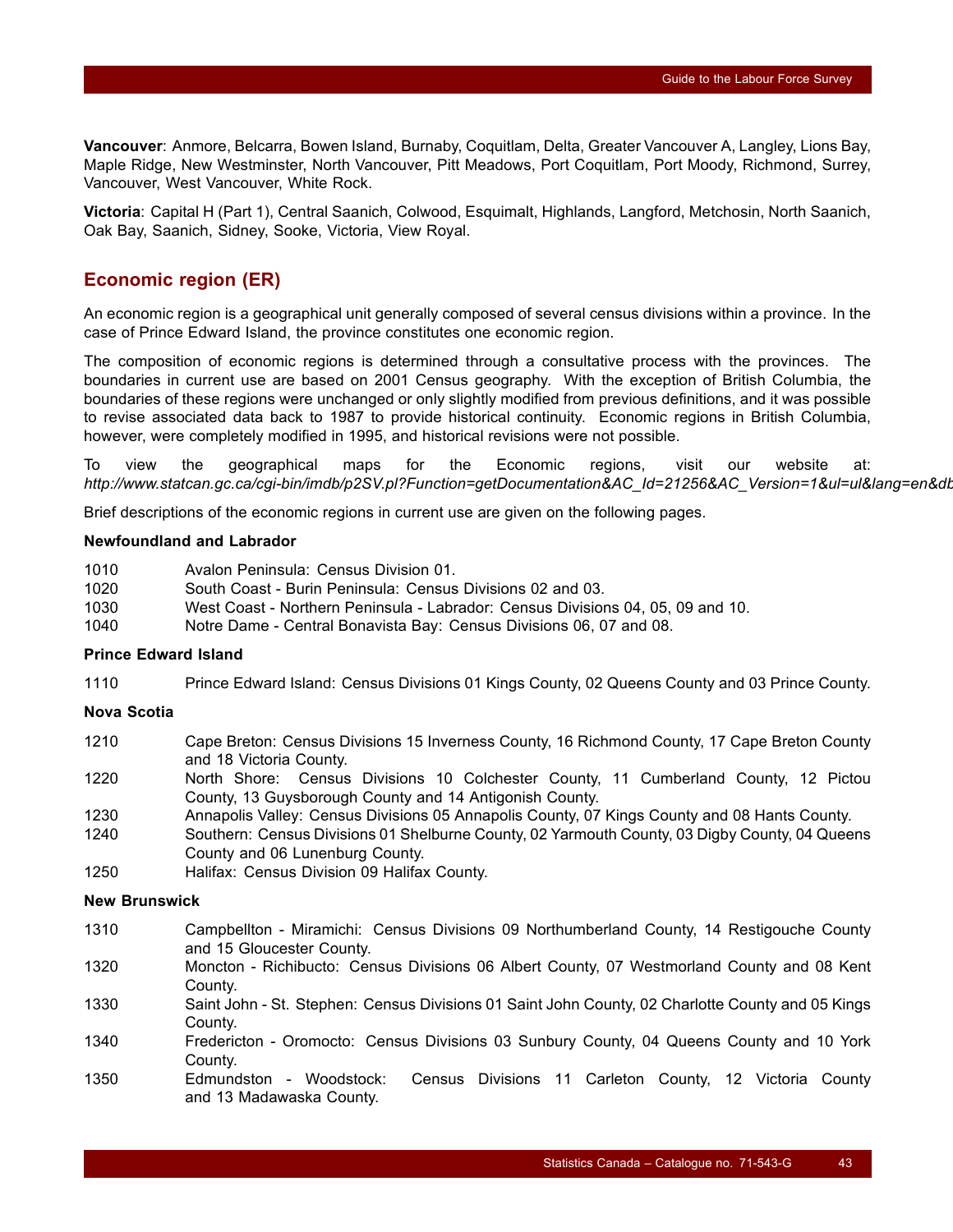**Vancouver**: Anmore, Belcarra, Bowen Island, Burnaby, Coquitlam, Delta, Greater Vancouver A, Langley, Lions Bay, Maple Ridge, New Westminster, North Vancouver, Pitt Meadows, Port Coquitlam, Port Moody, Richmond, Surrey, Vancouver, West Vancouver, White Rock.

**Victoria**: Capital H (Part 1), Central Saanich, Colwood, Esquimalt, Highlands, Langford, Metchosin, North Saanich, Oak Bay, Saanich, Sidney, Sooke, Victoria, View Royal.

## Economic region (ER)

An economic region is a geographical unit generally composed of several census divisions within a province. In the case of Prince Edward Island, the province constitutes one economic region.

The composition of economic regions is determined through a consultative process with the provinces. The boundaries in current use are based on 2001 Census geography. With the exception of British Columbia, the boundaries of these regions were unchanged or only slightly modified from previous definitions, and it was possible to revise associated data back to 1987 to provide historical continuity. Economic regions in British Columbia, however, were completely modified in 1995, and historical revisions were not possible.

To view the geographical maps for the Economic regions, visit our website at: *http://www.statcan.gc.ca/cgi-bin/imdb/p2SV.pl?Function=getDocumentation&AC_Id=21256&AC_Version=1&ul=ul&lang=en&db*

Brief descriptions of the economic regions in current use are given on the following pages.

**Newfoundland and Labrador**

1010 Avalon Peninsula: Census Division 01.
1020 South Coast - Burin Peninsula: Census Divisions 02 and 03.
1030 West Coast - Northern Peninsula - Labrador: Census Divisions 04, 05, 09 and 10.
1040 Notre Dame - Central Bonavista Bay: Census Divisions 06, 07 and 08.

**Prince Edward Island**

1110 Prince Edward Island: Census Divisions 01 Kings County, 02 Queens County and 03 Prince County.

**Nova Scotia**

1210 Cape Breton: Census Divisions 15 Inverness County, 16 Richmond County, 17 Cape Breton County and 18 Victoria County.
1220 North Shore: Census Divisions 10 Colchester County, 11 Cumberland County, 12 Pictou County, 13 Guysborough County and 14 Antigonish County.
1230 Annapolis Valley: Census Divisions 05 Annapolis County, 07 Kings County and 08 Hants County.
1240 Southern: Census Divisions 01 Shelburne County, 02 Yarmouth County, 03 Digby County, 04 Queens County and 06 Lunenburg County.
1250 Halifax: Census Division 09 Halifax County.

**New Brunswick**

1310 Campbellton - Miramichi: Census Divisions 09 Northumberland County, 14 Restigouche County and 15 Gloucester County.
1320 Moncton - Richibucto: Census Divisions 06 Albert County, 07 Westmorland County and 08 Kent County.
1330 Saint John - St. Stephen: Census Divisions 01 Saint John County, 02 Charlotte County and 05 Kings County.
1340 Fredericton - Oromocto: Census Divisions 03 Sunbury County, 04 Queens County and 10 York County.
1350 Edmundston - Woodstock: Census Divisions 11 Carleton County, 12 Victoria County and 13 Madawaska County.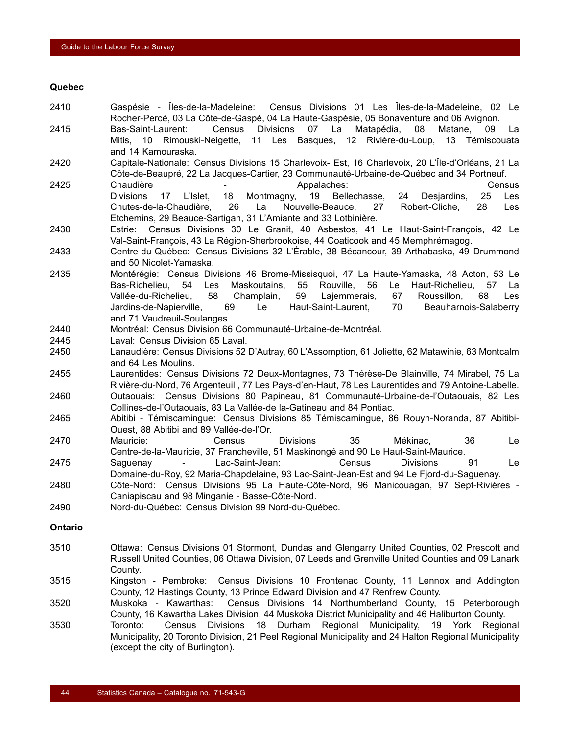**Quebec**

| | |
|---|---|
| 2410 | Gaspésie - Îles-de-la-Madeleine: Census Divisions 01 Les Îles-de-la-Madeleine, 02 Le Rocher-Percé, 03 La Côte-de-Gaspé, 04 La Haute-Gaspésie, 05 Bonaventure and 06 Avignon. |
| 2415 | Bas-Saint-Laurent: Census Divisions 07 La Matapédia, 08 Matane, 09 La Mitis, 10 Rimouski-Neigette, 11 Les Basques, 12 Rivière-du-Loup, 13 Témiscouata and 14 Kamouraska. |
| 2420 | Capitale-Nationale: Census Divisions 15 Charlevoix- Est, 16 Charlevoix, 20 L'Île-d'Orléans, 21 La Côte-de-Beaupré, 22 La Jacques-Cartier, 23 Communauté-Urbaine-de-Québec and 34 Portneuf. |
| 2425 | Chaudière - Appalaches: Census Divisions 17 L'Islet, 18 Montmagny, 19 Bellechasse, 24 Desjardins, 25 Les Chutes-de-la-Chaudière, 26 La Nouvelle-Beauce, 27 Robert-Cliche, 28 Les Etchemins, 29 Beauce-Sartigan, 31 L'Amiante and 33 Lotbinière. |
| 2430 | Estrie: Census Divisions 30 Le Granit, 40 Asbestos, 41 Le Haut-Saint-François, 42 Le Val-Saint-François, 43 La Région-Sherbrookoise, 44 Coaticook and 45 Memphrémagog. |
| 2433 | Centre-du-Québec: Census Divisions 32 L'Érable, 38 Bécancour, 39 Arthabaska, 49 Drummond and 50 Nicolet-Yamaska. |
| 2435 | Montérégie: Census Divisions 46 Brome-Missisquoi, 47 La Haute-Yamaska, 48 Acton, 53 Le Bas-Richelieu, 54 Les Maskoutains, 55 Rouville, 56 Le Haut-Richelieu, 57 La Vallée-du-Richelieu, 58 Champlain, 59 Lajemmerais, 67 Roussillon, 68 Les Jardins-de-Napierville, 69 Le Haut-Saint-Laurent, 70 Beauharnois-Salaberry and 71 Vaudreuil-Soulanges. |
| 2440 | Montréal: Census Division 66 Communauté-Urbaine-de-Montréal. |
| 2445 | Laval: Census Division 65 Laval. |
| 2450 | Lanaudière: Census Divisions 52 D'Autray, 60 L'Assomption, 61 Joliette, 62 Matawinie, 63 Montcalm and 64 Les Moulins. |
| 2455 | Laurentides: Census Divisions 72 Deux-Montagnes, 73 Thérèse-De Blainville, 74 Mirabel, 75 La Rivière-du-Nord, 76 Argenteuil , 77 Les Pays-d'en-Haut, 78 Les Laurentides and 79 Antoine-Labelle. |
| 2460 | Outaouais: Census Divisions 80 Papineau, 81 Communauté-Urbaine-de-l'Outaouais, 82 Les Collines-de-l'Outaouais, 83 La Vallée-de la-Gatineau and 84 Pontiac. |
| 2465 | Abitibi - Témiscamingue: Census Divisions 85 Témiscamingue, 86 Rouyn-Noranda, 87 Abitibi-Ouest, 88 Abitibi and 89 Vallée-de-l'Or. |
| 2470 | Mauricie: Census Divisions 35 Mékinac, 36 Le Centre-de-la-Mauricie, 37 Francheville, 51 Maskinongé and 90 Le Haut-Saint-Maurice. |
| 2475 | Saguenay - Lac-Saint-Jean: Census Divisions 91 Le Domaine-du-Roy, 92 Maria-Chapdelaine, 93 Lac-Saint-Jean-Est and 94 Le Fjord-du-Saguenay. |
| 2480 | Côte-Nord: Census Divisions 95 La Haute-Côte-Nord, 96 Manicouagan, 97 Sept-Rivières - Caniapiscau and 98 Minganie - Basse-Côte-Nord. |
| 2490 | Nord-du-Québec: Census Division 99 Nord-du-Québec. |

**Ontario**

| | |
|---|---|
| 3510 | Ottawa: Census Divisions 01 Stormont, Dundas and Glengarry United Counties, 02 Prescott and Russell United Counties, 06 Ottawa Division, 07 Leeds and Grenville United Counties and 09 Lanark County. |
| 3515 | Kingston - Pembroke: Census Divisions 10 Frontenac County, 11 Lennox and Addington County, 12 Hastings County, 13 Prince Edward Division and 47 Renfrew County. |
| 3520 | Muskoka - Kawarthas: Census Divisions 14 Northumberland County, 15 Peterborough County, 16 Kawartha Lakes Division, 44 Muskoka District Municipality and 46 Haliburton County. |
| 3530 | Toronto: Census Divisions 18 Durham Regional Municipality, 19 York Regional Municipality, 20 Toronto Division, 21 Peel Regional Municipality and 24 Halton Regional Municipality (except the city of Burlington). |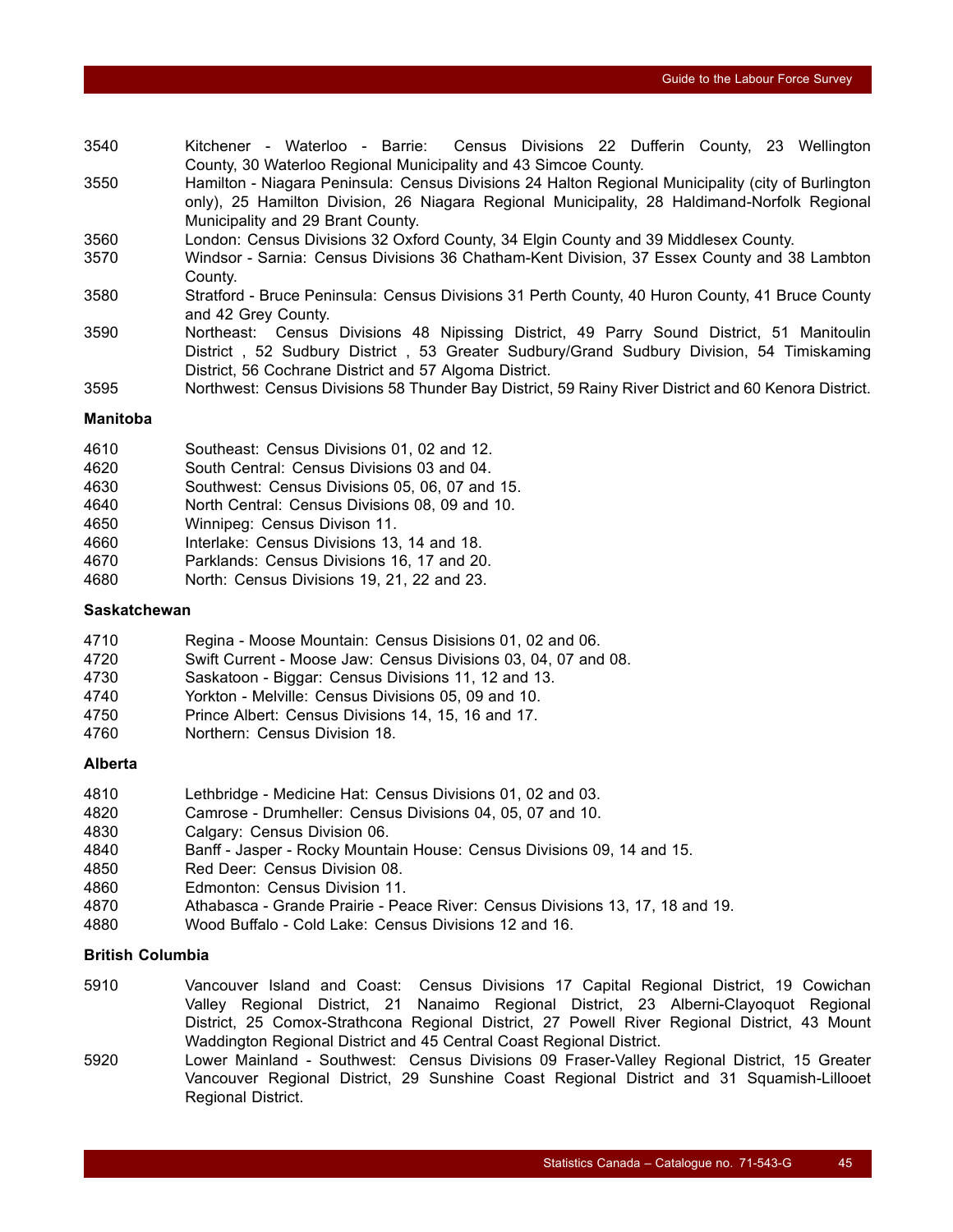3540 Kitchener - Waterloo - Barrie: Census Divisions 22 Dufferin County, 23 Wellington County, 30 Waterloo Regional Municipality and 43 Simcoe County.

3550 Hamilton - Niagara Peninsula: Census Divisions 24 Halton Regional Municipality (city of Burlington only), 25 Hamilton Division, 26 Niagara Regional Municipality, 28 Haldimand-Norfolk Regional Municipality and 29 Brant County.

3560 London: Census Divisions 32 Oxford County, 34 Elgin County and 39 Middlesex County.

3570 Windsor - Sarnia: Census Divisions 36 Chatham-Kent Division, 37 Essex County and 38 Lambton County.

3580 Stratford - Bruce Peninsula: Census Divisions 31 Perth County, 40 Huron County, 41 Bruce County and 42 Grey County.

3590 Northeast: Census Divisions 48 Nipissing District, 49 Parry Sound District, 51 Manitoulin District , 52 Sudbury District , 53 Greater Sudbury/Grand Sudbury Division, 54 Timiskaming District, 56 Cochrane District and 57 Algoma District.

3595 Northwest: Census Divisions 58 Thunder Bay District, 59 Rainy River District and 60 Kenora District.

**Manitoba**

4610 Southeast: Census Divisions 01, 02 and 12.
4620 South Central: Census Divisions 03 and 04.
4630 Southwest: Census Divisions 05, 06, 07 and 15.
4640 North Central: Census Divisions 08, 09 and 10.
4650 Winnipeg: Census Divison 11.
4660 Interlake: Census Divisions 13, 14 and 18.
4670 Parklands: Census Divisions 16, 17 and 20.
4680 North: Census Divisions 19, 21, 22 and 23.

**Saskatchewan**

4710 Regina - Moose Mountain: Census Disisions 01, 02 and 06.
4720 Swift Current - Moose Jaw: Census Divisions 03, 04, 07 and 08.
4730 Saskatoon - Biggar: Census Divisions 11, 12 and 13.
4740 Yorkton - Melville: Census Divisions 05, 09 and 10.
4750 Prince Albert: Census Divisions 14, 15, 16 and 17.
4760 Northern: Census Division 18.

**Alberta**

4810 Lethbridge - Medicine Hat: Census Divisions 01, 02 and 03.
4820 Camrose - Drumheller: Census Divisions 04, 05, 07 and 10.
4830 Calgary: Census Division 06.
4840 Banff - Jasper - Rocky Mountain House: Census Divisions 09, 14 and 15.
4850 Red Deer: Census Division 08.
4860 Edmonton: Census Division 11.
4870 Athabasca - Grande Prairie - Peace River: Census Divisions 13, 17, 18 and 19.
4880 Wood Buffalo - Cold Lake: Census Divisions 12 and 16.

**British Columbia**

5910 Vancouver Island and Coast: Census Divisions 17 Capital Regional District, 19 Cowichan Valley Regional District, 21 Nanaimo Regional District, 23 Alberni-Clayoquot Regional District, 25 Comox-Strathcona Regional District, 27 Powell River Regional District, 43 Mount Waddington Regional District and 45 Central Coast Regional District.

5920 Lower Mainland - Southwest: Census Divisions 09 Fraser-Valley Regional District, 15 Greater Vancouver Regional District, 29 Sunshine Coast Regional District and 31 Squamish-Lillooet Regional District.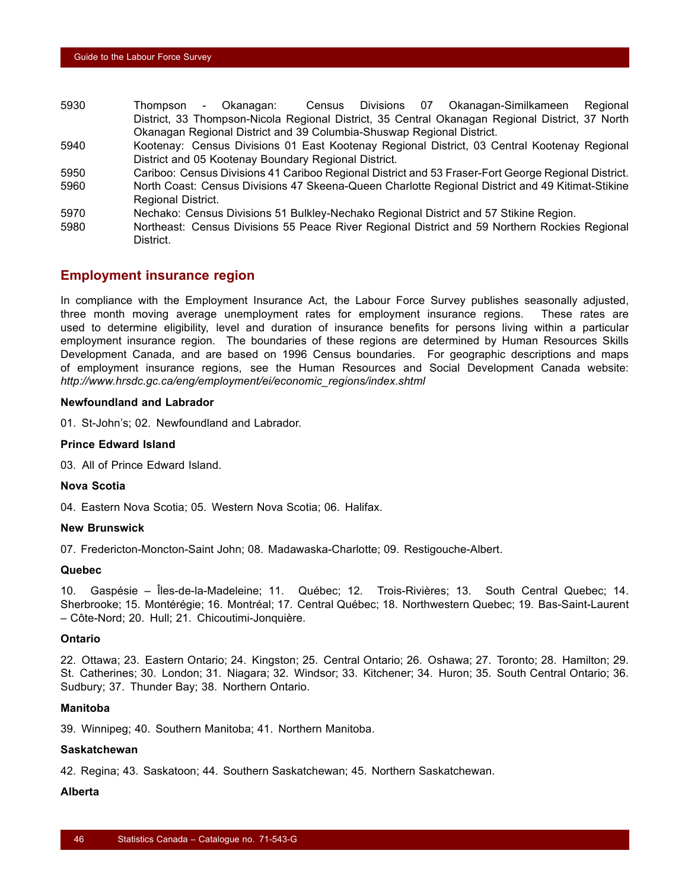5930 Thompson - Okanagan: Census Divisions 07 Okanagan-Similkameen Regional District, 33 Thompson-Nicola Regional District, 35 Central Okanagan Regional District, 37 North Okanagan Regional District and 39 Columbia-Shuswap Regional District.

5940 Kootenay: Census Divisions 01 East Kootenay Regional District, 03 Central Kootenay Regional District and 05 Kootenay Boundary Regional District.

5950 Cariboo: Census Divisions 41 Cariboo Regional District and 53 Fraser-Fort George Regional District.

5960 North Coast: Census Divisions 47 Skeena-Queen Charlotte Regional District and 49 Kitimat-Stikine Regional District.

5970 Nechako: Census Divisions 51 Bulkley-Nechako Regional District and 57 Stikine Region.

5980 Northeast: Census Divisions 55 Peace River Regional District and 59 Northern Rockies Regional District.

## Employment insurance region

In compliance with the Employment Insurance Act, the Labour Force Survey publishes seasonally adjusted, three month moving average unemployment rates for employment insurance regions. These rates are used to determine eligibility, level and duration of insurance benefits for persons living within a particular employment insurance region. The boundaries of these regions are determined by Human Resources Skills Development Canada, and are based on 1996 Census boundaries. For geographic descriptions and maps of employment insurance regions, see the Human Resources and Social Development Canada website: *http://www.hrsdc.gc.ca/eng/employment/ei/economic_regions/index.shtml*

**Newfoundland and Labrador**

01. St-John's; 02. Newfoundland and Labrador.

**Prince Edward Island**

03. All of Prince Edward Island.

**Nova Scotia**

04. Eastern Nova Scotia; 05. Western Nova Scotia; 06. Halifax.

**New Brunswick**

07. Fredericton-Moncton-Saint John; 08. Madawaska-Charlotte; 09. Restigouche-Albert.

**Quebec**

10. Gaspésie – Îles-de-la-Madeleine; 11. Québec; 12. Trois-Rivières; 13. South Central Quebec; 14. Sherbrooke; 15. Montérégie; 16. Montréal; 17. Central Québec; 18. Northwestern Quebec; 19. Bas-Saint-Laurent – Côte-Nord; 20. Hull; 21. Chicoutimi-Jonquière.

**Ontario**

22. Ottawa; 23. Eastern Ontario; 24. Kingston; 25. Central Ontario; 26. Oshawa; 27. Toronto; 28. Hamilton; 29. St. Catherines; 30. London; 31. Niagara; 32. Windsor; 33. Kitchener; 34. Huron; 35. South Central Ontario; 36. Sudbury; 37. Thunder Bay; 38. Northern Ontario.

**Manitoba**

39. Winnipeg; 40. Southern Manitoba; 41. Northern Manitoba.

**Saskatchewan**

42. Regina; 43. Saskatoon; 44. Southern Saskatchewan; 45. Northern Saskatchewan.

**Alberta**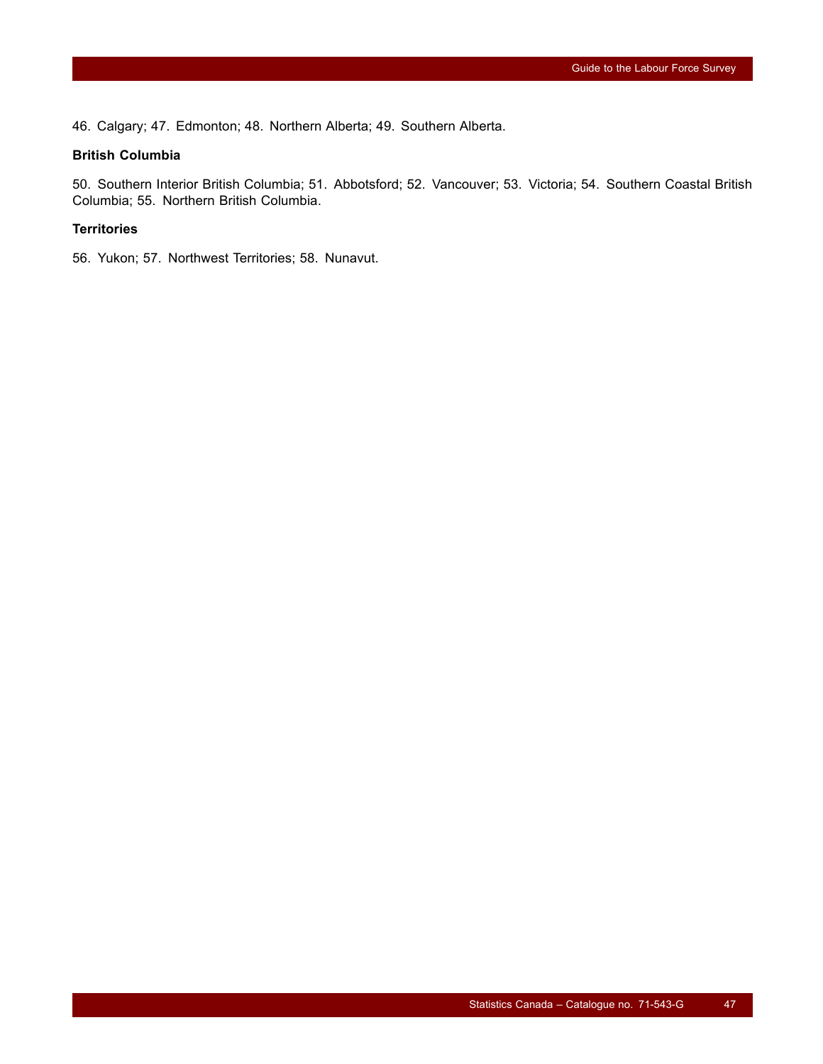46. Calgary; 47. Edmonton; 48. Northern Alberta; 49. Southern Alberta.

**British Columbia**

50. Southern Interior British Columbia; 51. Abbotsford; 52. Vancouver; 53. Victoria; 54. Southern Coastal British Columbia; 55. Northern British Columbia.

**Territories**

56. Yukon; 57. Northwest Territories; 58. Nunavut.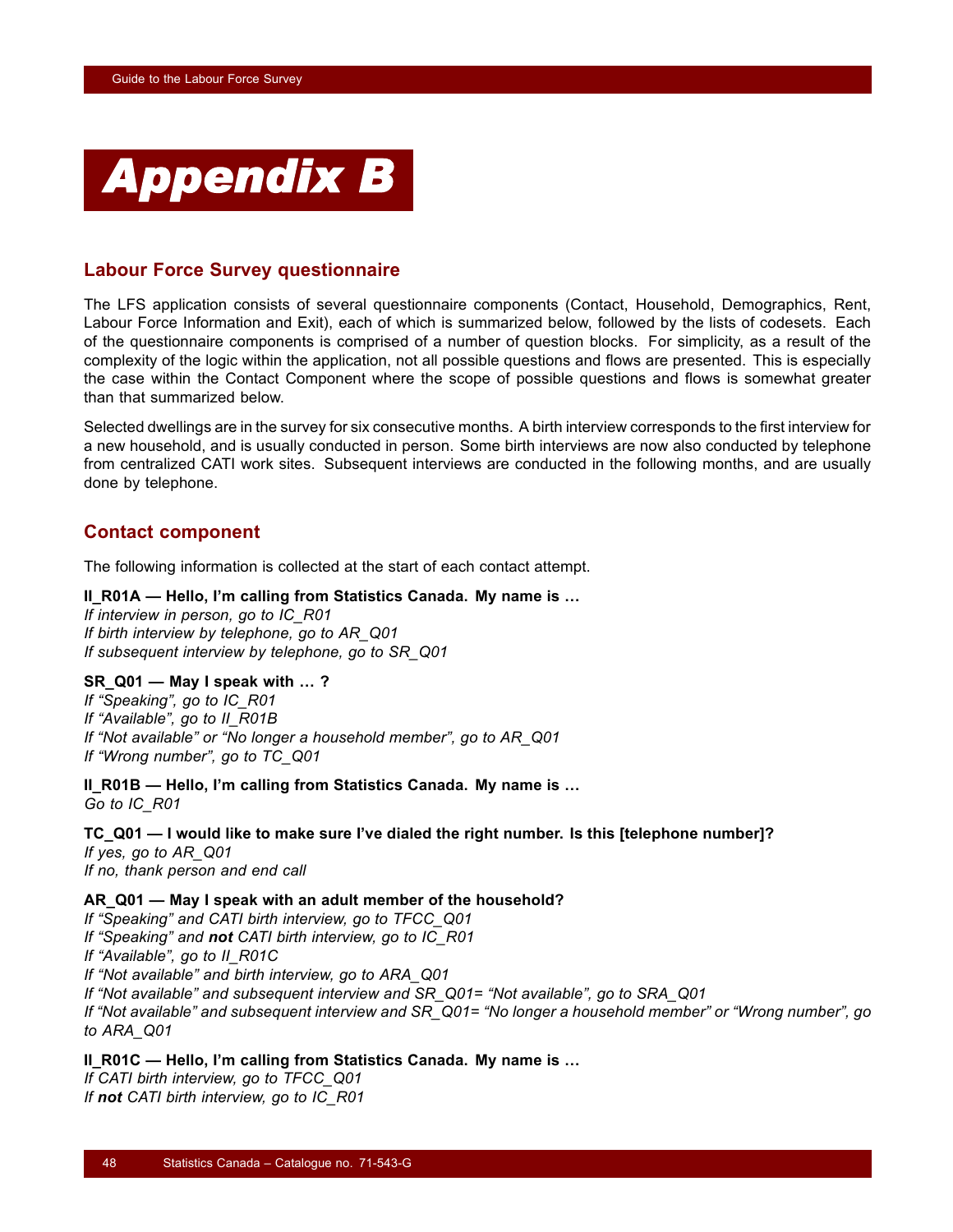# Appendix B

## Labour Force Survey questionnaire

The LFS application consists of several questionnaire components (Contact, Household, Demographics, Rent, Labour Force Information and Exit), each of which is summarized below, followed by the lists of codesets. Each of the questionnaire components is comprised of a number of question blocks. For simplicity, as a result of the complexity of the logic within the application, not all possible questions and flows are presented. This is especially the case within the Contact Component where the scope of possible questions and flows is somewhat greater than that summarized below.

Selected dwellings are in the survey for six consecutive months. A birth interview corresponds to the first interview for a new household, and is usually conducted in person. Some birth interviews are now also conducted by telephone from centralized CATI work sites. Subsequent interviews are conducted in the following months, and are usually done by telephone.

## Contact component

The following information is collected at the start of each contact attempt.

**II_R01A — Hello, I'm calling from Statistics Canada. My name is …**
*If interview in person, go to IC_R01*
*If birth interview by telephone, go to AR_Q01*
*If subsequent interview by telephone, go to SR_Q01*

**SR_Q01 — May I speak with … ?**
*If "Speaking", go to IC_R01*
*If "Available", go to II_R01B*
*If "Not available" or "No longer a household member", go to AR_Q01*
*If "Wrong number", go to TC_Q01*

**II_R01B — Hello, I'm calling from Statistics Canada. My name is …**
*Go to IC_R01*

**TC_Q01 — I would like to make sure I've dialed the right number. Is this [telephone number]?**
*If yes, go to AR_Q01*
*If no, thank person and end call*

**AR_Q01 — May I speak with an adult member of the household?**
*If "Speaking" and CATI birth interview, go to TFCC_Q01*
*If "Speaking" and* ***not*** *CATI birth interview, go to IC_R01*
*If "Available", go to II_R01C*
*If "Not available" and birth interview, go to ARA_Q01*
*If "Not available" and subsequent interview and SR_Q01= "Not available", go to SRA_Q01*
*If "Not available" and subsequent interview and SR_Q01= "No longer a household member" or "Wrong number", go to ARA_Q01*

**II_R01C — Hello, I'm calling from Statistics Canada. My name is …**
*If CATI birth interview, go to TFCC_Q01*
*If* ***not*** *CATI birth interview, go to IC_R01*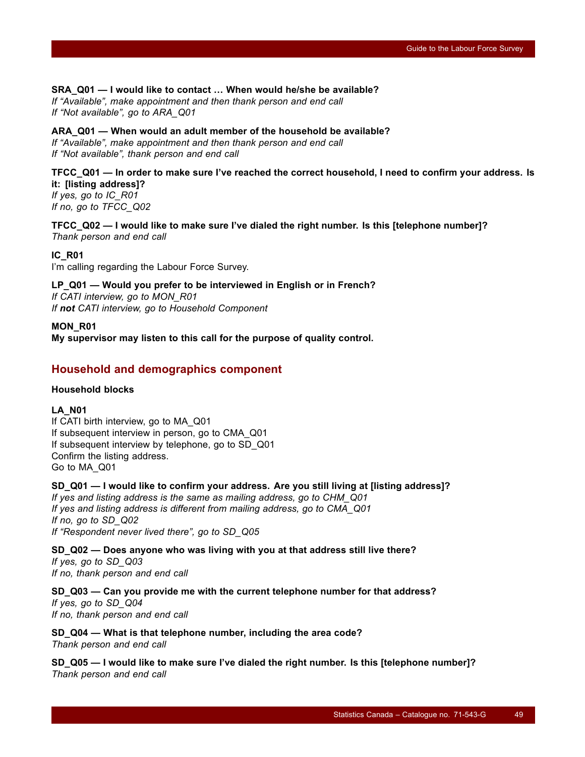**SRA_Q01 — I would like to contact … When would he/she be available?**
*If "Available", make appointment and then thank person and end call*
*If "Not available", go to ARA_Q01*

**ARA_Q01 — When would an adult member of the household be available?**
*If "Available", make appointment and then thank person and end call*
*If "Not available", thank person and end call*

**TFCC_Q01 — In order to make sure I've reached the correct household, I need to confirm your address. Is it: [listing address]?**
*If yes, go to IC_R01*
*If no, go to TFCC_Q02*

**TFCC_Q02 — I would like to make sure I've dialed the right number. Is this [telephone number]?**
*Thank person and end call*

**IC_R01**
I'm calling regarding the Labour Force Survey.

**LP_Q01 — Would you prefer to be interviewed in English or in French?**
*If CATI interview, go to MON_R01*
*If **not** CATI interview, go to Household Component*

**MON_R01**
**My supervisor may listen to this call for the purpose of quality control.**

## Household and demographics component

### Household blocks

**LA_N01**
If CATI birth interview, go to MA_Q01
If subsequent interview in person, go to CMA_Q01
If subsequent interview by telephone, go to SD_Q01
Confirm the listing address.
Go to MA_Q01

**SD_Q01 — I would like to confirm your address. Are you still living at [listing address]?**
*If yes and listing address is the same as mailing address, go to CHM_Q01*
*If yes and listing address is different from mailing address, go to CMA_Q01*
*If no, go to SD_Q02*
*If "Respondent never lived there", go to SD_Q05*

**SD_Q02 — Does anyone who was living with you at that address still live there?**
*If yes, go to SD_Q03*
*If no, thank person and end call*

**SD_Q03 — Can you provide me with the current telephone number for that address?**
*If yes, go to SD_Q04*
*If no, thank person and end call*

**SD_Q04 — What is that telephone number, including the area code?**
*Thank person and end call*

**SD_Q05 — I would like to make sure I've dialed the right number. Is this [telephone number]?**
*Thank person and end call*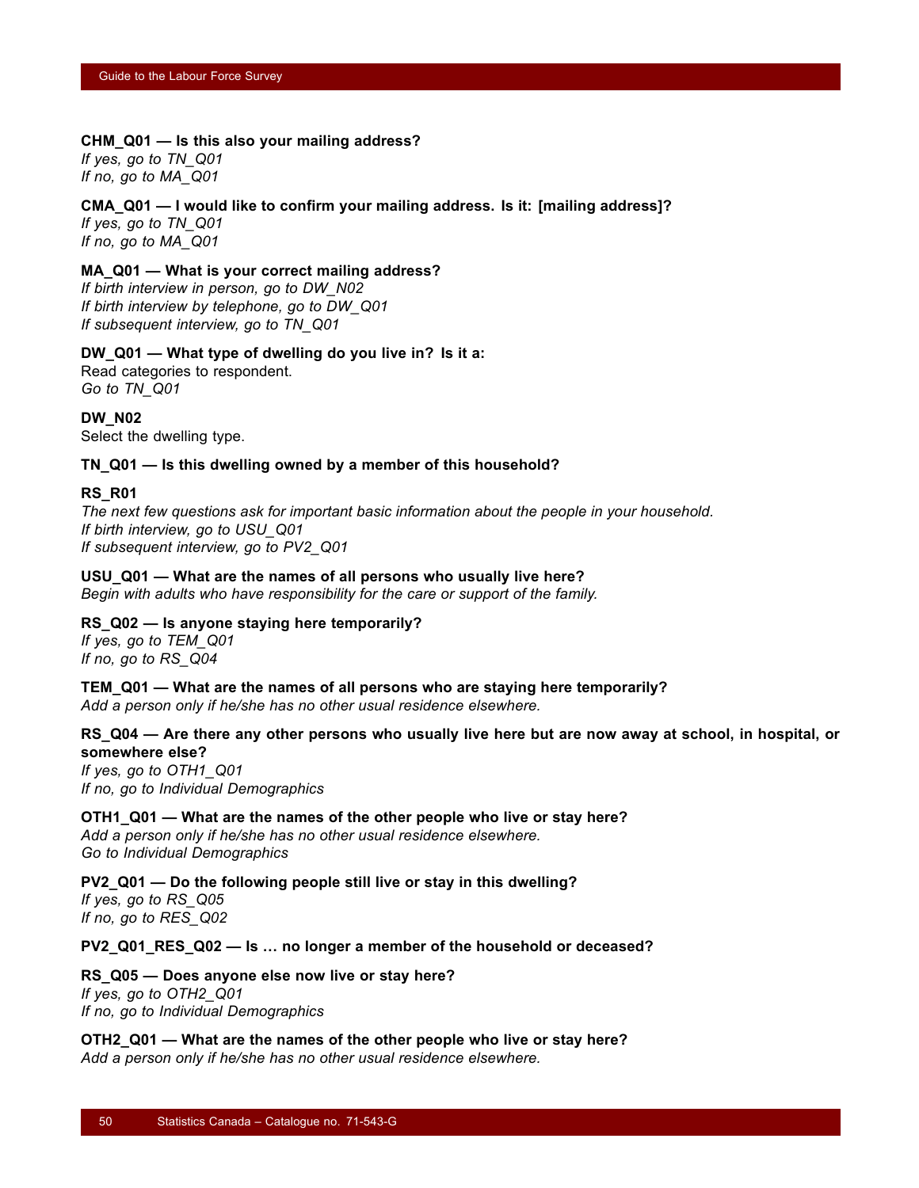**CHM_Q01 — Is this also your mailing address?**
*If yes, go to TN_Q01*
*If no, go to MA_Q01*

**CMA_Q01 — I would like to confirm your mailing address. Is it: [mailing address]?**
*If yes, go to TN_Q01*
*If no, go to MA_Q01*

**MA_Q01 — What is your correct mailing address?**
*If birth interview in person, go to DW_N02*
*If birth interview by telephone, go to DW_Q01*
*If subsequent interview, go to TN_Q01*

**DW_Q01 — What type of dwelling do you live in? Is it a:**
Read categories to respondent.
*Go to TN_Q01*

**DW_N02**
Select the dwelling type.

**TN_Q01 — Is this dwelling owned by a member of this household?**

**RS_R01**
*The next few questions ask for important basic information about the people in your household.*
*If birth interview, go to USU_Q01*
*If subsequent interview, go to PV2_Q01*

**USU_Q01 — What are the names of all persons who usually live here?**
*Begin with adults who have responsibility for the care or support of the family.*

**RS_Q02 — Is anyone staying here temporarily?**
*If yes, go to TEM_Q01*
*If no, go to RS_Q04*

**TEM_Q01 — What are the names of all persons who are staying here temporarily?**
*Add a person only if he/she has no other usual residence elsewhere.*

**RS_Q04 — Are there any other persons who usually live here but are now away at school, in hospital, or somewhere else?**
*If yes, go to OTH1_Q01*
*If no, go to Individual Demographics*

**OTH1_Q01 — What are the names of the other people who live or stay here?**
*Add a person only if he/she has no other usual residence elsewhere.*
*Go to Individual Demographics*

**PV2_Q01 — Do the following people still live or stay in this dwelling?**
*If yes, go to RS_Q05*
*If no, go to RES_Q02*

**PV2_Q01_RES_Q02 — Is … no longer a member of the household or deceased?**

**RS_Q05 — Does anyone else now live or stay here?**
*If yes, go to OTH2_Q01*
*If no, go to Individual Demographics*

**OTH2_Q01 — What are the names of the other people who live or stay here?**
*Add a person only if he/she has no other usual residence elsewhere.*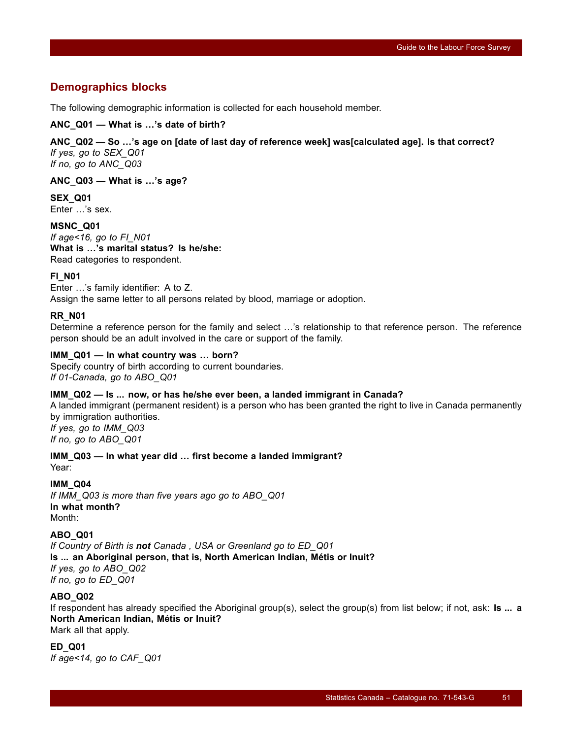## Demographics blocks

The following demographic information is collected for each household member.

**ANC_Q01 — What is …'s date of birth?**

**ANC_Q02 — So …'s age on [date of last day of reference week] was[calculated age]. Is that correct?**
*If yes, go to SEX_Q01*
*If no, go to ANC_Q03*

**ANC_Q03 — What is …'s age?**

**SEX_Q01**
Enter …'s sex.

**MSNC_Q01**
*If age<16, go to FI_N01*
**What is …'s marital status? Is he/she:**
Read categories to respondent.

**FI_N01**
Enter …'s family identifier: A to Z.
Assign the same letter to all persons related by blood, marriage or adoption.

**RR_N01**
Determine a reference person for the family and select …'s relationship to that reference person. The reference person should be an adult involved in the care or support of the family.

**IMM_Q01 — In what country was … born?**
Specify country of birth according to current boundaries.
*If 01-Canada, go to ABO_Q01*

**IMM_Q02 — Is ... now, or has he/she ever been, a landed immigrant in Canada?**
A landed immigrant (permanent resident) is a person who has been granted the right to live in Canada permanently by immigration authorities.
*If yes, go to IMM_Q03*
*If no, go to ABO_Q01*

**IMM_Q03 — In what year did … first become a landed immigrant?**
Year:

**IMM_Q04**
*If IMM_Q03 is more than five years ago go to ABO_Q01*
**In what month?**
Month:

**ABO_Q01**
*If Country of Birth is **not** Canada , USA or Greenland go to ED_Q01*
**Is ... an Aboriginal person, that is, North American Indian, Métis or Inuit?**
*If yes, go to ABO_Q02*
*If no, go to ED_Q01*

**ABO_Q02**
If respondent has already specified the Aboriginal group(s), select the group(s) from list below; if not, ask: **Is ... a North American Indian, Métis or Inuit?**
Mark all that apply.

**ED_Q01**
*If age<14, go to CAF_Q01*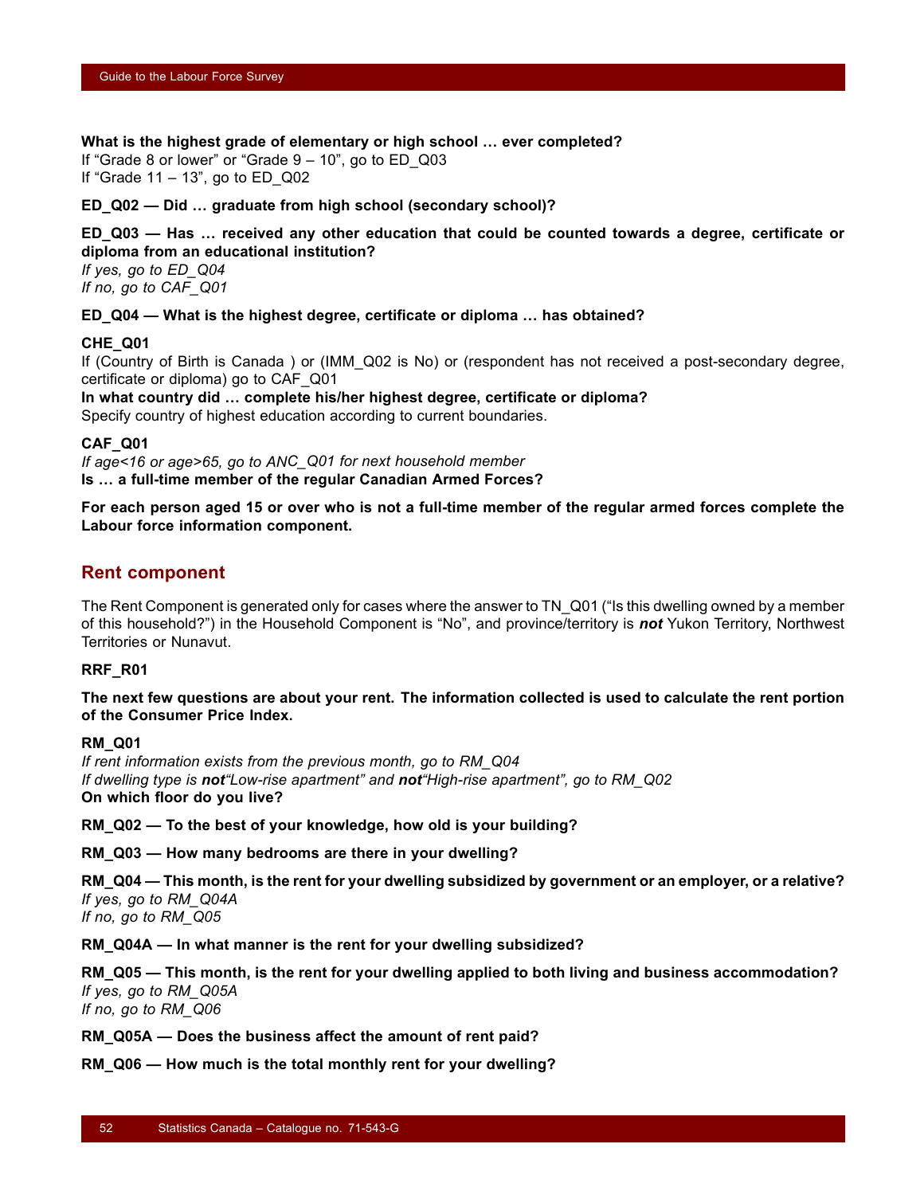**What is the highest grade of elementary or high school … ever completed?**
If "Grade 8 or lower" or "Grade 9 – 10", go to ED_Q03
If "Grade 11 – 13", go to ED_Q02

**ED_Q02 — Did … graduate from high school (secondary school)?**

**ED_Q03 — Has … received any other education that could be counted towards a degree, certificate or diploma from an educational institution?**
*If yes, go to ED_Q04*
*If no, go to CAF_Q01*

**ED_Q04 — What is the highest degree, certificate or diploma … has obtained?**

**CHE_Q01**
If (Country of Birth is Canada ) or (IMM_Q02 is No) or (respondent has not received a post-secondary degree, certificate or diploma) go to CAF_Q01
**In what country did … complete his/her highest degree, certificate or diploma?**
Specify country of highest education according to current boundaries.

**CAF_Q01**
*If age<16 or age>65, go to ANC_Q01 for next household member*
**Is … a full-time member of the regular Canadian Armed Forces?**

**For each person aged 15 or over who is not a full-time member of the regular armed forces complete the Labour force information component.**

## Rent component

The Rent Component is generated only for cases where the answer to TN_Q01 ("Is this dwelling owned by a member of this household?") in the Household Component is "No", and province/territory is ***not*** Yukon Territory, Northwest Territories or Nunavut.

**RRF_R01**

**The next few questions are about your rent. The information collected is used to calculate the rent portion of the Consumer Price Index.**

**RM_Q01**
*If rent information exists from the previous month, go to RM_Q04*
*If dwelling type is **not**"Low-rise apartment" and **not**"High-rise apartment", go to RM_Q02*
**On which floor do you live?**

**RM_Q02 — To the best of your knowledge, how old is your building?**

**RM_Q03 — How many bedrooms are there in your dwelling?**

**RM_Q04 — This month, is the rent for your dwelling subsidized by government or an employer, or a relative?**
*If yes, go to RM_Q04A*
*If no, go to RM_Q05*

**RM_Q04A — In what manner is the rent for your dwelling subsidized?**

**RM_Q05 — This month, is the rent for your dwelling applied to both living and business accommodation?**
*If yes, go to RM_Q05A*
*If no, go to RM_Q06*

**RM_Q05A — Does the business affect the amount of rent paid?**

**RM_Q06 — How much is the total monthly rent for your dwelling?**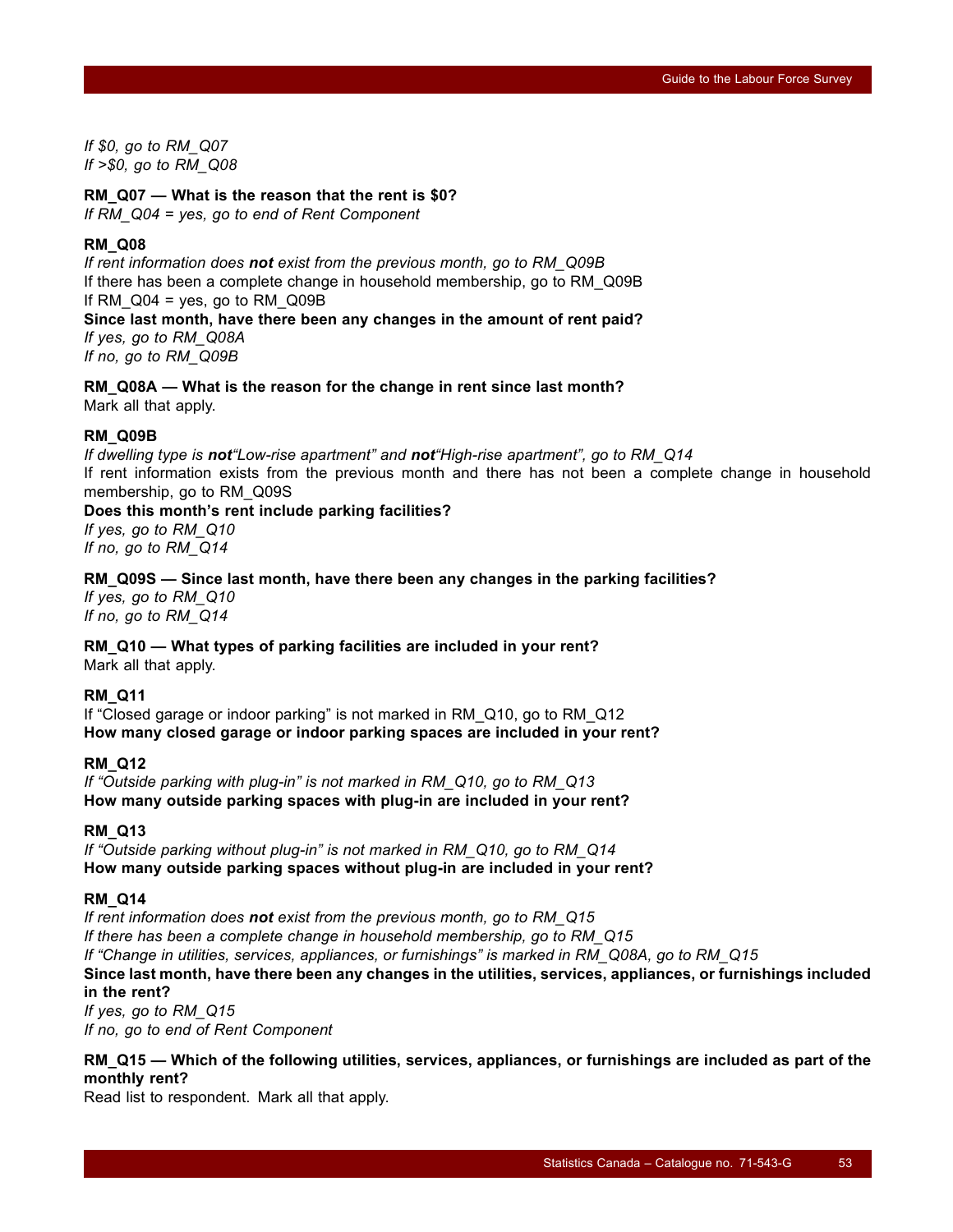*If $0, go to RM_Q07*
*If >$0, go to RM_Q08*

**RM_Q07 — What is the reason that the rent is $0?**
*If RM_Q04 = yes, go to end of Rent Component*

**RM_Q08**
*If rent information does **not** exist from the previous month, go to RM_Q09B*
If there has been a complete change in household membership, go to RM_Q09B
If RM_Q04 = yes, go to RM_Q09B
**Since last month, have there been any changes in the amount of rent paid?**
*If yes, go to RM_Q08A*
*If no, go to RM_Q09B*

**RM_Q08A — What is the reason for the change in rent since last month?**
Mark all that apply.

**RM_Q09B**
*If dwelling type is **not**"Low-rise apartment" and **not**"High-rise apartment", go to RM_Q14*
If rent information exists from the previous month and there has not been a complete change in household membership, go to RM_Q09S
**Does this month's rent include parking facilities?**
*If yes, go to RM_Q10*
*If no, go to RM_Q14*

**RM_Q09S — Since last month, have there been any changes in the parking facilities?**
*If yes, go to RM_Q10*
*If no, go to RM_Q14*

**RM_Q10 — What types of parking facilities are included in your rent?**
Mark all that apply.

**RM_Q11**
If "Closed garage or indoor parking" is not marked in RM_Q10, go to RM_Q12
**How many closed garage or indoor parking spaces are included in your rent?**

**RM_Q12**
*If "Outside parking with plug-in" is not marked in RM_Q10, go to RM_Q13*
**How many outside parking spaces with plug-in are included in your rent?**

**RM_Q13**
*If "Outside parking without plug-in" is not marked in RM_Q10, go to RM_Q14*
**How many outside parking spaces without plug-in are included in your rent?**

**RM_Q14**
*If rent information does **not** exist from the previous month, go to RM_Q15*
*If there has been a complete change in household membership, go to RM_Q15*
*If "Change in utilities, services, appliances, or furnishings" is marked in RM_Q08A, go to RM_Q15*
**Since last month, have there been any changes in the utilities, services, appliances, or furnishings included in the rent?**
*If yes, go to RM_Q15*
*If no, go to end of Rent Component*

**RM_Q15 — Which of the following utilities, services, appliances, or furnishings are included as part of the monthly rent?**
Read list to respondent. Mark all that apply.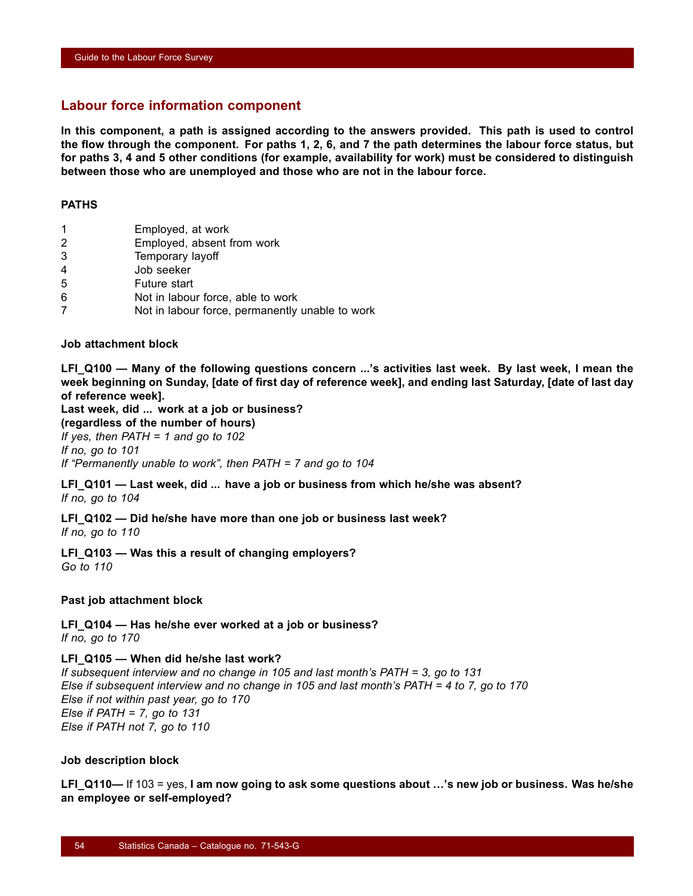## Labour force information component

**In this component, a path is assigned according to the answers provided. This path is used to control the flow through the component. For paths 1, 2, 6, and 7 the path determines the labour force status, but for paths 3, 4 and 5 other conditions (for example, availability for work) must be considered to distinguish between those who are unemployed and those who are not in the labour force.**

**PATHS**

| | |
|---|---|
| 1 | Employed, at work |
| 2 | Employed, absent from work |
| 3 | Temporary layoff |
| 4 | Job seeker |
| 5 | Future start |
| 6 | Not in labour force, able to work |
| 7 | Not in labour force, permanently unable to work |

**Job attachment block**

**LFI_Q100 — Many of the following questions concern ...'s activities last week. By last week, I mean the week beginning on Sunday, [date of first day of reference week], and ending last Saturday, [date of last day of reference week].**
**Last week, did ... work at a job or business?**
**(regardless of the number of hours)**
*If yes, then PATH = 1 and go to 102*
*If no, go to 101*
*If "Permanently unable to work", then PATH = 7 and go to 104*

**LFI_Q101 — Last week, did ... have a job or business from which he/she was absent?**
*If no, go to 104*

**LFI_Q102 — Did he/she have more than one job or business last week?**
*If no, go to 110*

**LFI_Q103 — Was this a result of changing employers?**
*Go to 110*

**Past job attachment block**

**LFI_Q104 — Has he/she ever worked at a job or business?**
*If no, go to 170*

**LFI_Q105 — When did he/she last work?**
*If subsequent interview and no change in 105 and last month's PATH = 3, go to 131*
*Else if subsequent interview and no change in 105 and last month's PATH = 4 to 7, go to 170*
*Else if not within past year, go to 170*
*Else if PATH = 7, go to 131*
*Else if PATH not 7, go to 110*

**Job description block**

**LFI_Q110—** If 103 = yes, **I am now going to ask some questions about …'s new job or business. Was he/she an employee or self-employed?**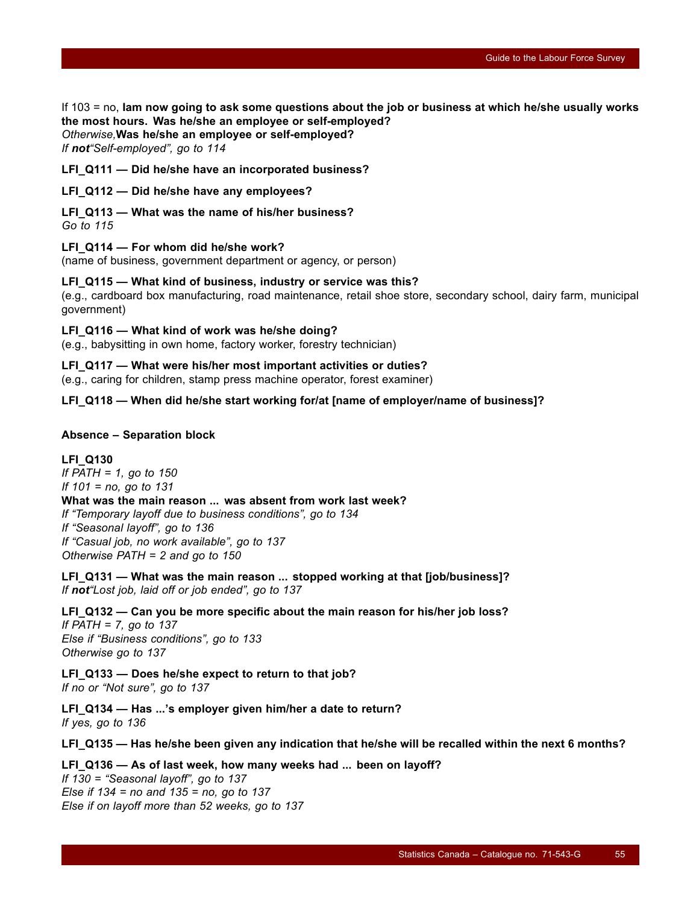If 103 = no, **Iam now going to ask some questions about the job or business at which he/she usually works the most hours. Was he/she an employee or self-employed?**
*Otherwise,* **Was he/she an employee or self-employed?**
*If **not**"Self-employed", go to 114*

**LFI_Q111 — Did he/she have an incorporated business?**

**LFI_Q112 — Did he/she have any employees?**

**LFI_Q113 — What was the name of his/her business?**
*Go to 115*

**LFI_Q114 — For whom did he/she work?**
(name of business, government department or agency, or person)

**LFI_Q115 — What kind of business, industry or service was this?**
(e.g., cardboard box manufacturing, road maintenance, retail shoe store, secondary school, dairy farm, municipal government)

**LFI_Q116 — What kind of work was he/she doing?**
(e.g., babysitting in own home, factory worker, forestry technician)

**LFI_Q117 — What were his/her most important activities or duties?**
(e.g., caring for children, stamp press machine operator, forest examiner)

**LFI_Q118 — When did he/she start working for/at [name of employer/name of business]?**

**Absence – Separation block**

**LFI_Q130**
*If PATH = 1, go to 150*
*If 101 = no, go to 131*
**What was the main reason ... was absent from work last week?**
*If "Temporary layoff due to business conditions", go to 134*
*If "Seasonal layoff", go to 136*
*If "Casual job, no work available", go to 137*
*Otherwise PATH = 2 and go to 150*

**LFI_Q131 — What was the main reason ... stopped working at that [job/business]?**
*If **not**"Lost job, laid off or job ended", go to 137*

**LFI_Q132 — Can you be more specific about the main reason for his/her job loss?**
*If PATH = 7, go to 137*
*Else if "Business conditions", go to 133*
*Otherwise go to 137*

**LFI_Q133 — Does he/she expect to return to that job?**
*If no or "Not sure", go to 137*

**LFI_Q134 — Has ...'s employer given him/her a date to return?**
*If yes, go to 136*

**LFI_Q135 — Has he/she been given any indication that he/she will be recalled within the next 6 months?**

**LFI_Q136 — As of last week, how many weeks had ... been on layoff?**
*If 130 = "Seasonal layoff", go to 137*
*Else if 134 = no and 135 = no, go to 137*
*Else if on layoff more than 52 weeks, go to 137*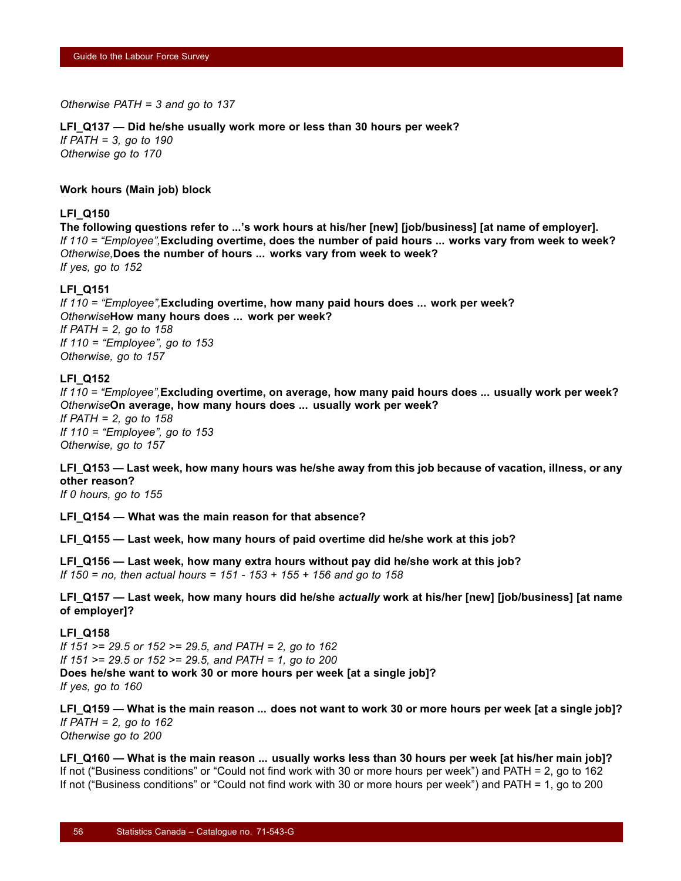*Otherwise PATH = 3 and go to 137*

**LFI_Q137 — Did he/she usually work more or less than 30 hours per week?**
*If PATH = 3, go to 190*
*Otherwise go to 170*

**Work hours (Main job) block**

**LFI_Q150**
**The following questions refer to ...'s work hours at his/her [new] [job/business] [at name of employer].**
*If 110 = "Employee",* **Excluding overtime, does the number of paid hours ... works vary from week to week?**
*Otherwise,* **Does the number of hours ... works vary from week to week?**
*If yes, go to 152*

**LFI_Q151**
*If 110 = "Employee",* **Excluding overtime, how many paid hours does ... work per week?**
*Otherwise* **How many hours does ... work per week?**
*If PATH = 2, go to 158*
*If 110 = "Employee", go to 153*
*Otherwise, go to 157*

**LFI_Q152**
*If 110 = "Employee",* **Excluding overtime, on average, how many paid hours does ... usually work per week?**
*Otherwise* **On average, how many hours does ... usually work per week?**
*If PATH = 2, go to 158*
*If 110 = "Employee", go to 153*
*Otherwise, go to 157*

**LFI_Q153 — Last week, how many hours was he/she away from this job because of vacation, illness, or any other reason?**
*If 0 hours, go to 155*

**LFI_Q154 — What was the main reason for that absence?**

**LFI_Q155 — Last week, how many hours of paid overtime did he/she work at this job?**

**LFI_Q156 — Last week, how many extra hours without pay did he/she work at this job?**
*If 150 = no, then actual hours = 151 - 153 + 155 + 156 and go to 158*

**LFI_Q157 — Last week, how many hours did he/she *actually* work at his/her [new] [job/business] [at name of employer]?**

**LFI_Q158**
*If 151 >= 29.5 or 152 >= 29.5, and PATH = 2, go to 162*
*If 151 >= 29.5 or 152 >= 29.5, and PATH = 1, go to 200*
**Does he/she want to work 30 or more hours per week [at a single job]?**
*If yes, go to 160*

**LFI_Q159 — What is the main reason ... does not want to work 30 or more hours per week [at a single job]?**
*If PATH = 2, go to 162*
*Otherwise go to 200*

**LFI_Q160 — What is the main reason ... usually works less than 30 hours per week [at his/her main job]?**
If not ("Business conditions" or "Could not find work with 30 or more hours per week") and PATH = 2, go to 162
If not ("Business conditions" or "Could not find work with 30 or more hours per week") and PATH = 1, go to 200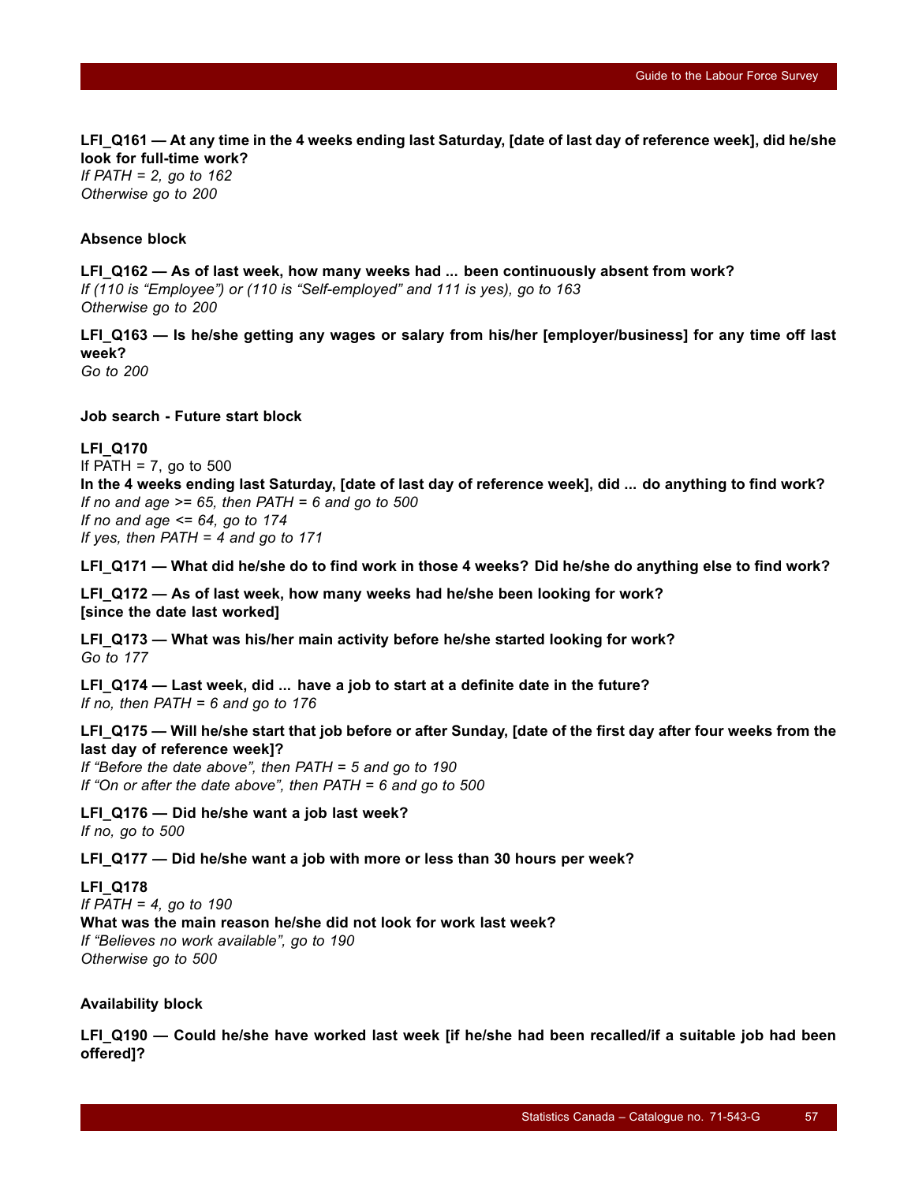**LFI_Q161 — At any time in the 4 weeks ending last Saturday, [date of last day of reference week], did he/she look for full-time work?**
*If PATH = 2, go to 162*
*Otherwise go to 200*

**Absence block**

**LFI_Q162 — As of last week, how many weeks had ... been continuously absent from work?**
*If (110 is “Employee”) or (110 is “Self-employed” and 111 is yes), go to 163*
*Otherwise go to 200*

**LFI_Q163 — Is he/she getting any wages or salary from his/her [employer/business] for any time off last week?**
*Go to 200*

**Job search - Future start block**

**LFI_Q170**
If PATH = 7, go to 500
**In the 4 weeks ending last Saturday, [date of last day of reference week], did ... do anything to find work?**
*If no and age >= 65, then PATH = 6 and go to 500*
*If no and age <= 64, go to 174*
*If yes, then PATH = 4 and go to 171*

**LFI_Q171 — What did he/she do to find work in those 4 weeks? Did he/she do anything else to find work?**

**LFI_Q172 — As of last week, how many weeks had he/she been looking for work? [since the date last worked]**

**LFI_Q173 — What was his/her main activity before he/she started looking for work?**
*Go to 177*

**LFI_Q174 — Last week, did ... have a job to start at a definite date in the future?**
*If no, then PATH = 6 and go to 176*

**LFI_Q175 — Will he/she start that job before or after Sunday, [date of the first day after four weeks from the last day of reference week]?**
*If “Before the date above”, then PATH = 5 and go to 190*
*If “On or after the date above”, then PATH = 6 and go to 500*

**LFI_Q176 — Did he/she want a job last week?**
*If no, go to 500*

**LFI_Q177 — Did he/she want a job with more or less than 30 hours per week?**

**LFI_Q178**
*If PATH = 4, go to 190*
**What was the main reason he/she did not look for work last week?**
*If “Believes no work available”, go to 190*
*Otherwise go to 500*

**Availability block**

**LFI_Q190 — Could he/she have worked last week [if he/she had been recalled/if a suitable job had been offered]?**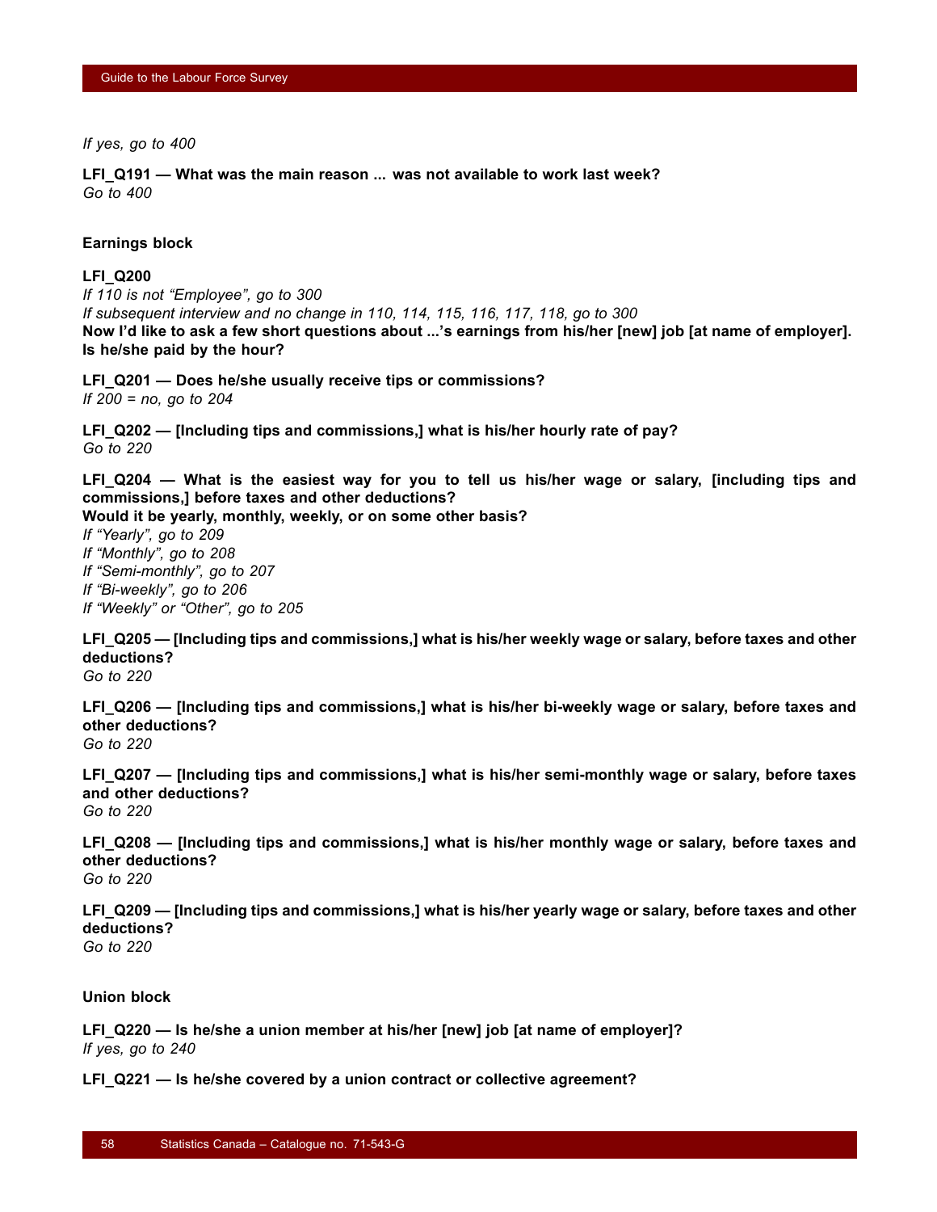*If yes, go to 400*

**LFI_Q191 — What was the main reason ... was not available to work last week?**
*Go to 400*

**Earnings block**

**LFI_Q200**
*If 110 is not "Employee", go to 300*
*If subsequent interview and no change in 110, 114, 115, 116, 117, 118, go to 300*
**Now I'd like to ask a few short questions about ...'s earnings from his/her [new] job [at name of employer]. Is he/she paid by the hour?**

**LFI_Q201 — Does he/she usually receive tips or commissions?**
*If 200 = no, go to 204*

**LFI_Q202 — [Including tips and commissions,] what is his/her hourly rate of pay?**
*Go to 220*

**LFI_Q204 — What is the easiest way for you to tell us his/her wage or salary, [including tips and commissions,] before taxes and other deductions?**
**Would it be yearly, monthly, weekly, or on some other basis?**
*If "Yearly", go to 209*
*If "Monthly", go to 208*
*If "Semi-monthly", go to 207*
*If "Bi-weekly", go to 206*
*If "Weekly" or "Other", go to 205*

**LFI_Q205 — [Including tips and commissions,] what is his/her weekly wage or salary, before taxes and other deductions?**
*Go to 220*

**LFI_Q206 — [Including tips and commissions,] what is his/her bi-weekly wage or salary, before taxes and other deductions?**
*Go to 220*

**LFI_Q207 — [Including tips and commissions,] what is his/her semi-monthly wage or salary, before taxes and other deductions?**
*Go to 220*

**LFI_Q208 — [Including tips and commissions,] what is his/her monthly wage or salary, before taxes and other deductions?**
*Go to 220*

**LFI_Q209 — [Including tips and commissions,] what is his/her yearly wage or salary, before taxes and other deductions?**
*Go to 220*

**Union block**

**LFI_Q220 — Is he/she a union member at his/her [new] job [at name of employer]?**
*If yes, go to 240*

**LFI_Q221 — Is he/she covered by a union contract or collective agreement?**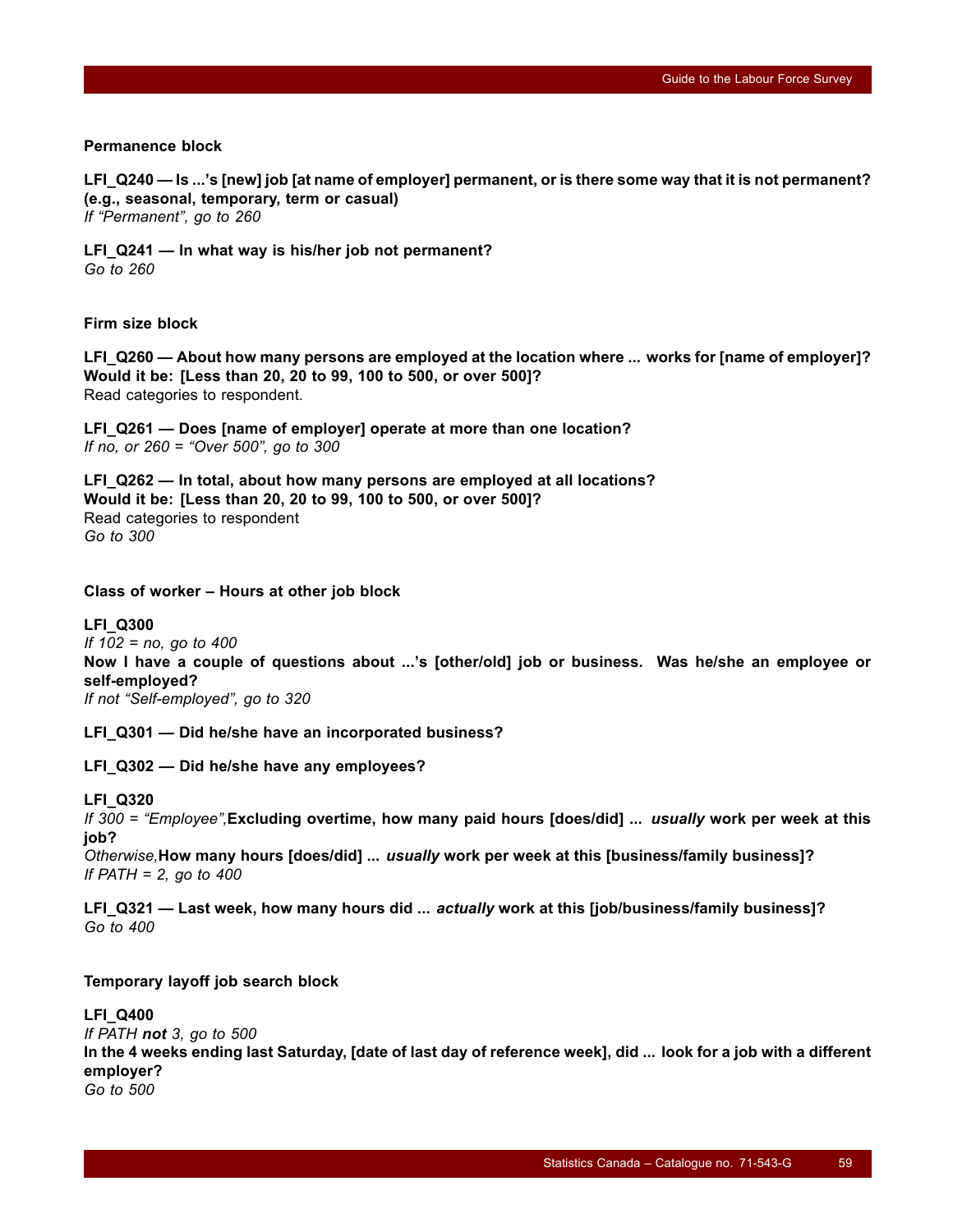**Permanence block**

**LFI_Q240 — Is ...'s [new] job [at name of employer] permanent, or is there some way that it is not permanent? (e.g., seasonal, temporary, term or casual)**
*If "Permanent", go to 260*

**LFI_Q241 — In what way is his/her job not permanent?**
*Go to 260*

**Firm size block**

**LFI_Q260 — About how many persons are employed at the location where ... works for [name of employer]? Would it be: [Less than 20, 20 to 99, 100 to 500, or over 500]?**
Read categories to respondent.

**LFI_Q261 — Does [name of employer] operate at more than one location?**
*If no, or 260 = "Over 500", go to 300*

**LFI_Q262 — In total, about how many persons are employed at all locations? Would it be: [Less than 20, 20 to 99, 100 to 500, or over 500]?**
Read categories to respondent
*Go to 300*

**Class of worker – Hours at other job block**

**LFI_Q300**
*If 102 = no, go to 400*
**Now I have a couple of questions about ...'s [other/old] job or business. Was he/she an employee or self-employed?**
*If not "Self-employed", go to 320*

**LFI_Q301 — Did he/she have an incorporated business?**

**LFI_Q302 — Did he/she have any employees?**

**LFI_Q320**
*If 300 = "Employee",* **Excluding overtime, how many paid hours [does/did] ... *usually* work per week at this job?**
*Otherwise,* **How many hours [does/did] ... *usually* work per week at this [business/family business]?**
*If PATH = 2, go to 400*

**LFI_Q321 — Last week, how many hours did ... *actually* work at this [job/business/family business]?**
*Go to 400*

**Temporary layoff job search block**

**LFI_Q400**
*If PATH **not** 3, go to 500*
**In the 4 weeks ending last Saturday, [date of last day of reference week], did ... look for a job with a different employer?**
*Go to 500*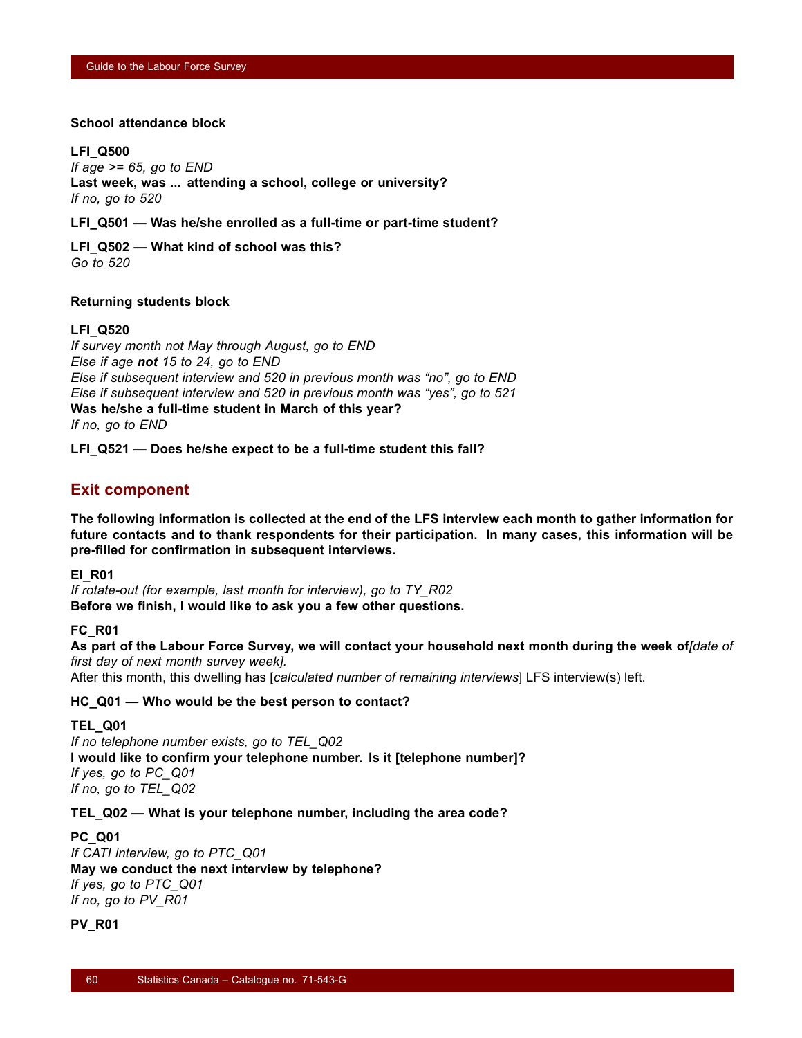**School attendance block**

**LFI_Q500**
*If age >= 65, go to END*
**Last week, was ... attending a school, college or university?**
*If no, go to 520*

**LFI_Q501 — Was he/she enrolled as a full-time or part-time student?**

**LFI_Q502 — What kind of school was this?**
*Go to 520*

**Returning students block**

**LFI_Q520**
*If survey month not May through August, go to END*
*Else if age **not** 15 to 24, go to END*
*Else if subsequent interview and 520 in previous month was “no”, go to END*
*Else if subsequent interview and 520 in previous month was “yes”, go to 521*
**Was he/she a full-time student in March of this year?**
*If no, go to END*

**LFI_Q521 — Does he/she expect to be a full-time student this fall?**

## Exit component

**The following information is collected at the end of the LFS interview each month to gather information for future contacts and to thank respondents for their participation. In many cases, this information will be pre-filled for confirmation in subsequent interviews.**

**EI_R01**
*If rotate-out (for example, last month for interview), go to TY_R02*
**Before we finish, I would like to ask you a few other questions.**

**FC_R01**
**As part of the Labour Force Survey, we will contact your household next month during the week of***[date of first day of next month survey week].*
After this month, this dwelling has [*calculated number of remaining interviews*] LFS interview(s) left.

**HC_Q01 — Who would be the best person to contact?**

**TEL_Q01**
*If no telephone number exists, go to TEL_Q02*
**I would like to confirm your telephone number. Is it [telephone number]?**
*If yes, go to PC_Q01*
*If no, go to TEL_Q02*

**TEL_Q02 — What is your telephone number, including the area code?**

**PC_Q01**
*If CATI interview, go to PTC_Q01*
**May we conduct the next interview by telephone?**
*If yes, go to PTC_Q01*
*If no, go to PV_R01*

**PV_R01**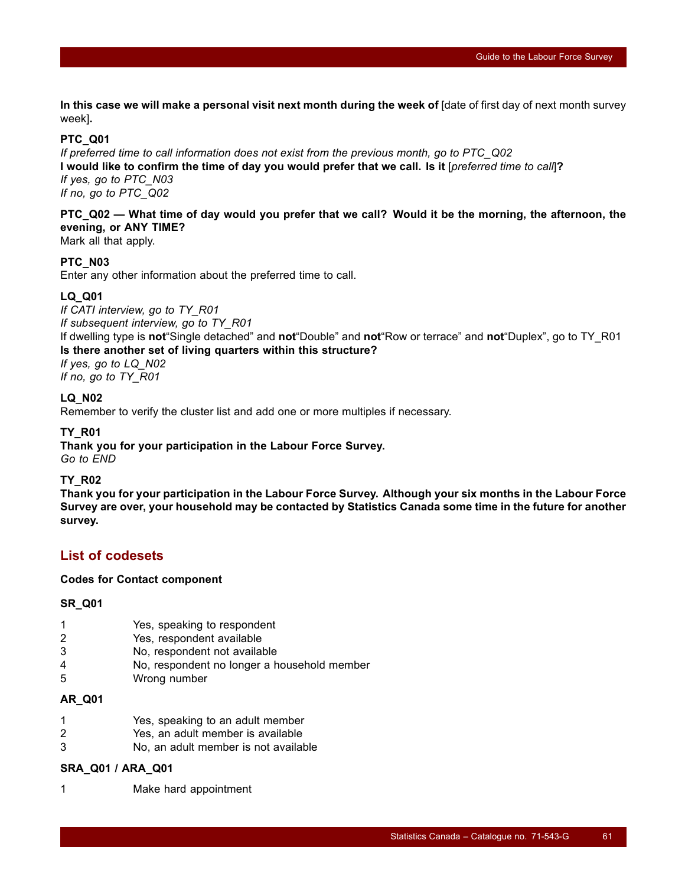**In this case we will make a personal visit next month during the week of** [date of first day of next month survey week]**.**

**PTC_Q01**

*If preferred time to call information does not exist from the previous month, go to PTC_Q02*

**I would like to confirm the time of day you would prefer that we call. Is it** [*preferred time to call*]**?**

*If yes, go to PTC_N03*

*If no, go to PTC_Q02*

**PTC_Q02 — What time of day would you prefer that we call? Would it be the morning, the afternoon, the evening, or ANY TIME?**

Mark all that apply.

**PTC_N03**

Enter any other information about the preferred time to call.

**LQ_Q01**

*If CATI interview, go to TY_R01*

*If subsequent interview, go to TY_R01*

If dwelling type is **not**“Single detached” and **not**“Double” and **not**“Row or terrace” and **not**“Duplex”, go to TY_R01

**Is there another set of living quarters within this structure?**

*If yes, go to LQ_N02*

*If no, go to TY_R01*

**LQ_N02**

Remember to verify the cluster list and add one or more multiples if necessary.

**TY_R01**

**Thank you for your participation in the Labour Force Survey.**

*Go to END*

**TY_R02**

**Thank you for your participation in the Labour Force Survey. Although your six months in the Labour Force Survey are over, your household may be contacted by Statistics Canada some time in the future for another survey.**

## List of codesets

**Codes for Contact component**

**SR_Q01**

1 Yes, speaking to respondent
2 Yes, respondent available
3 No, respondent not available
4 No, respondent no longer a household member
5 Wrong number

**AR_Q01**

1 Yes, speaking to an adult member
2 Yes, an adult member is available
3 No, an adult member is not available

**SRA_Q01 / ARA_Q01**

1 Make hard appointment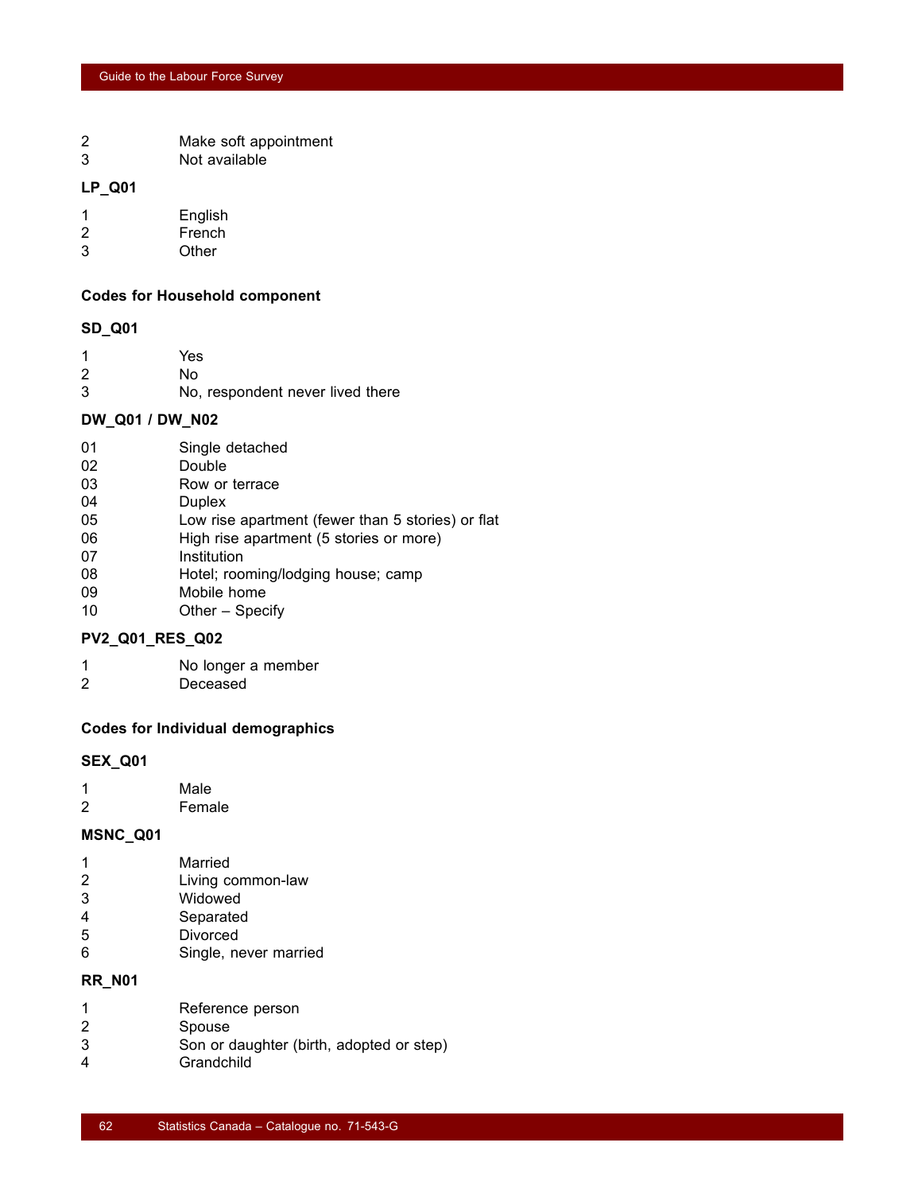| | |
|---|---|
| 2 | Make soft appointment |
| 3 | Not available |

**LP_Q01**

| | |
|---|---|
| 1 | English |
| 2 | French |
| 3 | Other |

### Codes for Household component

**SD_Q01**

| | |
|---|---|
| 1 | Yes |
| 2 | No |
| 3 | No, respondent never lived there |

**DW_Q01 / DW_N02**

| | |
|---|---|
| 01 | Single detached |
| 02 | Double |
| 03 | Row or terrace |
| 04 | Duplex |
| 05 | Low rise apartment (fewer than 5 stories) or flat |
| 06 | High rise apartment (5 stories or more) |
| 07 | Institution |
| 08 | Hotel; rooming/lodging house; camp |
| 09 | Mobile home |
| 10 | Other – Specify |

**PV2_Q01_RES_Q02**

| | |
|---|---|
| 1 | No longer a member |
| 2 | Deceased |

### Codes for Individual demographics

**SEX_Q01**

| | |
|---|---|
| 1 | Male |
| 2 | Female |

**MSNC_Q01**

| | |
|---|---|
| 1 | Married |
| 2 | Living common-law |
| 3 | Widowed |
| 4 | Separated |
| 5 | Divorced |
| 6 | Single, never married |

**RR_N01**

| | |
|---|---|
| 1 | Reference person |
| 2 | Spouse |
| 3 | Son or daughter (birth, adopted or step) |
| 4 | Grandchild |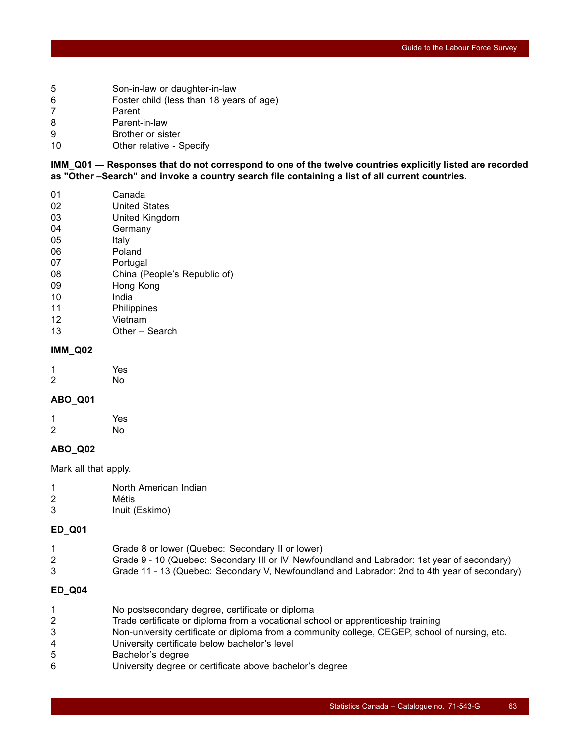5 Son-in-law or daughter-in-law
6 Foster child (less than 18 years of age)
7 Parent
8 Parent-in-law
9 Brother or sister
10 Other relative - Specify

**IMM_Q01 — Responses that do not correspond to one of the twelve countries explicitly listed are recorded as "Other –Search" and invoke a country search file containing a list of all current countries.**

01 Canada
02 United States
03 United Kingdom
04 Germany
05 Italy
06 Poland
07 Portugal
08 China (People's Republic of)
09 Hong Kong
10 India
11 Philippines
12 Vietnam
13 Other – Search

**IMM_Q02**

1 Yes
2 No

**ABO_Q01**

1 Yes
2 No

**ABO_Q02**

Mark all that apply.

1 North American Indian
2 Métis
3 Inuit (Eskimo)

**ED_Q01**

1 Grade 8 or lower (Quebec: Secondary II or lower)
2 Grade 9 - 10 (Quebec: Secondary III or IV, Newfoundland and Labrador: 1st year of secondary)
3 Grade 11 - 13 (Quebec: Secondary V, Newfoundland and Labrador: 2nd to 4th year of secondary)

**ED_Q04**

1 No postsecondary degree, certificate or diploma
2 Trade certificate or diploma from a vocational school or apprenticeship training
3 Non-university certificate or diploma from a community college, CEGEP, school of nursing, etc.
4 University certificate below bachelor's level
5 Bachelor's degree
6 University degree or certificate above bachelor's degree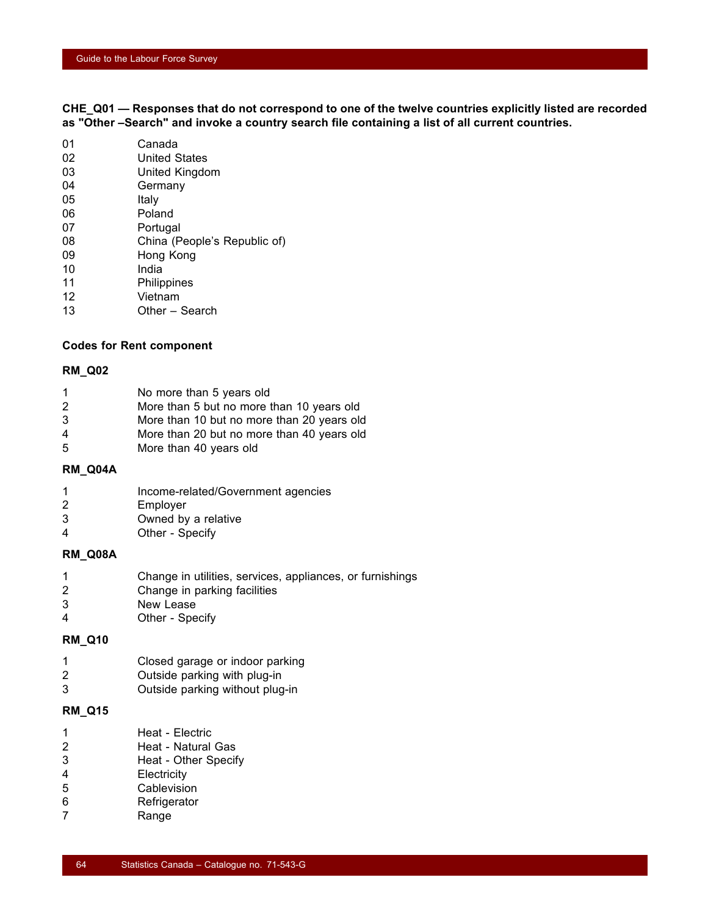**CHE_Q01 — Responses that do not correspond to one of the twelve countries explicitly listed are recorded as "Other –Search" and invoke a country search file containing a list of all current countries.**

| | |
|---|---|
| 01 | Canada |
| 02 | United States |
| 03 | United Kingdom |
| 04 | Germany |
| 05 | Italy |
| 06 | Poland |
| 07 | Portugal |
| 08 | China (People's Republic of) |
| 09 | Hong Kong |
| 10 | India |
| 11 | Philippines |
| 12 | Vietnam |
| 13 | Other – Search |

**Codes for Rent component**

**RM_Q02**

| | |
|---|---|
| 1 | No more than 5 years old |
| 2 | More than 5 but no more than 10 years old |
| 3 | More than 10 but no more than 20 years old |
| 4 | More than 20 but no more than 40 years old |
| 5 | More than 40 years old |

**RM_Q04A**

| | |
|---|---|
| 1 | Income-related/Government agencies |
| 2 | Employer |
| 3 | Owned by a relative |
| 4 | Other - Specify |

**RM_Q08A**

| | |
|---|---|
| 1 | Change in utilities, services, appliances, or furnishings |
| 2 | Change in parking facilities |
| 3 | New Lease |
| 4 | Other - Specify |

**RM_Q10**

| | |
|---|---|
| 1 | Closed garage or indoor parking |
| 2 | Outside parking with plug-in |
| 3 | Outside parking without plug-in |

**RM_Q15**

| | |
|---|---|
| 1 | Heat - Electric |
| 2 | Heat - Natural Gas |
| 3 | Heat - Other Specify |
| 4 | Electricity |
| 5 | Cablevision |
| 6 | Refrigerator |
| 7 | Range |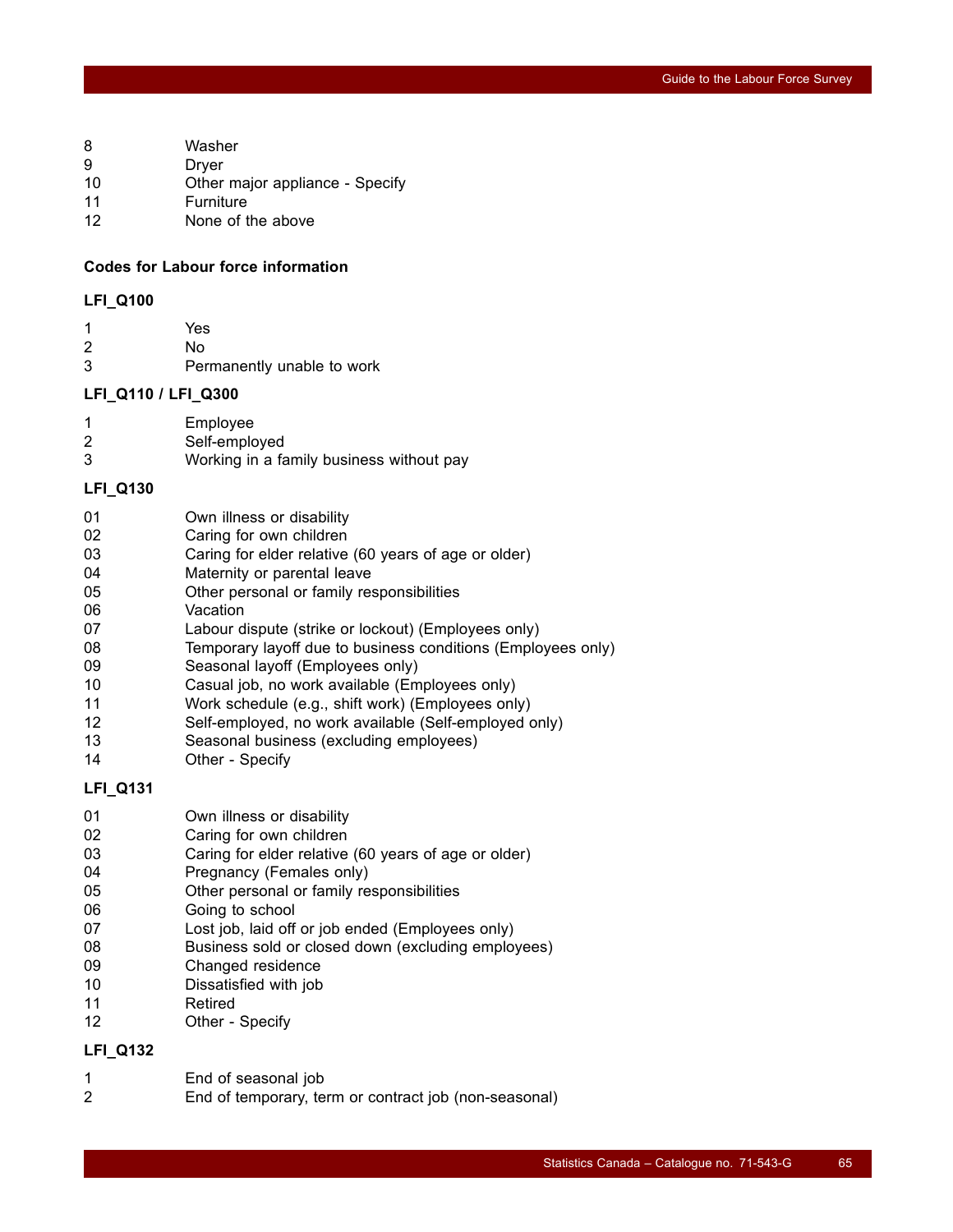| | |
|---|---|
| 8 | Washer |
| 9 | Dryer |
| 10 | Other major appliance - Specify |
| 11 | Furniture |
| 12 | None of the above |

**Codes for Labour force information**

**LFI_Q100**

| | |
|---|---|
| 1 | Yes |
| 2 | No |
| 3 | Permanently unable to work |

**LFI_Q110 / LFI_Q300**

| | |
|---|---|
| 1 | Employee |
| 2 | Self-employed |
| 3 | Working in a family business without pay |

**LFI_Q130**

| | |
|---|---|
| 01 | Own illness or disability |
| 02 | Caring for own children |
| 03 | Caring for elder relative (60 years of age or older) |
| 04 | Maternity or parental leave |
| 05 | Other personal or family responsibilities |
| 06 | Vacation |
| 07 | Labour dispute (strike or lockout) (Employees only) |
| 08 | Temporary layoff due to business conditions (Employees only) |
| 09 | Seasonal layoff (Employees only) |
| 10 | Casual job, no work available (Employees only) |
| 11 | Work schedule (e.g., shift work) (Employees only) |
| 12 | Self-employed, no work available (Self-employed only) |
| 13 | Seasonal business (excluding employees) |
| 14 | Other - Specify |

**LFI_Q131**

| | |
|---|---|
| 01 | Own illness or disability |
| 02 | Caring for own children |
| 03 | Caring for elder relative (60 years of age or older) |
| 04 | Pregnancy (Females only) |
| 05 | Other personal or family responsibilities |
| 06 | Going to school |
| 07 | Lost job, laid off or job ended (Employees only) |
| 08 | Business sold or closed down (excluding employees) |
| 09 | Changed residence |
| 10 | Dissatisfied with job |
| 11 | Retired |
| 12 | Other - Specify |

**LFI_Q132**

| | |
|---|---|
| 1 | End of seasonal job |
| 2 | End of temporary, term or contract job (non-seasonal) |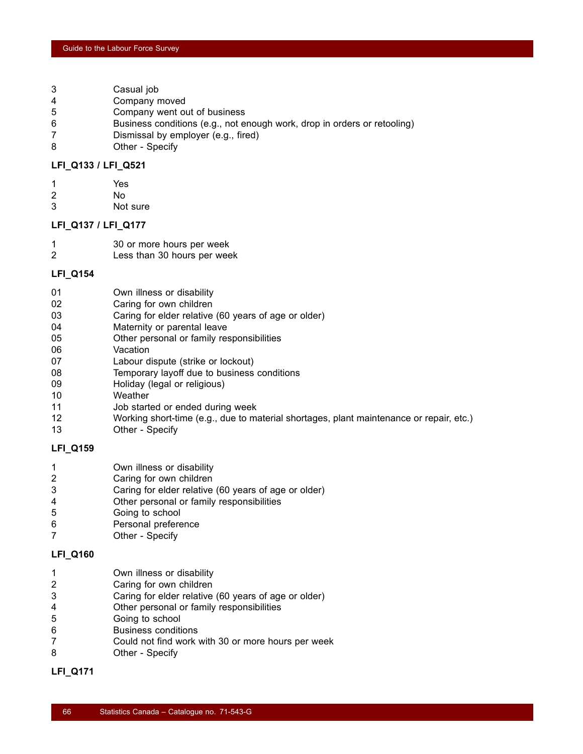3 Casual job
4 Company moved
5 Company went out of business
6 Business conditions (e.g., not enough work, drop in orders or retooling)
7 Dismissal by employer (e.g., fired)
8 Other - Specify

**LFI_Q133 / LFI_Q521**

1 Yes
2 No
3 Not sure

**LFI_Q137 / LFI_Q177**

1 30 or more hours per week
2 Less than 30 hours per week

**LFI_Q154**

01 Own illness or disability
02 Caring for own children
03 Caring for elder relative (60 years of age or older)
04 Maternity or parental leave
05 Other personal or family responsibilities
06 Vacation
07 Labour dispute (strike or lockout)
08 Temporary layoff due to business conditions
09 Holiday (legal or religious)
10 Weather
11 Job started or ended during week
12 Working short-time (e.g., due to material shortages, plant maintenance or repair, etc.)
13 Other - Specify

**LFI_Q159**

1 Own illness or disability
2 Caring for own children
3 Caring for elder relative (60 years of age or older)
4 Other personal or family responsibilities
5 Going to school
6 Personal preference
7 Other - Specify

**LFI_Q160**

1 Own illness or disability
2 Caring for own children
3 Caring for elder relative (60 years of age or older)
4 Other personal or family responsibilities
5 Going to school
6 Business conditions
7 Could not find work with 30 or more hours per week
8 Other - Specify

**LFI_Q171**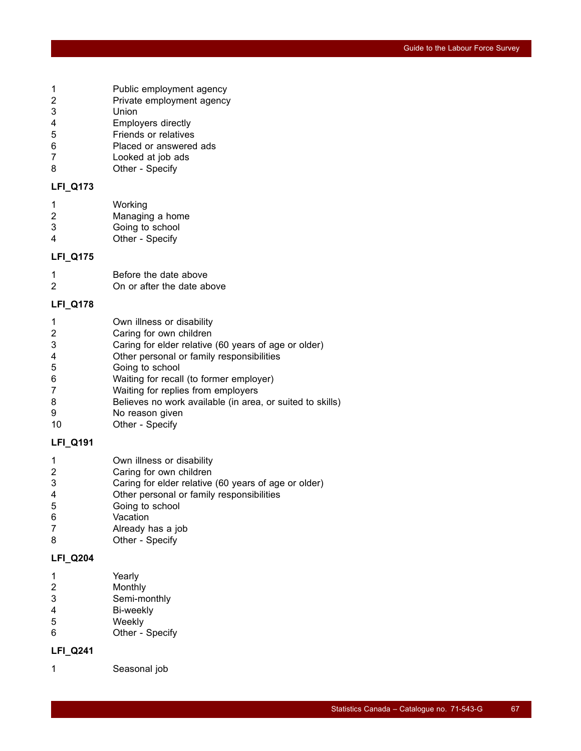| | |
|---|---|
| 1 | Public employment agency |
| 2 | Private employment agency |
| 3 | Union |
| 4 | Employers directly |
| 5 | Friends or relatives |
| 6 | Placed or answered ads |
| 7 | Looked at job ads |
| 8 | Other - Specify |

**LFI_Q173**

| | |
|---|---|
| 1 | Working |
| 2 | Managing a home |
| 3 | Going to school |
| 4 | Other - Specify |

**LFI_Q175**

| | |
|---|---|
| 1 | Before the date above |
| 2 | On or after the date above |

**LFI_Q178**

| | |
|---|---|
| 1 | Own illness or disability |
| 2 | Caring for own children |
| 3 | Caring for elder relative (60 years of age or older) |
| 4 | Other personal or family responsibilities |
| 5 | Going to school |
| 6 | Waiting for recall (to former employer) |
| 7 | Waiting for replies from employers |
| 8 | Believes no work available (in area, or suited to skills) |
| 9 | No reason given |
| 10 | Other - Specify |

**LFI_Q191**

| | |
|---|---|
| 1 | Own illness or disability |
| 2 | Caring for own children |
| 3 | Caring for elder relative (60 years of age or older) |
| 4 | Other personal or family responsibilities |
| 5 | Going to school |
| 6 | Vacation |
| 7 | Already has a job |
| 8 | Other - Specify |

**LFI_Q204**

| | |
|---|---|
| 1 | Yearly |
| 2 | Monthly |
| 3 | Semi-monthly |
| 4 | Bi-weekly |
| 5 | Weekly |
| 6 | Other - Specify |

**LFI_Q241**

| | |
|---|---|
| 1 | Seasonal job |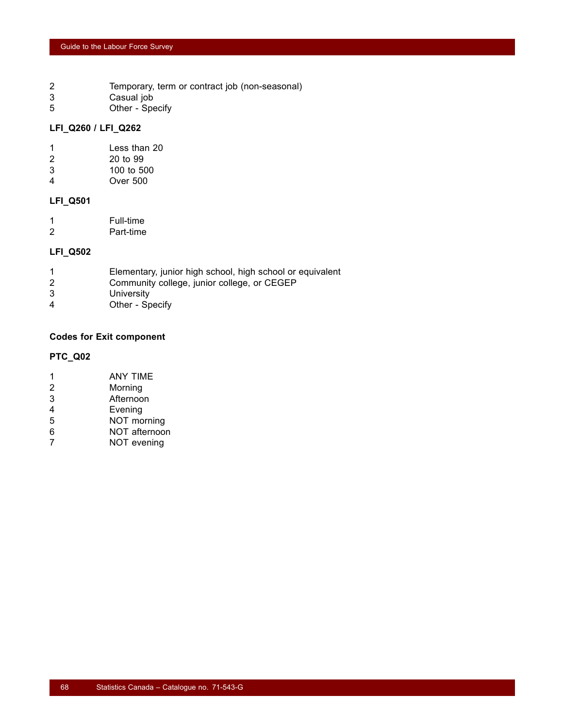| | |
|---|---|
| 2 | Temporary, term or contract job (non-seasonal) |
| 3 | Casual job |
| 5 | Other - Specify |

**LFI_Q260 / LFI_Q262**

| | |
|---|---|
| 1 | Less than 20 |
| 2 | 20 to 99 |
| 3 | 100 to 500 |
| 4 | Over 500 |

**LFI_Q501**

| | |
|---|---|
| 1 | Full-time |
| 2 | Part-time |

**LFI_Q502**

| | |
|---|---|
| 1 | Elementary, junior high school, high school or equivalent |
| 2 | Community college, junior college, or CEGEP |
| 3 | University |
| 4 | Other - Specify |

**Codes for Exit component**

**PTC_Q02**

| | |
|---|---|
| 1 | ANY TIME |
| 2 | Morning |
| 3 | Afternoon |
| 4 | Evening |
| 5 | NOT morning |
| 6 | NOT afternoon |
| 7 | NOT evening |